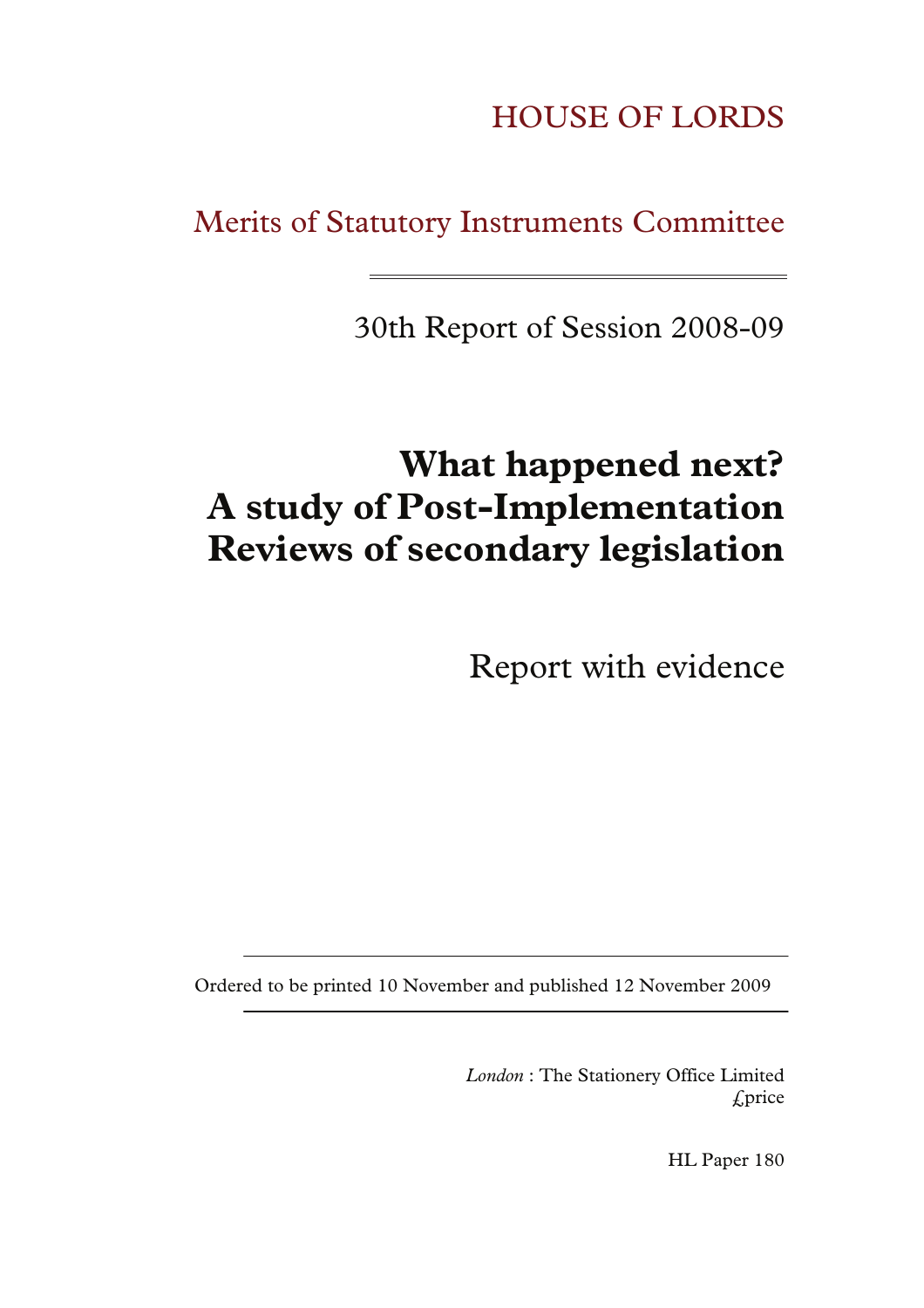HOUSE OF LORDS

Merits of Statutory Instruments Committee

30th Report of Session 2008-09

# What happened next? A study of Post-Implementation Reviews of secondary legislation

Report with evidence

Ordered to be printed 10 November and published 12 November 2009

*London* : The Stationery Office Limited
£price

HL Paper 180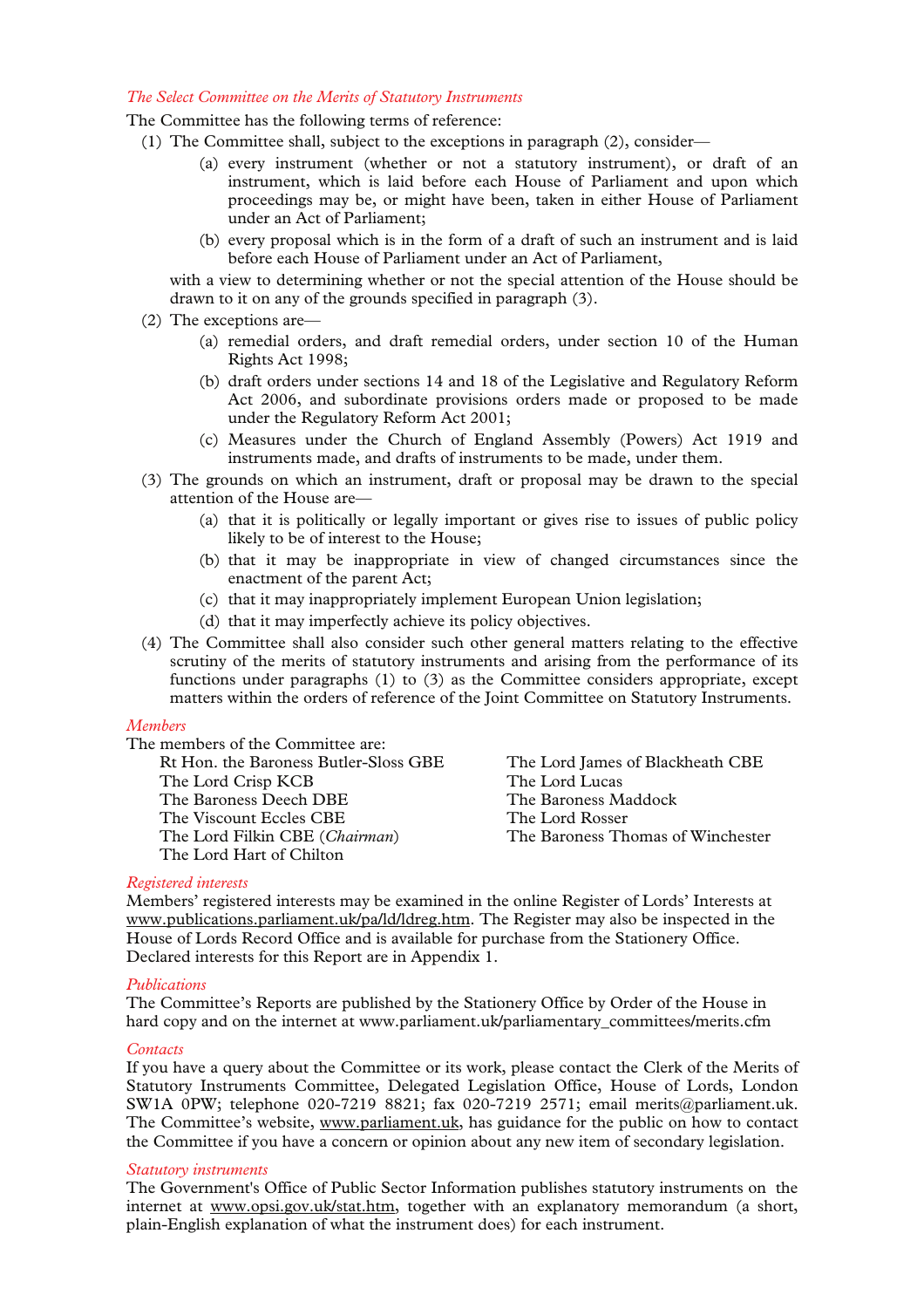*The Select Committee on the Merits of Statutory Instruments*

The Committee has the following terms of reference:

(1) The Committee shall, subject to the exceptions in paragraph (2), consider—

(a) every instrument (whether or not a statutory instrument), or draft of an instrument, which is laid before each House of Parliament and upon which proceedings may be, or might have been, taken in either House of Parliament under an Act of Parliament;

(b) every proposal which is in the form of a draft of such an instrument and is laid before each House of Parliament under an Act of Parliament,

with a view to determining whether or not the special attention of the House should be drawn to it on any of the grounds specified in paragraph (3).

(2) The exceptions are—

(a) remedial orders, and draft remedial orders, under section 10 of the Human Rights Act 1998;

(b) draft orders under sections 14 and 18 of the Legislative and Regulatory Reform Act 2006, and subordinate provisions orders made or proposed to be made under the Regulatory Reform Act 2001;

(c) Measures under the Church of England Assembly (Powers) Act 1919 and instruments made, and drafts of instruments to be made, under them.

(3) The grounds on which an instrument, draft or proposal may be drawn to the special attention of the House are—

(a) that it is politically or legally important or gives rise to issues of public policy likely to be of interest to the House;

(b) that it may be inappropriate in view of changed circumstances since the enactment of the parent Act;

(c) that it may inappropriately implement European Union legislation;

(d) that it may imperfectly achieve its policy objectives.

(4) The Committee shall also consider such other general matters relating to the effective scrutiny of the merits of statutory instruments and arising from the performance of its functions under paragraphs (1) to (3) as the Committee considers appropriate, except matters within the orders of reference of the Joint Committee on Statutory Instruments.

*Members*

The members of the Committee are:

Rt Hon. the Baroness Butler-Sloss GBE
The Lord Crisp KCB
The Baroness Deech DBE
The Viscount Eccles CBE
The Lord Filkin CBE (*Chairman*)
The Lord Hart of Chilton
The Lord James of Blackheath CBE
The Lord Lucas
The Baroness Maddock
The Lord Rosser
The Baroness Thomas of Winchester

*Registered interests*

Members' registered interests may be examined in the online Register of Lords' Interests at www.publications.parliament.uk/pa/ld/ldreg.htm. The Register may also be inspected in the House of Lords Record Office and is available for purchase from the Stationery Office. Declared interests for this Report are in Appendix 1.

*Publications*

The Committee's Reports are published by the Stationery Office by Order of the House in hard copy and on the internet at www.parliament.uk/parliamentary_committees/merits.cfm

*Contacts*

If you have a query about the Committee or its work, please contact the Clerk of the Merits of Statutory Instruments Committee, Delegated Legislation Office, House of Lords, London SW1A 0PW; telephone 020-7219 8821; fax 020-7219 2571; email merits@parliament.uk. The Committee's website, www.parliament.uk, has guidance for the public on how to contact the Committee if you have a concern or opinion about any new item of secondary legislation.

*Statutory instruments*

The Government's Office of Public Sector Information publishes statutory instruments on the internet at www.opsi.gov.uk/stat.htm, together with an explanatory memorandum (a short, plain-English explanation of what the instrument does) for each instrument.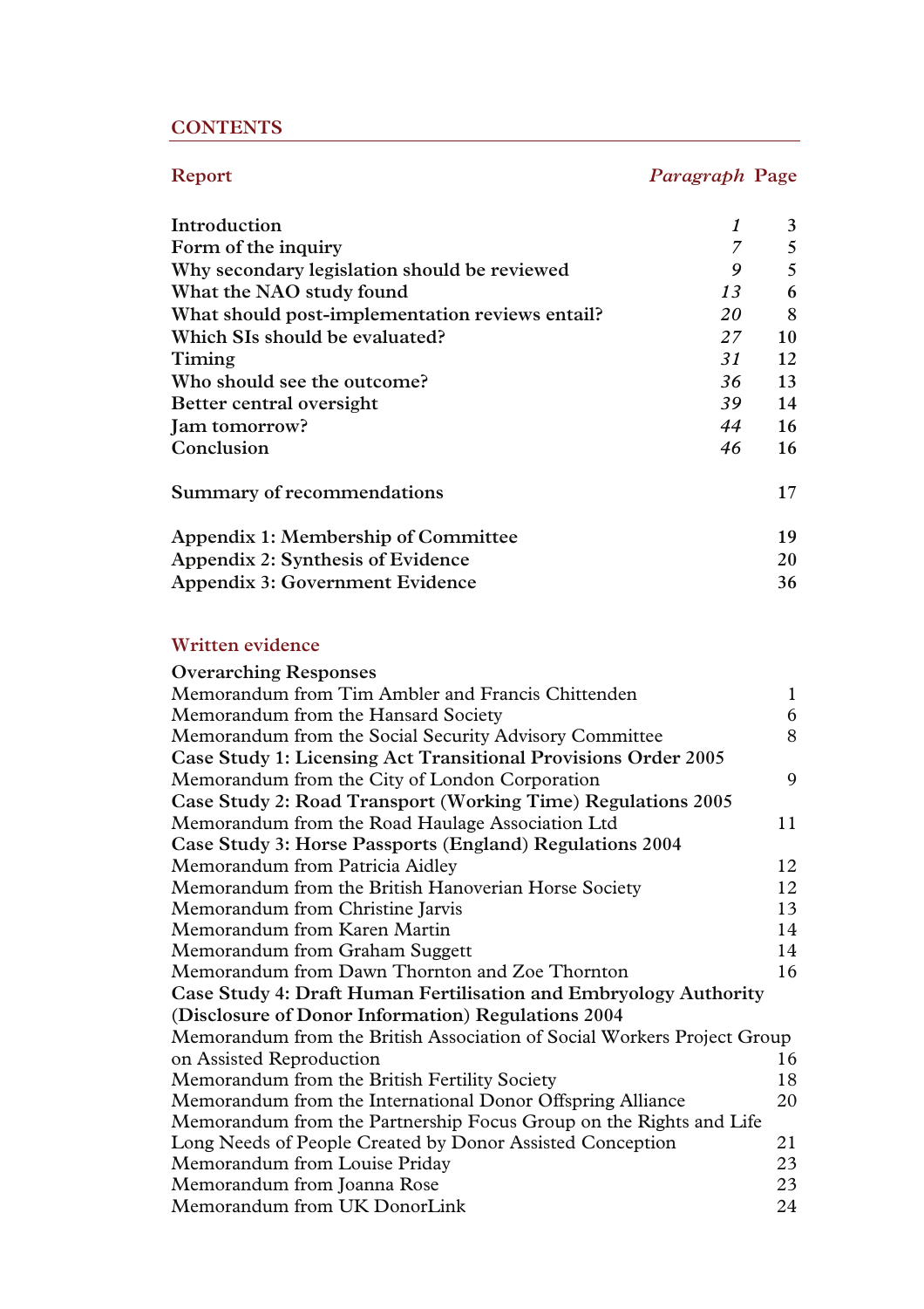## CONTENTS

| Report | *Paragraph* | Page |
|---|---|---|
| **Introduction** | *1* | **3** |
| **Form of the inquiry** | *7* | **5** |
| **Why secondary legislation should be reviewed** | *9* | **5** |
| **What the NAO study found** | *13* | **6** |
| **What should post-implementation reviews entail?** | *20* | **8** |
| **Which SIs should be evaluated?** | *27* | **10** |
| **Timing** | *31* | **12** |
| **Who should see the outcome?** | *36* | **13** |
| **Better central oversight** | *39* | **14** |
| **Jam tomorrow?** | *44* | **16** |
| **Conclusion** | *46* | **16** |
| **Summary of recommendations** | | **17** |
| **Appendix 1: Membership of Committee** | | **19** |
| **Appendix 2: Synthesis of Evidence** | | **20** |
| **Appendix 3: Government Evidence** | | **36** |

## Written evidence

| | |
|---|---|
| **Overarching Responses** | |
| Memorandum from Tim Ambler and Francis Chittenden | 1 |
| Memorandum from the Hansard Society | 6 |
| Memorandum from the Social Security Advisory Committee | 8 |
| **Case Study 1: Licensing Act Transitional Provisions Order 2005** | |
| Memorandum from the City of London Corporation | 9 |
| **Case Study 2: Road Transport (Working Time) Regulations 2005** | |
| Memorandum from the Road Haulage Association Ltd | 11 |
| **Case Study 3: Horse Passports (England) Regulations 2004** | |
| Memorandum from Patricia Aidley | 12 |
| Memorandum from the British Hanoverian Horse Society | 12 |
| Memorandum from Christine Jarvis | 13 |
| Memorandum from Karen Martin | 14 |
| Memorandum from Graham Suggett | 14 |
| Memorandum from Dawn Thornton and Zoe Thornton | 16 |
| **Case Study 4: Draft Human Fertilisation and Embryology Authority (Disclosure of Donor Information) Regulations 2004** | |
| Memorandum from the British Association of Social Workers Project Group on Assisted Reproduction | 16 |
| Memorandum from the British Fertility Society | 18 |
| Memorandum from the International Donor Offspring Alliance | 20 |
| Memorandum from the Partnership Focus Group on the Rights and Life Long Needs of People Created by Donor Assisted Conception | 21 |
| Memorandum from Louise Priday | 23 |
| Memorandum from Joanna Rose | 23 |
| Memorandum from UK DonorLink | 24 |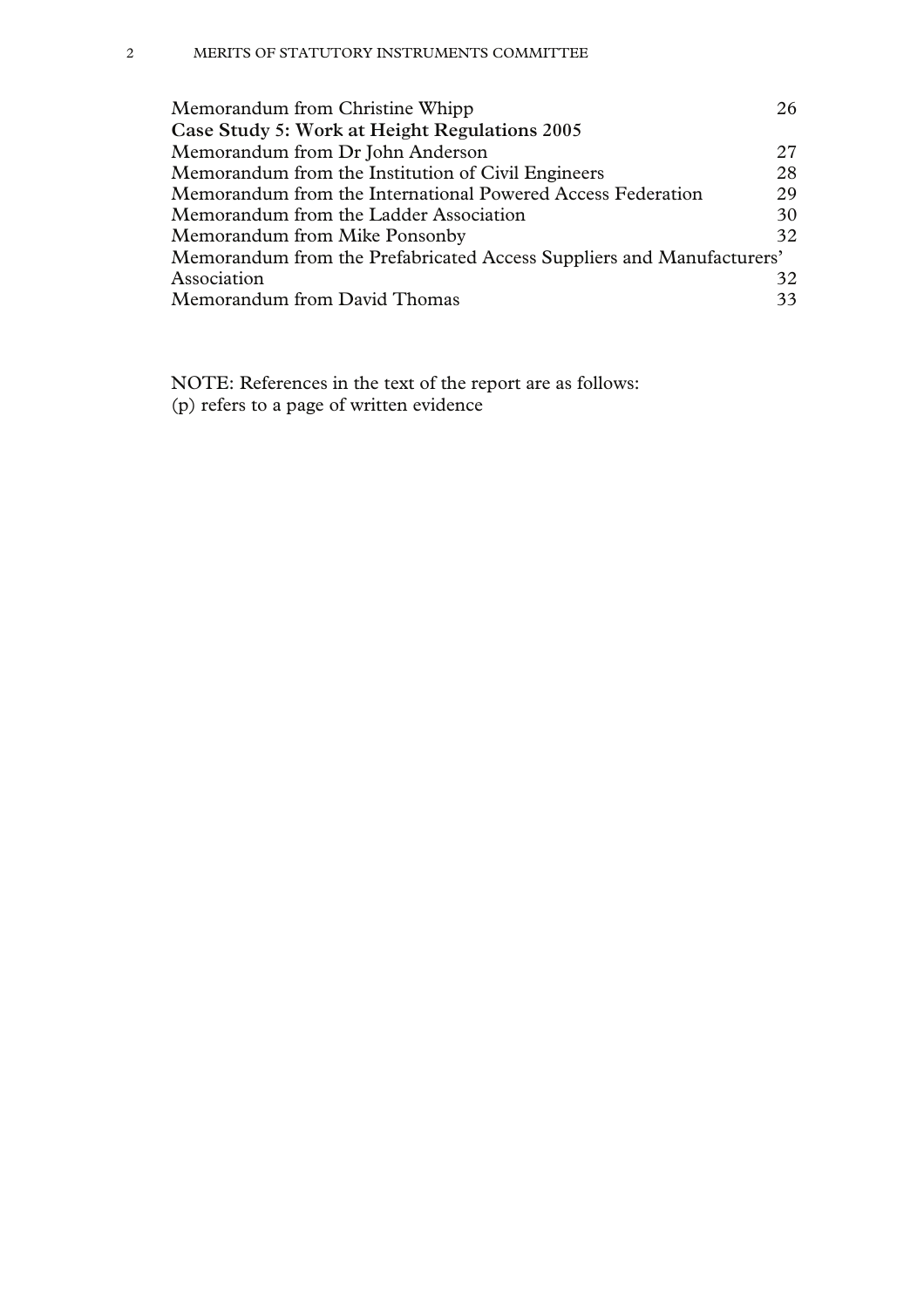| | |
|---|---|
| Memorandum from Christine Whipp | 26 |
| **Case Study 5: Work at Height Regulations 2005** | |
| Memorandum from Dr John Anderson | 27 |
| Memorandum from the Institution of Civil Engineers | 28 |
| Memorandum from the International Powered Access Federation | 29 |
| Memorandum from the Ladder Association | 30 |
| Memorandum from Mike Ponsonby | 32 |
| Memorandum from the Prefabricated Access Suppliers and Manufacturers' Association | 32 |
| Memorandum from David Thomas | 33 |

NOTE: References in the text of the report are as follows:
(p) refers to a page of written evidence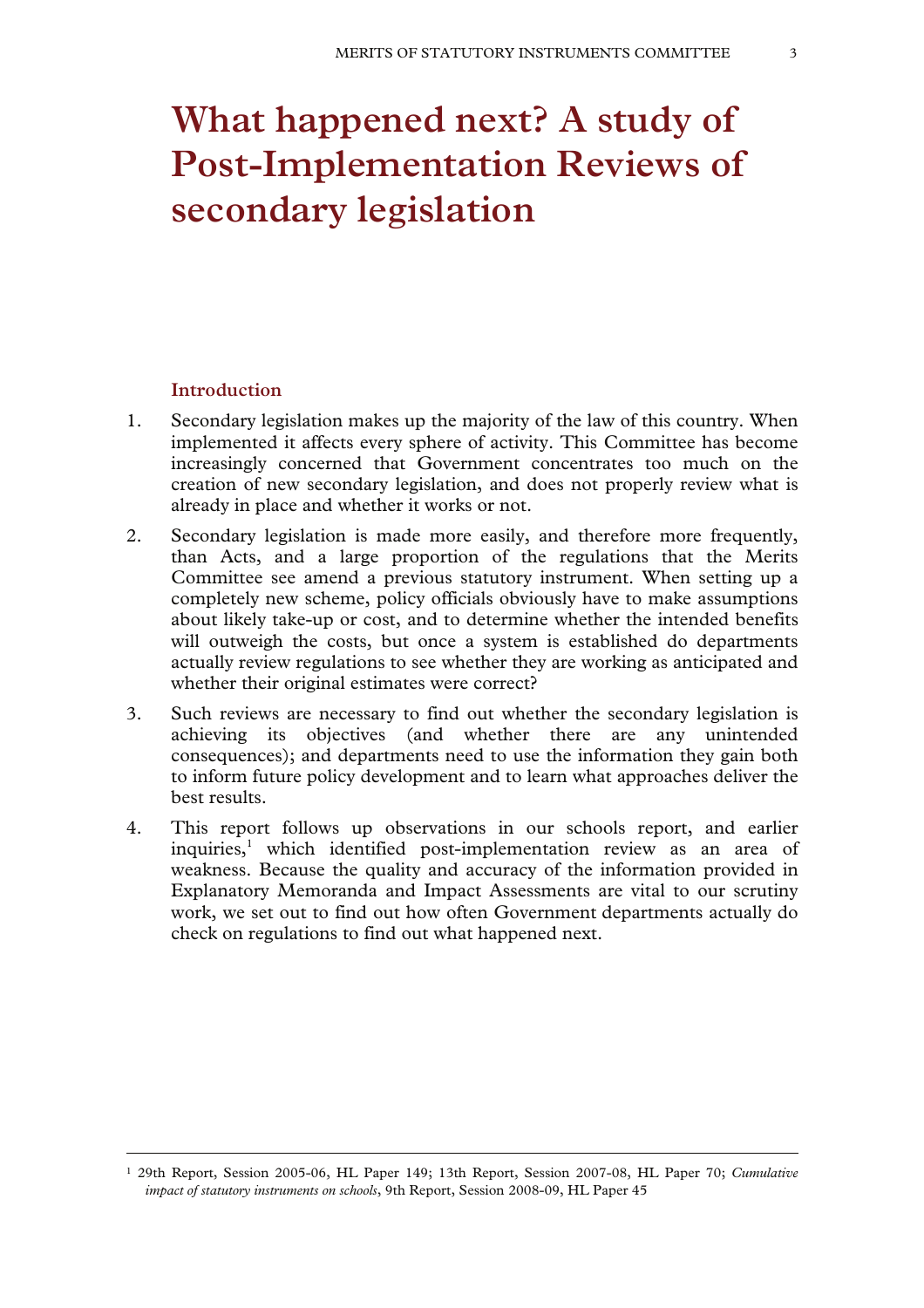# What happened next? A study of Post-Implementation Reviews of secondary legislation

## Introduction

1. Secondary legislation makes up the majority of the law of this country. When implemented it affects every sphere of activity. This Committee has become increasingly concerned that Government concentrates too much on the creation of new secondary legislation, and does not properly review what is already in place and whether it works or not.

2. Secondary legislation is made more easily, and therefore more frequently, than Acts, and a large proportion of the regulations that the Merits Committee see amend a previous statutory instrument. When setting up a completely new scheme, policy officials obviously have to make assumptions about likely take-up or cost, and to determine whether the intended benefits will outweigh the costs, but once a system is established do departments actually review regulations to see whether they are working as anticipated and whether their original estimates were correct?

3. Such reviews are necessary to find out whether the secondary legislation is achieving its objectives (and whether there are any unintended consequences); and departments need to use the information they gain both to inform future policy development and to learn what approaches deliver the best results.

4. This report follows up observations in our schools report, and earlier inquiries,[1] which identified post-implementation review as an area of weakness. Because the quality and accuracy of the information provided in Explanatory Memoranda and Impact Assessments are vital to our scrutiny work, we set out to find out how often Government departments actually do check on regulations to find out what happened next.

[1] 29th Report, Session 2005-06, HL Paper 149; 13th Report, Session 2007-08, HL Paper 70; *Cumulative impact of statutory instruments on schools*, 9th Report, Session 2008-09, HL Paper 45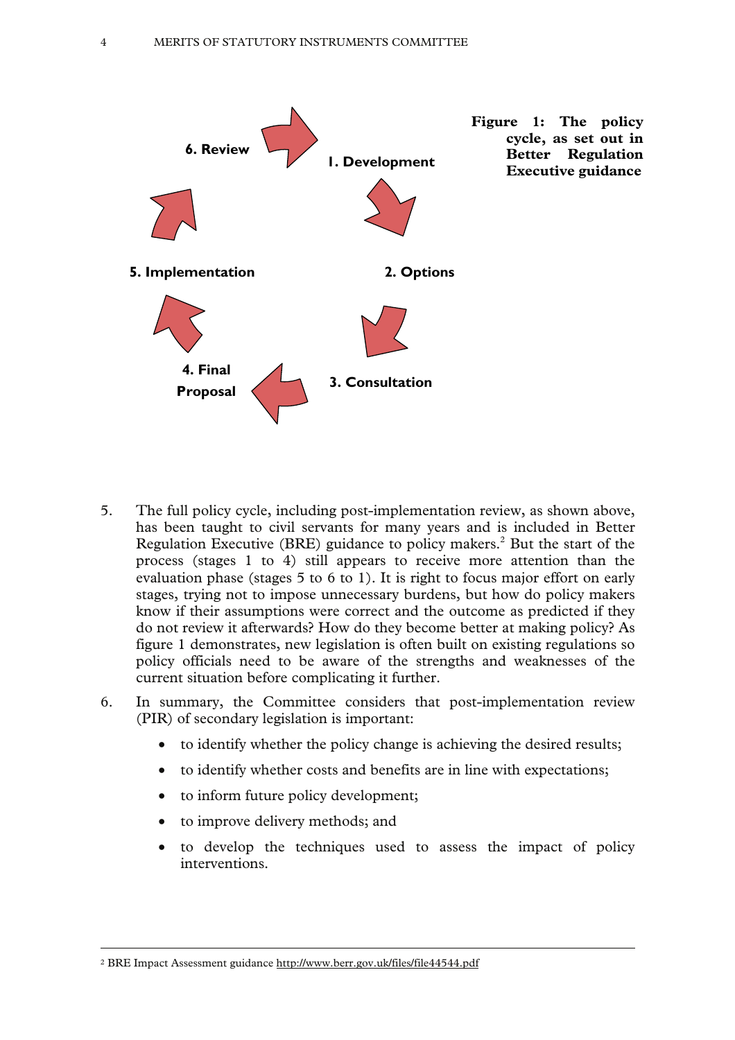**Figure 1: The policy cycle, as set out in Better Regulation Executive guidance**

1. Development
2. Options
3. Consultation
4. Final Proposal
5. Implementation
6. Review

5. The full policy cycle, including post-implementation review, as shown above, has been taught to civil servants for many years and is included in Better Regulation Executive (BRE) guidance to policy makers.[2] But the start of the process (stages 1 to 4) still appears to receive more attention than the evaluation phase (stages 5 to 6 to 1). It is right to focus major effort on early stages, trying not to impose unnecessary burdens, but how do policy makers know if their assumptions were correct and the outcome as predicted if they do not review it afterwards? How do they become better at making policy? As figure 1 demonstrates, new legislation is often built on existing regulations so policy officials need to be aware of the strengths and weaknesses of the current situation before complicating it further.

6. In summary, the Committee considers that post-implementation review (PIR) of secondary legislation is important:

   - to identify whether the policy change is achieving the desired results;
   - to identify whether costs and benefits are in line with expectations;
   - to inform future policy development;
   - to improve delivery methods; and
   - to develop the techniques used to assess the impact of policy interventions.

---

[2] BRE Impact Assessment guidance http://www.berr.gov.uk/files/file44544.pdf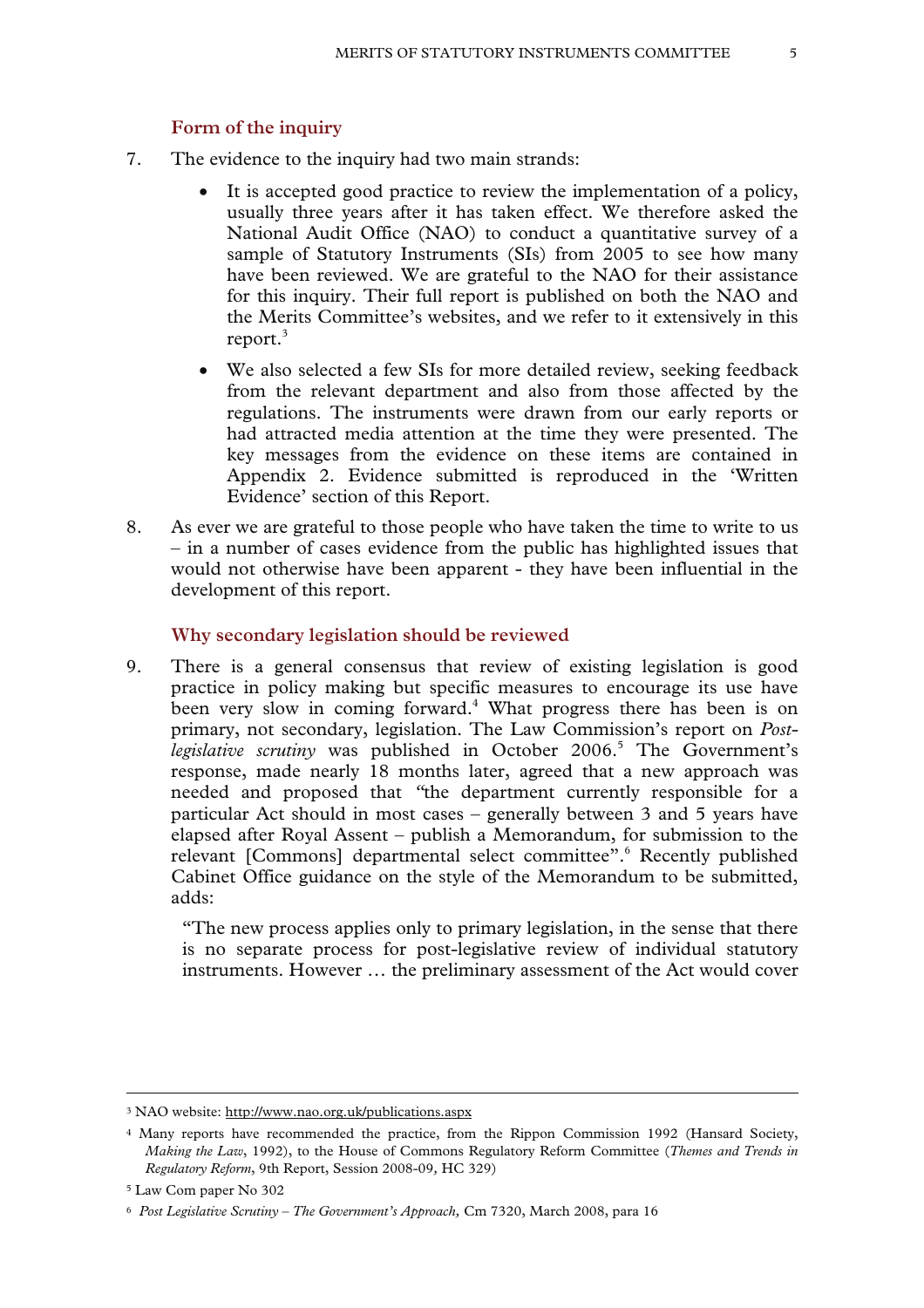### Form of the inquiry

7. The evidence to the inquiry had two main strands:

   - It is accepted good practice to review the implementation of a policy, usually three years after it has taken effect. We therefore asked the National Audit Office (NAO) to conduct a quantitative survey of a sample of Statutory Instruments (SIs) from 2005 to see how many have been reviewed. We are grateful to the NAO for their assistance for this inquiry. Their full report is published on both the NAO and the Merits Committee's websites, and we refer to it extensively in this report.[3]
   - We also selected a few SIs for more detailed review, seeking feedback from the relevant department and also from those affected by the regulations. The instruments were drawn from our early reports or had attracted media attention at the time they were presented. The key messages from the evidence on these items are contained in Appendix 2. Evidence submitted is reproduced in the 'Written Evidence' section of this Report.

8. As ever we are grateful to those people who have taken the time to write to us – in a number of cases evidence from the public has highlighted issues that would not otherwise have been apparent - they have been influential in the development of this report.

### Why secondary legislation should be reviewed

9. There is a general consensus that review of existing legislation is good practice in policy making but specific measures to encourage its use have been very slow in coming forward.[4] What progress there has been is on primary, not secondary, legislation. The Law Commission's report on *Post-legislative scrutiny* was published in October 2006.[5] The Government's response, made nearly 18 months later, agreed that a new approach was needed and proposed that "the department currently responsible for a particular Act should in most cases – generally between 3 and 5 years have elapsed after Royal Assent – publish a Memorandum, for submission to the relevant [Commons] departmental select committee".[6] Recently published Cabinet Office guidance on the style of the Memorandum to be submitted, adds:

   > "The new process applies only to primary legislation, in the sense that there is no separate process for post-legislative review of individual statutory instruments. However … the preliminary assessment of the Act would cover

---

[3] NAO website: http://www.nao.org.uk/publications.aspx

[4] Many reports have recommended the practice, from the Rippon Commission 1992 (Hansard Society, *Making the Law*, 1992), to the House of Commons Regulatory Reform Committee (*Themes and Trends in Regulatory Reform*, 9th Report, Session 2008-09*,* HC 329)

[5] Law Com paper No 302

[6] *Post Legislative Scrutiny – The Government's Approach,* Cm 7320, March 2008, para 16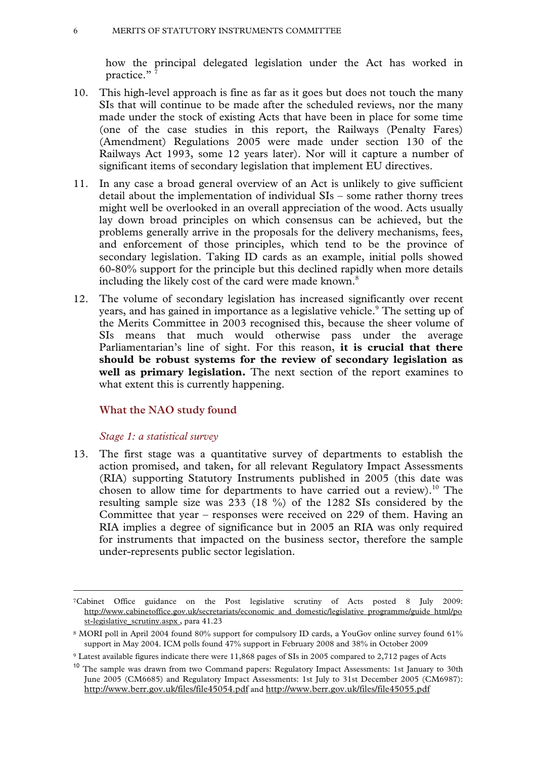how the principal delegated legislation under the Act has worked in practice." [7]

10. This high-level approach is fine as far as it goes but does not touch the many SIs that will continue to be made after the scheduled reviews, nor the many made under the stock of existing Acts that have been in place for some time (one of the case studies in this report, the Railways (Penalty Fares) (Amendment) Regulations 2005 were made under section 130 of the Railways Act 1993, some 12 years later). Nor will it capture a number of significant items of secondary legislation that implement EU directives.

11. In any case a broad general overview of an Act is unlikely to give sufficient detail about the implementation of individual SIs – some rather thorny trees might well be overlooked in an overall appreciation of the wood. Acts usually lay down broad principles on which consensus can be achieved, but the problems generally arrive in the proposals for the delivery mechanisms, fees, and enforcement of those principles, which tend to be the province of secondary legislation. Taking ID cards as an example, initial polls showed 60-80% support for the principle but this declined rapidly when more details including the likely cost of the card were made known.[8]

12. The volume of secondary legislation has increased significantly over recent years, and has gained in importance as a legislative vehicle.[9] The setting up of the Merits Committee in 2003 recognised this, because the sheer volume of SIs means that much would otherwise pass under the average Parliamentarian's line of sight. For this reason, **it is crucial that there should be robust systems for the review of secondary legislation as well as primary legislation.** The next section of the report examines to what extent this is currently happening.

## What the NAO study found

### *Stage 1: a statistical survey*

13. The first stage was a quantitative survey of departments to establish the action promised, and taken, for all relevant Regulatory Impact Assessments (RIA) supporting Statutory Instruments published in 2005 (this date was chosen to allow time for departments to have carried out a review).[10] The resulting sample size was 233 (18 %) of the 1282 SIs considered by the Committee that year – responses were received on 229 of them. Having an RIA implies a degree of significance but in 2005 an RIA was only required for instruments that impacted on the business sector, therefore the sample under-represents public sector legislation.

---

[7] Cabinet Office guidance on the Post legislative scrutiny of Acts posted 8 July 2009: http://www.cabinetoffice.gov.uk/secretariats/economic_and_domestic/legislative_programme/guide_html/post-legislative_scrutiny.aspx , para 41.23

[8] MORI poll in April 2004 found 80% support for compulsory ID cards, a YouGov online survey found 61% support in May 2004. ICM polls found 47% support in February 2008 and 38% in October 2009

[9] Latest available figures indicate there were 11,868 pages of SIs in 2005 compared to 2,712 pages of Acts

[10] The sample was drawn from two Command papers: Regulatory Impact Assessments: 1st January to 30th June 2005 (CM6685) and Regulatory Impact Assessments: 1st July to 31st December 2005 (CM6987): http://www.berr.gov.uk/files/file45054.pdf and http://www.berr.gov.uk/files/file45055.pdf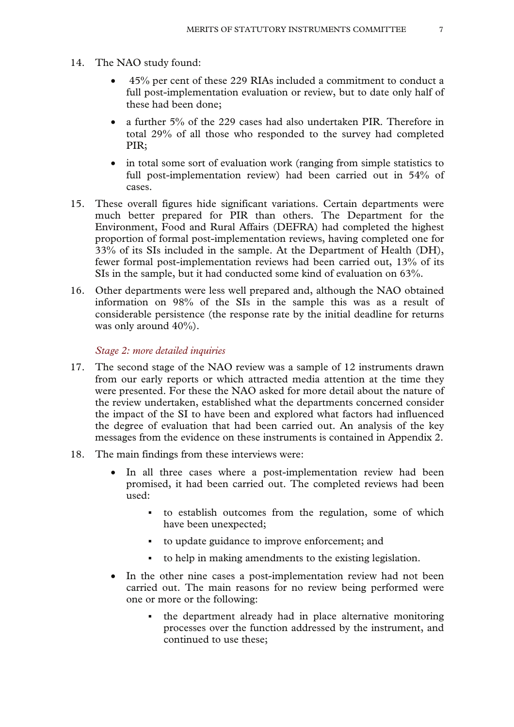14. The NAO study found:

    - 45% per cent of these 229 RIAs included a commitment to conduct a full post-implementation evaluation or review, but to date only half of these had been done;
    - a further 5% of the 229 cases had also undertaken PIR. Therefore in total 29% of all those who responded to the survey had completed PIR;
    - in total some sort of evaluation work (ranging from simple statistics to full post-implementation review) had been carried out in 54% of cases.

15. These overall figures hide significant variations. Certain departments were much better prepared for PIR than others. The Department for the Environment, Food and Rural Affairs (DEFRA) had completed the highest proportion of formal post-implementation reviews, having completed one for 33% of its SIs included in the sample. At the Department of Health (DH), fewer formal post-implementation reviews had been carried out, 13% of its SIs in the sample, but it had conducted some kind of evaluation on 63%.

16. Other departments were less well prepared and, although the NAO obtained information on 98% of the SIs in the sample this was as a result of considerable persistence (the response rate by the initial deadline for returns was only around 40%).

*Stage 2: more detailed inquiries*

17. The second stage of the NAO review was a sample of 12 instruments drawn from our early reports or which attracted media attention at the time they were presented. For these the NAO asked for more detail about the nature of the review undertaken, established what the departments concerned consider the impact of the SI to have been and explored what factors had influenced the degree of evaluation that had been carried out. An analysis of the key messages from the evidence on these instruments is contained in Appendix 2.

18. The main findings from these interviews were:

    - In all three cases where a post-implementation review had been promised, it had been carried out. The completed reviews had been used:
        - to establish outcomes from the regulation, some of which have been unexpected;
        - to update guidance to improve enforcement; and
        - to help in making amendments to the existing legislation.
    - In the other nine cases a post-implementation review had not been carried out. The main reasons for no review being performed were one or more or the following:
        - the department already had in place alternative monitoring processes over the function addressed by the instrument, and continued to use these;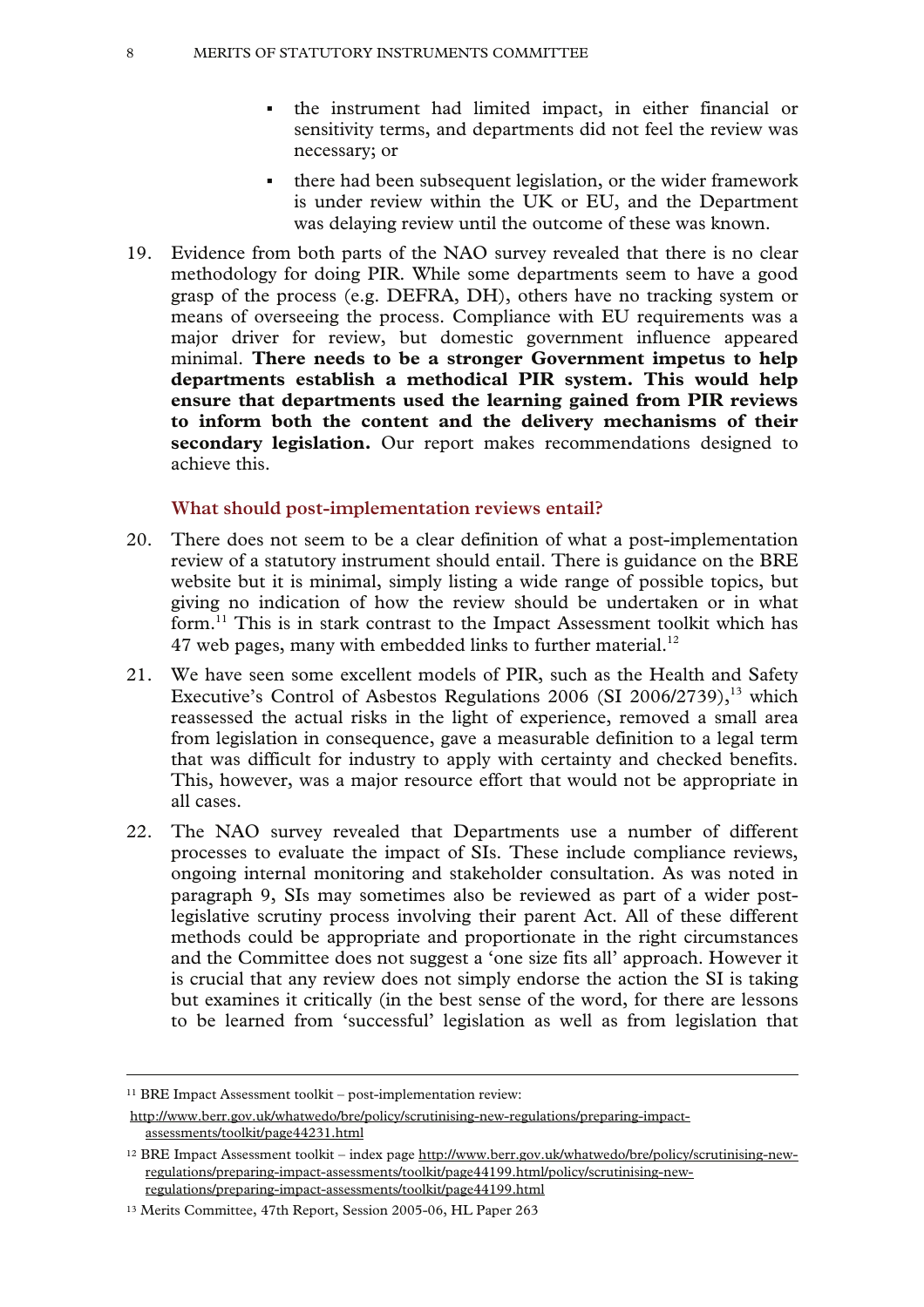- the instrument had limited impact, in either financial or sensitivity terms, and departments did not feel the review was necessary; or
- there had been subsequent legislation, or the wider framework is under review within the UK or EU, and the Department was delaying review until the outcome of these was known.

19. Evidence from both parts of the NAO survey revealed that there is no clear methodology for doing PIR. While some departments seem to have a good grasp of the process (e.g. DEFRA, DH), others have no tracking system or means of overseeing the process. Compliance with EU requirements was a major driver for review, but domestic government influence appeared minimal. **There needs to be a stronger Government impetus to help departments establish a methodical PIR system. This would help ensure that departments used the learning gained from PIR reviews to inform both the content and the delivery mechanisms of their secondary legislation.** Our report makes recommendations designed to achieve this.

### What should post-implementation reviews entail?

20. There does not seem to be a clear definition of what a post-implementation review of a statutory instrument should entail. There is guidance on the BRE website but it is minimal, simply listing a wide range of possible topics, but giving no indication of how the review should be undertaken or in what form.[11] This is in stark contrast to the Impact Assessment toolkit which has 47 web pages, many with embedded links to further material.[12]

21. We have seen some excellent models of PIR, such as the Health and Safety Executive's Control of Asbestos Regulations 2006 (SI 2006/2739),[13] which reassessed the actual risks in the light of experience, removed a small area from legislation in consequence, gave a measurable definition to a legal term that was difficult for industry to apply with certainty and checked benefits. This, however, was a major resource effort that would not be appropriate in all cases.

22. The NAO survey revealed that Departments use a number of different processes to evaluate the impact of SIs. These include compliance reviews, ongoing internal monitoring and stakeholder consultation. As was noted in paragraph 9, SIs may sometimes also be reviewed as part of a wider post-legislative scrutiny process involving their parent Act. All of these different methods could be appropriate and proportionate in the right circumstances and the Committee does not suggest a 'one size fits all' approach. However it is crucial that any review does not simply endorse the action the SI is taking but examines it critically (in the best sense of the word, for there are lessons to be learned from 'successful' legislation as well as from legislation that

---

[11] BRE Impact Assessment toolkit – post-implementation review: http://www.berr.gov.uk/whatwedo/bre/policy/scrutinising-new-regulations/preparing-impact-assessments/toolkit/page44231.html

[12] BRE Impact Assessment toolkit – index page http://www.berr.gov.uk/whatwedo/bre/policy/scrutinising-new-regulations/preparing-impact-assessments/toolkit/page44199.html/policy/scrutinising-new-regulations/preparing-impact-assessments/toolkit/page44199.html

[13] Merits Committee, 47th Report, Session 2005-06, HL Paper 263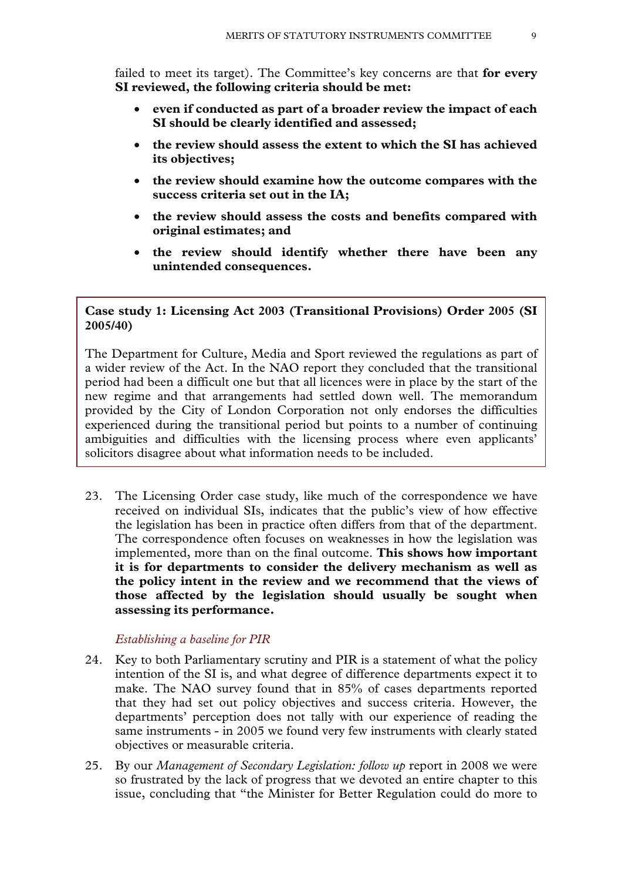failed to meet its target). The Committee's key concerns are that **for every SI reviewed, the following criteria should be met:**

- **even if conducted as part of a broader review the impact of each SI should be clearly identified and assessed;**
- **the review should assess the extent to which the SI has achieved its objectives;**
- **the review should examine how the outcome compares with the success criteria set out in the IA;**
- **the review should assess the costs and benefits compared with original estimates; and**
- **the review should identify whether there have been any unintended consequences.**

> **Case study 1: Licensing Act 2003 (Transitional Provisions) Order 2005 (SI 2005/40)**
>
> The Department for Culture, Media and Sport reviewed the regulations as part of a wider review of the Act. In the NAO report they concluded that the transitional period had been a difficult one but that all licences were in place by the start of the new regime and that arrangements had settled down well. The memorandum provided by the City of London Corporation not only endorses the difficulties experienced during the transitional period but points to a number of continuing ambiguities and difficulties with the licensing process where even applicants' solicitors disagree about what information needs to be included.

23. The Licensing Order case study, like much of the correspondence we have received on individual SIs, indicates that the public's view of how effective the legislation has been in practice often differs from that of the department. The correspondence often focuses on weaknesses in how the legislation was implemented, more than on the final outcome. **This shows how important it is for departments to consider the delivery mechanism as well as the policy intent in the review and we recommend that the views of those affected by the legislation should usually be sought when assessing its performance.**

*Establishing a baseline for PIR*

24. Key to both Parliamentary scrutiny and PIR is a statement of what the policy intention of the SI is, and what degree of difference departments expect it to make. The NAO survey found that in 85% of cases departments reported that they had set out policy objectives and success criteria. However, the departments' perception does not tally with our experience of reading the same instruments - in 2005 we found very few instruments with clearly stated objectives or measurable criteria.

25. By our *Management of Secondary Legislation: follow up* report in 2008 we were so frustrated by the lack of progress that we devoted an entire chapter to this issue, concluding that "the Minister for Better Regulation could do more to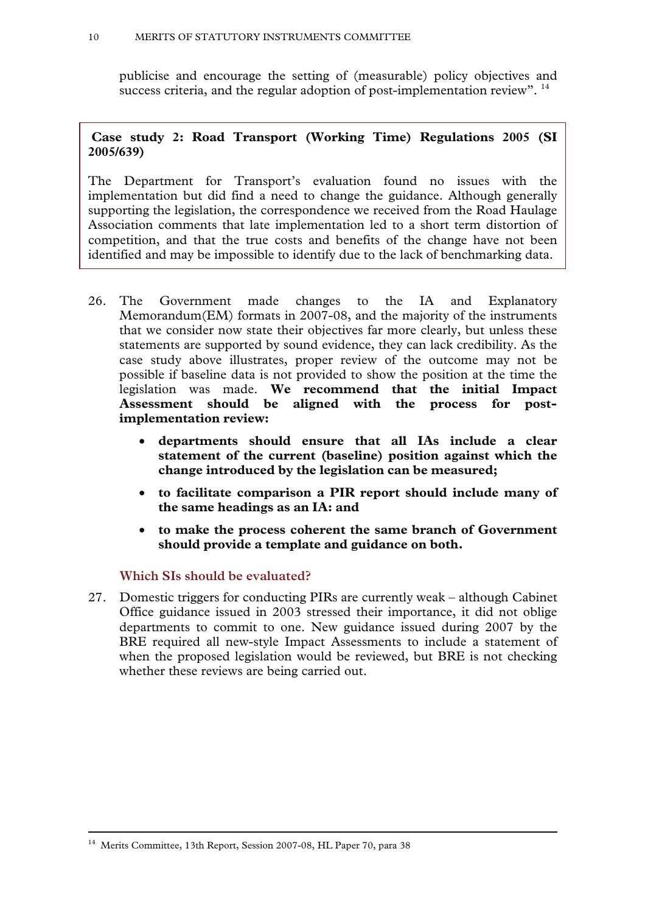publicise and encourage the setting of (measurable) policy objectives and success criteria, and the regular adoption of post-implementation review". [14]

> **Case study 2: Road Transport (Working Time) Regulations 2005 (SI 2005/639)**
>
> The Department for Transport's evaluation found no issues with the implementation but did find a need to change the guidance. Although generally supporting the legislation, the correspondence we received from the Road Haulage Association comments that late implementation led to a short term distortion of competition, and that the true costs and benefits of the change have not been identified and may be impossible to identify due to the lack of benchmarking data.

26. The Government made changes to the IA and Explanatory Memorandum(EM) formats in 2007-08, and the majority of the instruments that we consider now state their objectives far more clearly, but unless these statements are supported by sound evidence, they can lack credibility. As the case study above illustrates, proper review of the outcome may not be possible if baseline data is not provided to show the position at the time the legislation was made. **We recommend that the initial Impact Assessment should be aligned with the process for post-implementation review:**

    - **departments should ensure that all IAs include a clear statement of the current (baseline) position against which the change introduced by the legislation can be measured;**
    - **to facilitate comparison a PIR report should include many of the same headings as an IA: and**
    - **to make the process coherent the same branch of Government should provide a template and guidance on both.**

### Which SIs should be evaluated?

27. Domestic triggers for conducting PIRs are currently weak – although Cabinet Office guidance issued in 2003 stressed their importance, it did not oblige departments to commit to one. New guidance issued during 2007 by the BRE required all new-style Impact Assessments to include a statement of when the proposed legislation would be reviewed, but BRE is not checking whether these reviews are being carried out.

[14] Merits Committee, 13th Report, Session 2007-08, HL Paper 70, para 38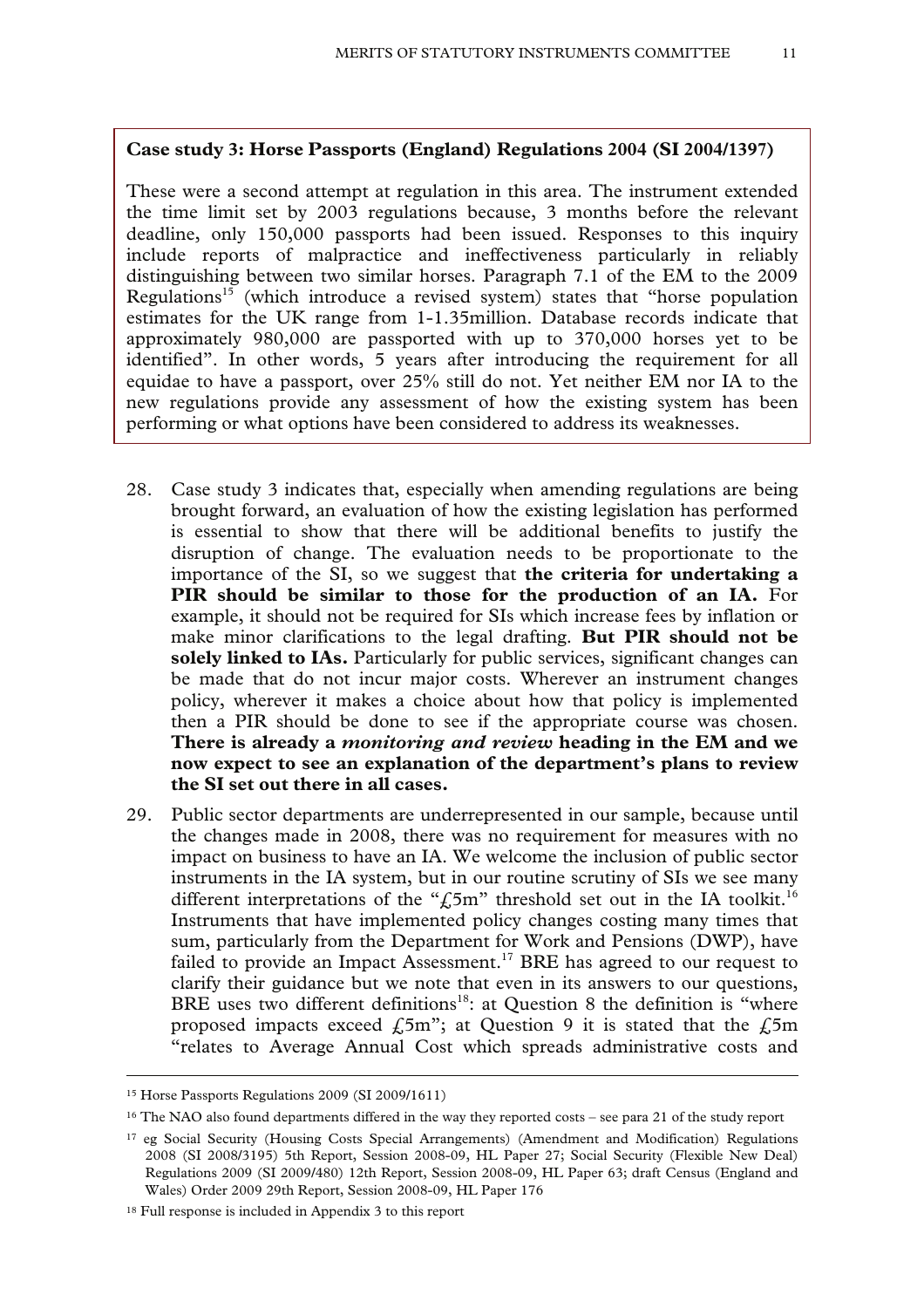**Case study 3: Horse Passports (England) Regulations 2004 (SI 2004/1397)**

These were a second attempt at regulation in this area. The instrument extended the time limit set by 2003 regulations because, 3 months before the relevant deadline, only 150,000 passports had been issued. Responses to this inquiry include reports of malpractice and ineffectiveness particularly in reliably distinguishing between two similar horses. Paragraph 7.1 of the EM to the 2009 Regulations[15] (which introduce a revised system) states that "horse population estimates for the UK range from 1-1.35million. Database records indicate that approximately 980,000 are passported with up to 370,000 horses yet to be identified". In other words, 5 years after introducing the requirement for all equidae to have a passport, over 25% still do not. Yet neither EM nor IA to the new regulations provide any assessment of how the existing system has been performing or what options have been considered to address its weaknesses.

28. Case study 3 indicates that, especially when amending regulations are being brought forward, an evaluation of how the existing legislation has performed is essential to show that there will be additional benefits to justify the disruption of change. The evaluation needs to be proportionate to the importance of the SI, so we suggest that **the criteria for undertaking a PIR should be similar to those for the production of an IA.** For example, it should not be required for SIs which increase fees by inflation or make minor clarifications to the legal drafting. **But PIR should not be solely linked to IAs.** Particularly for public services, significant changes can be made that do not incur major costs. Wherever an instrument changes policy, wherever it makes a choice about how that policy is implemented then a PIR should be done to see if the appropriate course was chosen. **There is already a *monitoring and review* heading in the EM and we now expect to see an explanation of the department's plans to review the SI set out there in all cases.**

29. Public sector departments are underrepresented in our sample, because until the changes made in 2008, there was no requirement for measures with no impact on business to have an IA. We welcome the inclusion of public sector instruments in the IA system, but in our routine scrutiny of SIs we see many different interpretations of the "£5m" threshold set out in the IA toolkit.[16] Instruments that have implemented policy changes costing many times that sum, particularly from the Department for Work and Pensions (DWP), have failed to provide an Impact Assessment.[17] BRE has agreed to our request to clarify their guidance but we note that even in its answers to our questions, BRE uses two different definitions[18]: at Question 8 the definition is "where proposed impacts exceed £5m"; at Question 9 it is stated that the £5m "relates to Average Annual Cost which spreads administrative costs and

---

[15] Horse Passports Regulations 2009 (SI 2009/1611)

[16] The NAO also found departments differed in the way they reported costs – see para 21 of the study report

[17] eg Social Security (Housing Costs Special Arrangements) (Amendment and Modification) Regulations 2008 (SI 2008/3195) 5th Report, Session 2008-09, HL Paper 27; Social Security (Flexible New Deal) Regulations 2009 (SI 2009/480) 12th Report, Session 2008-09, HL Paper 63; draft Census (England and Wales) Order 2009 29th Report, Session 2008-09, HL Paper 176

[18] Full response is included in Appendix 3 to this report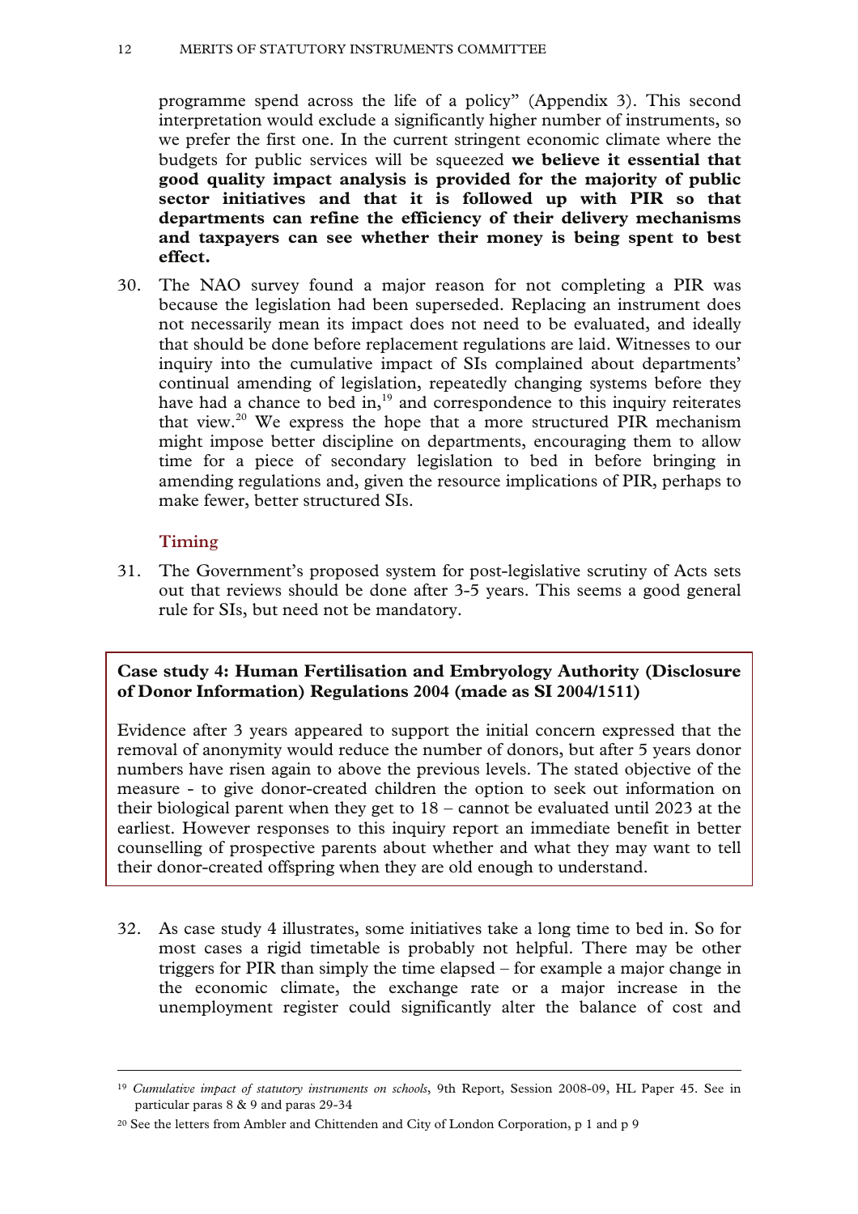programme spend across the life of a policy" (Appendix 3). This second interpretation would exclude a significantly higher number of instruments, so we prefer the first one. In the current stringent economic climate where the budgets for public services will be squeezed **we believe it essential that good quality impact analysis is provided for the majority of public sector initiatives and that it is followed up with PIR so that departments can refine the efficiency of their delivery mechanisms and taxpayers can see whether their money is being spent to best effect.**

30. The NAO survey found a major reason for not completing a PIR was because the legislation had been superseded. Replacing an instrument does not necessarily mean its impact does not need to be evaluated, and ideally that should be done before replacement regulations are laid. Witnesses to our inquiry into the cumulative impact of SIs complained about departments' continual amending of legislation, repeatedly changing systems before they have had a chance to bed in,[19] and correspondence to this inquiry reiterates that view.[20] We express the hope that a more structured PIR mechanism might impose better discipline on departments, encouraging them to allow time for a piece of secondary legislation to bed in before bringing in amending regulations and, given the resource implications of PIR, perhaps to make fewer, better structured SIs.

### Timing

31. The Government's proposed system for post-legislative scrutiny of Acts sets out that reviews should be done after 3-5 years. This seems a good general rule for SIs, but need not be mandatory.

**Case study 4: Human Fertilisation and Embryology Authority (Disclosure of Donor Information) Regulations 2004 (made as SI 2004/1511)**

Evidence after 3 years appeared to support the initial concern expressed that the removal of anonymity would reduce the number of donors, but after 5 years donor numbers have risen again to above the previous levels. The stated objective of the measure - to give donor-created children the option to seek out information on their biological parent when they get to 18 – cannot be evaluated until 2023 at the earliest. However responses to this inquiry report an immediate benefit in better counselling of prospective parents about whether and what they may want to tell their donor-created offspring when they are old enough to understand.

32. As case study 4 illustrates, some initiatives take a long time to bed in. So for most cases a rigid timetable is probably not helpful. There may be other triggers for PIR than simply the time elapsed – for example a major change in the economic climate, the exchange rate or a major increase in the unemployment register could significantly alter the balance of cost and

---

[19] *Cumulative impact of statutory instruments on schools*, 9th Report, Session 2008-09, HL Paper 45. See in particular paras 8 & 9 and paras 29-34

[20] See the letters from Ambler and Chittenden and City of London Corporation, p 1 and p 9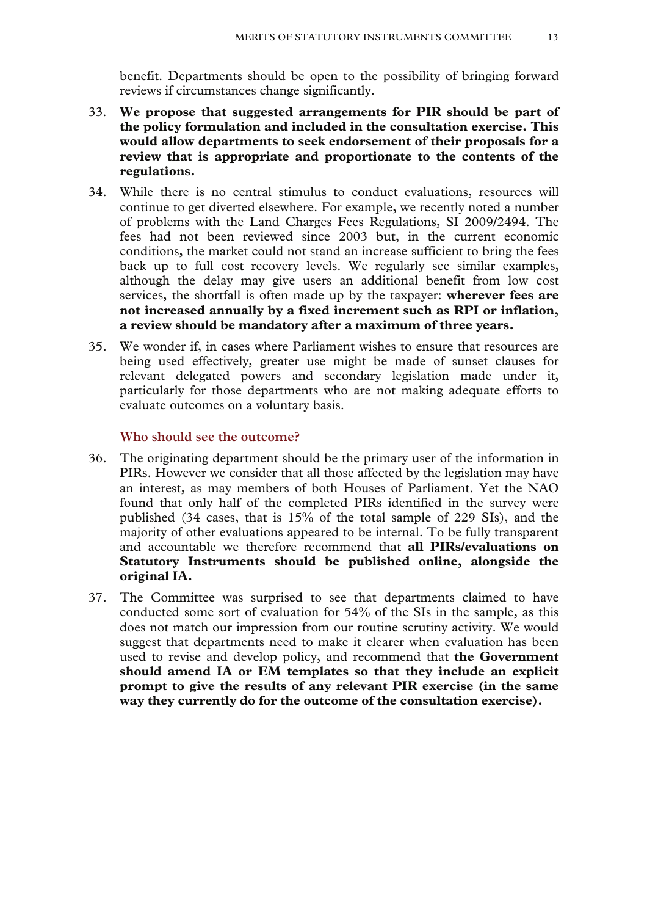benefit. Departments should be open to the possibility of bringing forward reviews if circumstances change significantly.

33. **We propose that suggested arrangements for PIR should be part of the policy formulation and included in the consultation exercise. This would allow departments to seek endorsement of their proposals for a review that is appropriate and proportionate to the contents of the regulations.**

34. While there is no central stimulus to conduct evaluations, resources will continue to get diverted elsewhere. For example, we recently noted a number of problems with the Land Charges Fees Regulations, SI 2009/2494. The fees had not been reviewed since 2003 but, in the current economic conditions, the market could not stand an increase sufficient to bring the fees back up to full cost recovery levels. We regularly see similar examples, although the delay may give users an additional benefit from low cost services, the shortfall is often made up by the taxpayer: **wherever fees are not increased annually by a fixed increment such as RPI or inflation, a review should be mandatory after a maximum of three years.**

35. We wonder if, in cases where Parliament wishes to ensure that resources are being used effectively, greater use might be made of sunset clauses for relevant delegated powers and secondary legislation made under it, particularly for those departments who are not making adequate efforts to evaluate outcomes on a voluntary basis.

### Who should see the outcome?

36. The originating department should be the primary user of the information in PIRs. However we consider that all those affected by the legislation may have an interest, as may members of both Houses of Parliament. Yet the NAO found that only half of the completed PIRs identified in the survey were published (34 cases, that is 15% of the total sample of 229 SIs), and the majority of other evaluations appeared to be internal. To be fully transparent and accountable we therefore recommend that **all PIRs/evaluations on Statutory Instruments should be published online, alongside the original IA.**

37. The Committee was surprised to see that departments claimed to have conducted some sort of evaluation for 54% of the SIs in the sample, as this does not match our impression from our routine scrutiny activity. We would suggest that departments need to make it clearer when evaluation has been used to revise and develop policy, and recommend that **the Government should amend IA or EM templates so that they include an explicit prompt to give the results of any relevant PIR exercise (in the same way they currently do for the outcome of the consultation exercise).**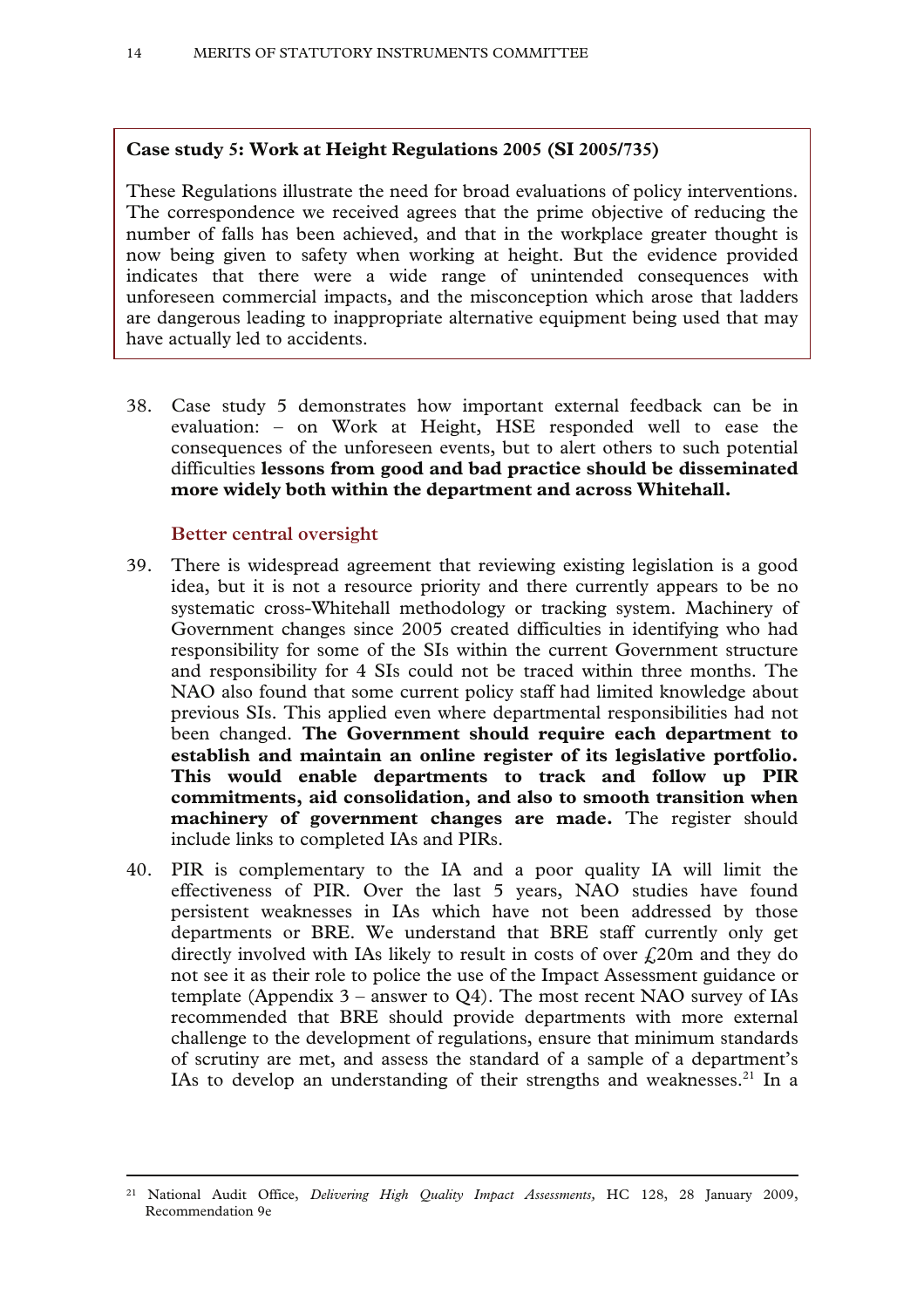**Case study 5: Work at Height Regulations 2005 (SI 2005/735)**

These Regulations illustrate the need for broad evaluations of policy interventions. The correspondence we received agrees that the prime objective of reducing the number of falls has been achieved, and that in the workplace greater thought is now being given to safety when working at height. But the evidence provided indicates that there were a wide range of unintended consequences with unforeseen commercial impacts, and the misconception which arose that ladders are dangerous leading to inappropriate alternative equipment being used that may have actually led to accidents.

38. Case study 5 demonstrates how important external feedback can be in evaluation: – on Work at Height, HSE responded well to ease the consequences of the unforeseen events, but to alert others to such potential difficulties **lessons from good and bad practice should be disseminated more widely both within the department and across Whitehall.**

### Better central oversight

39. There is widespread agreement that reviewing existing legislation is a good idea, but it is not a resource priority and there currently appears to be no systematic cross-Whitehall methodology or tracking system. Machinery of Government changes since 2005 created difficulties in identifying who had responsibility for some of the SIs within the current Government structure and responsibility for 4 SIs could not be traced within three months. The NAO also found that some current policy staff had limited knowledge about previous SIs. This applied even where departmental responsibilities had not been changed. **The Government should require each department to establish and maintain an online register of its legislative portfolio. This would enable departments to track and follow up PIR commitments, aid consolidation, and also to smooth transition when machinery of government changes are made.** The register should include links to completed IAs and PIRs.

40. PIR is complementary to the IA and a poor quality IA will limit the effectiveness of PIR. Over the last 5 years, NAO studies have found persistent weaknesses in IAs which have not been addressed by those departments or BRE. We understand that BRE staff currently only get directly involved with IAs likely to result in costs of over £20m and they do not see it as their role to police the use of the Impact Assessment guidance or template (Appendix 3 – answer to Q4). The most recent NAO survey of IAs recommended that BRE should provide departments with more external challenge to the development of regulations, ensure that minimum standards of scrutiny are met, and assess the standard of a sample of a department's IAs to develop an understanding of their strengths and weaknesses.[21] In a

[21] National Audit Office, *Delivering High Quality Impact Assessments,* HC 128, 28 January 2009, Recommendation 9e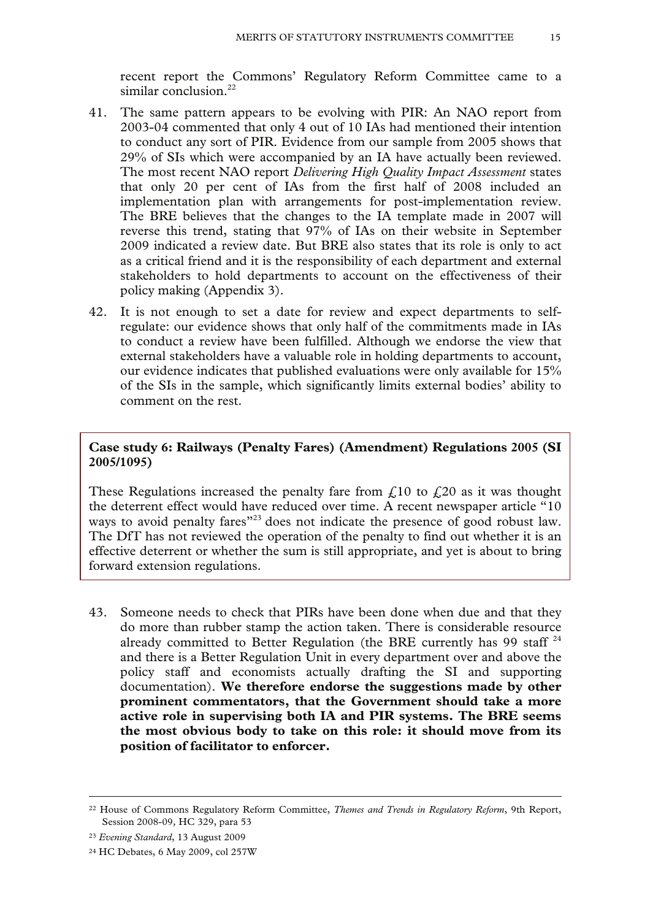recent report the Commons' Regulatory Reform Committee came to a similar conclusion.[22]

41. The same pattern appears to be evolving with PIR: An NAO report from 2003-04 commented that only 4 out of 10 IAs had mentioned their intention to conduct any sort of PIR. Evidence from our sample from 2005 shows that 29% of SIs which were accompanied by an IA have actually been reviewed. The most recent NAO report *Delivering High Quality Impact Assessment* states that only 20 per cent of IAs from the first half of 2008 included an implementation plan with arrangements for post-implementation review. The BRE believes that the changes to the IA template made in 2007 will reverse this trend, stating that 97% of IAs on their website in September 2009 indicated a review date. But BRE also states that its role is only to act as a critical friend and it is the responsibility of each department and external stakeholders to hold departments to account on the effectiveness of their policy making (Appendix 3).

42. It is not enough to set a date for review and expect departments to self-regulate: our evidence shows that only half of the commitments made in IAs to conduct a review have been fulfilled. Although we endorse the view that external stakeholders have a valuable role in holding departments to account, our evidence indicates that published evaluations were only available for 15% of the SIs in the sample, which significantly limits external bodies' ability to comment on the rest.

**Case study 6: Railways (Penalty Fares) (Amendment) Regulations 2005 (SI 2005/1095)**

These Regulations increased the penalty fare from £10 to £20 as it was thought the deterrent effect would have reduced over time. A recent newspaper article "10 ways to avoid penalty fares"[23] does not indicate the presence of good robust law. The DfT has not reviewed the operation of the penalty to find out whether it is an effective deterrent or whether the sum is still appropriate, and yet is about to bring forward extension regulations.

43. Someone needs to check that PIRs have been done when due and that they do more than rubber stamp the action taken. There is considerable resource already committed to Better Regulation (the BRE currently has 99 staff [24] and there is a Better Regulation Unit in every department over and above the policy staff and economists actually drafting the SI and supporting documentation). **We therefore endorse the suggestions made by other prominent commentators, that the Government should take a more active role in supervising both IA and PIR systems. The BRE seems the most obvious body to take on this role: it should move from its position of facilitator to enforcer.**

---

[22] House of Commons Regulatory Reform Committee, *Themes and Trends in Regulatory Reform*, 9th Report, Session 2008-09, HC 329, para 53

[23] *Evening Standard*, 13 August 2009

[24] HC Debates, 6 May 2009, col 257W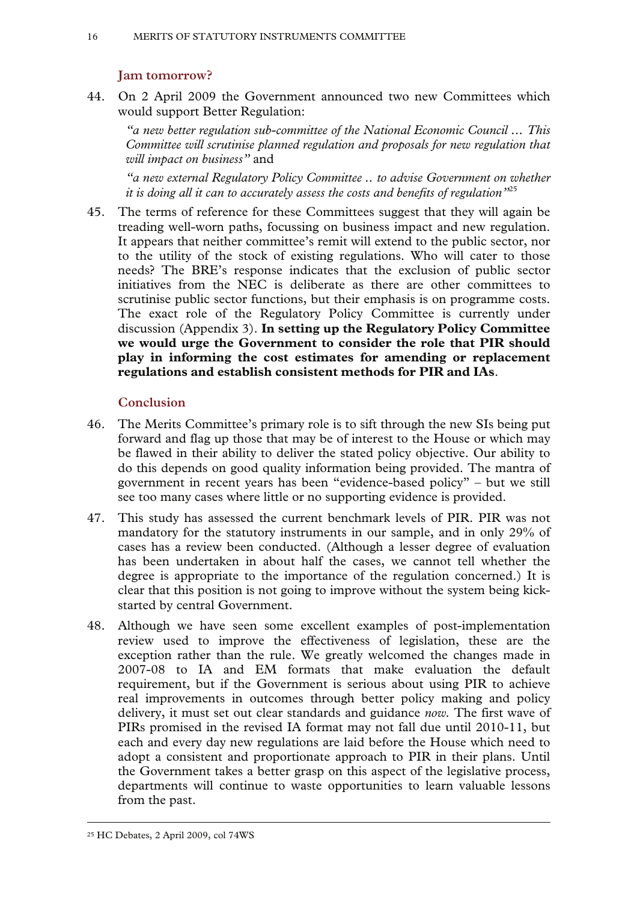### Jam tomorrow?

44. On 2 April 2009 the Government announced two new Committees which would support Better Regulation:

    *"a new better regulation sub-committee of the National Economic Council … This Committee will scrutinise planned regulation and proposals for new regulation that will impact on business"* and

    *"a new external Regulatory Policy Committee .. to advise Government on whether it is doing all it can to accurately assess the costs and benefits of regulation"*[25]

45. The terms of reference for these Committees suggest that they will again be treading well-worn paths, focussing on business impact and new regulation. It appears that neither committee's remit will extend to the public sector, nor to the utility of the stock of existing regulations. Who will cater to those needs? The BRE's response indicates that the exclusion of public sector initiatives from the NEC is deliberate as there are other committees to scrutinise public sector functions, but their emphasis is on programme costs. The exact role of the Regulatory Policy Committee is currently under discussion (Appendix 3). **In setting up the Regulatory Policy Committee we would urge the Government to consider the role that PIR should play in informing the cost estimates for amending or replacement regulations and establish consistent methods for PIR and IAs**.

### Conclusion

46. The Merits Committee's primary role is to sift through the new SIs being put forward and flag up those that may be of interest to the House or which may be flawed in their ability to deliver the stated policy objective. Our ability to do this depends on good quality information being provided. The mantra of government in recent years has been "evidence-based policy" – but we still see too many cases where little or no supporting evidence is provided.

47. This study has assessed the current benchmark levels of PIR. PIR was not mandatory for the statutory instruments in our sample, and in only 29% of cases has a review been conducted. (Although a lesser degree of evaluation has been undertaken in about half the cases, we cannot tell whether the degree is appropriate to the importance of the regulation concerned.) It is clear that this position is not going to improve without the system being kick-started by central Government.

48. Although we have seen some excellent examples of post-implementation review used to improve the effectiveness of legislation, these are the exception rather than the rule. We greatly welcomed the changes made in 2007-08 to IA and EM formats that make evaluation the default requirement, but if the Government is serious about using PIR to achieve real improvements in outcomes through better policy making and policy delivery, it must set out clear standards and guidance *now*. The first wave of PIRs promised in the revised IA format may not fall due until 2010-11, but each and every day new regulations are laid before the House which need to adopt a consistent and proportionate approach to PIR in their plans. Until the Government takes a better grasp on this aspect of the legislative process, departments will continue to waste opportunities to learn valuable lessons from the past.

---

[25] HC Debates, 2 April 2009, col 74WS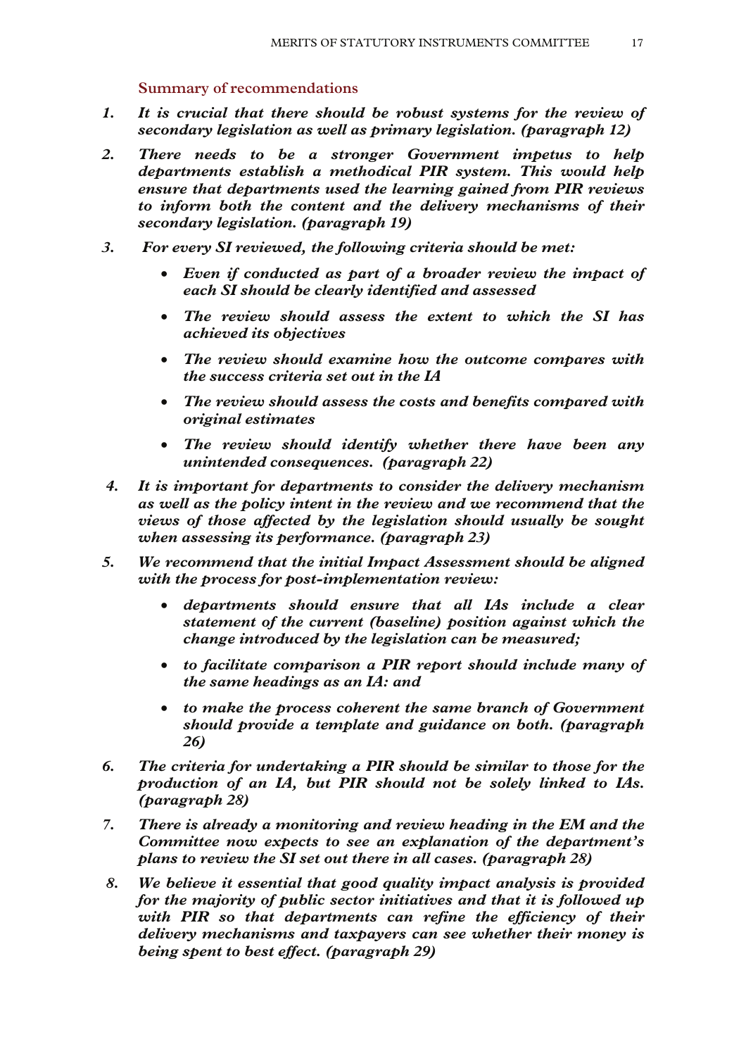## Summary of recommendations

1. ***It is crucial that there should be robust systems for the review of secondary legislation as well as primary legislation. (paragraph 12)***

2. ***There needs to be a stronger Government impetus to help departments establish a methodical PIR system. This would help ensure that departments used the learning gained from PIR reviews to inform both the content and the delivery mechanisms of their secondary legislation. (paragraph 19)***

3. ***For every SI reviewed, the following criteria should be met:***
   - ***Even if conducted as part of a broader review the impact of each SI should be clearly identified and assessed***
   - ***The review should assess the extent to which the SI has achieved its objectives***
   - ***The review should examine how the outcome compares with the success criteria set out in the IA***
   - ***The review should assess the costs and benefits compared with original estimates***
   - ***The review should identify whether there have been any unintended consequences. (paragraph 22)***

4. ***It is important for departments to consider the delivery mechanism as well as the policy intent in the review and we recommend that the views of those affected by the legislation should usually be sought when assessing its performance. (paragraph 23)***

5. ***We recommend that the initial Impact Assessment should be aligned with the process for post-implementation review:***
   - ***departments should ensure that all IAs include a clear statement of the current (baseline) position against which the change introduced by the legislation can be measured;***
   - ***to facilitate comparison a PIR report should include many of the same headings as an IA: and***
   - ***to make the process coherent the same branch of Government should provide a template and guidance on both. (paragraph 26)***

6. ***The criteria for undertaking a PIR should be similar to those for the production of an IA, but PIR should not be solely linked to IAs. (paragraph 28)***

7. ***There is already a monitoring and review heading in the EM and the Committee now expects to see an explanation of the department's plans to review the SI set out there in all cases. (paragraph 28)***

8. ***We believe it essential that good quality impact analysis is provided for the majority of public sector initiatives and that it is followed up with PIR so that departments can refine the efficiency of their delivery mechanisms and taxpayers can see whether their money is being spent to best effect. (paragraph 29)***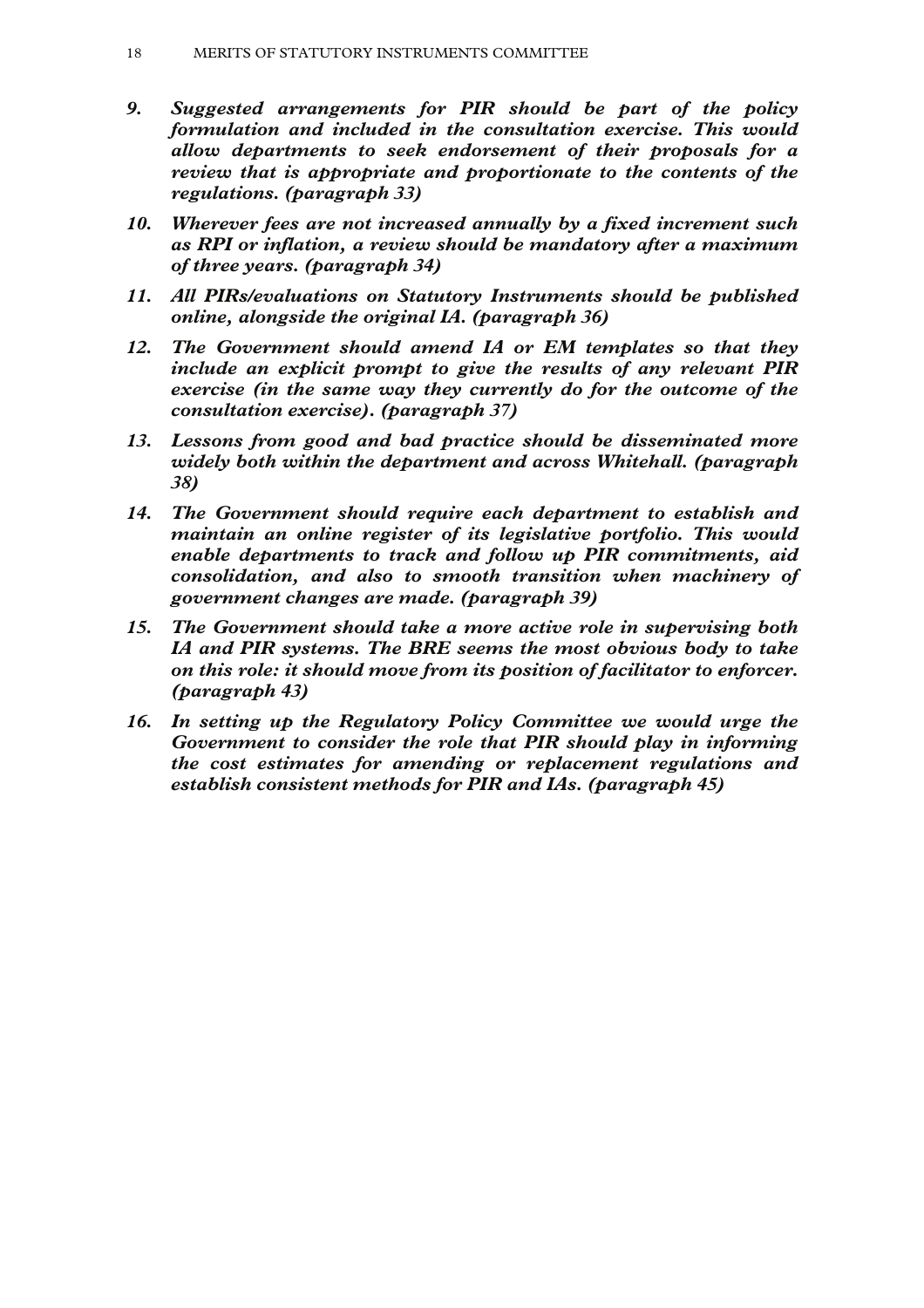9. ***Suggested arrangements for PIR should be part of the policy formulation and included in the consultation exercise. This would allow departments to seek endorsement of their proposals for a review that is appropriate and proportionate to the contents of the regulations. (paragraph 33)***

10. ***Wherever fees are not increased annually by a fixed increment such as RPI or inflation, a review should be mandatory after a maximum of three years. (paragraph 34)***

11. ***All PIRs/evaluations on Statutory Instruments should be published online, alongside the original IA. (paragraph 36)***

12. ***The Government should amend IA or EM templates so that they include an explicit prompt to give the results of any relevant PIR exercise (in the same way they currently do for the outcome of the consultation exercise). (paragraph 37)***

13. ***Lessons from good and bad practice should be disseminated more widely both within the department and across Whitehall. (paragraph 38)***

14. ***The Government should require each department to establish and maintain an online register of its legislative portfolio. This would enable departments to track and follow up PIR commitments, aid consolidation, and also to smooth transition when machinery of government changes are made. (paragraph 39)***

15. ***The Government should take a more active role in supervising both IA and PIR systems. The BRE seems the most obvious body to take on this role: it should move from its position of facilitator to enforcer. (paragraph 43)***

16. ***In setting up the Regulatory Policy Committee we would urge the Government to consider the role that PIR should play in informing the cost estimates for amending or replacement regulations and establish consistent methods for PIR and IAs. (paragraph 45)***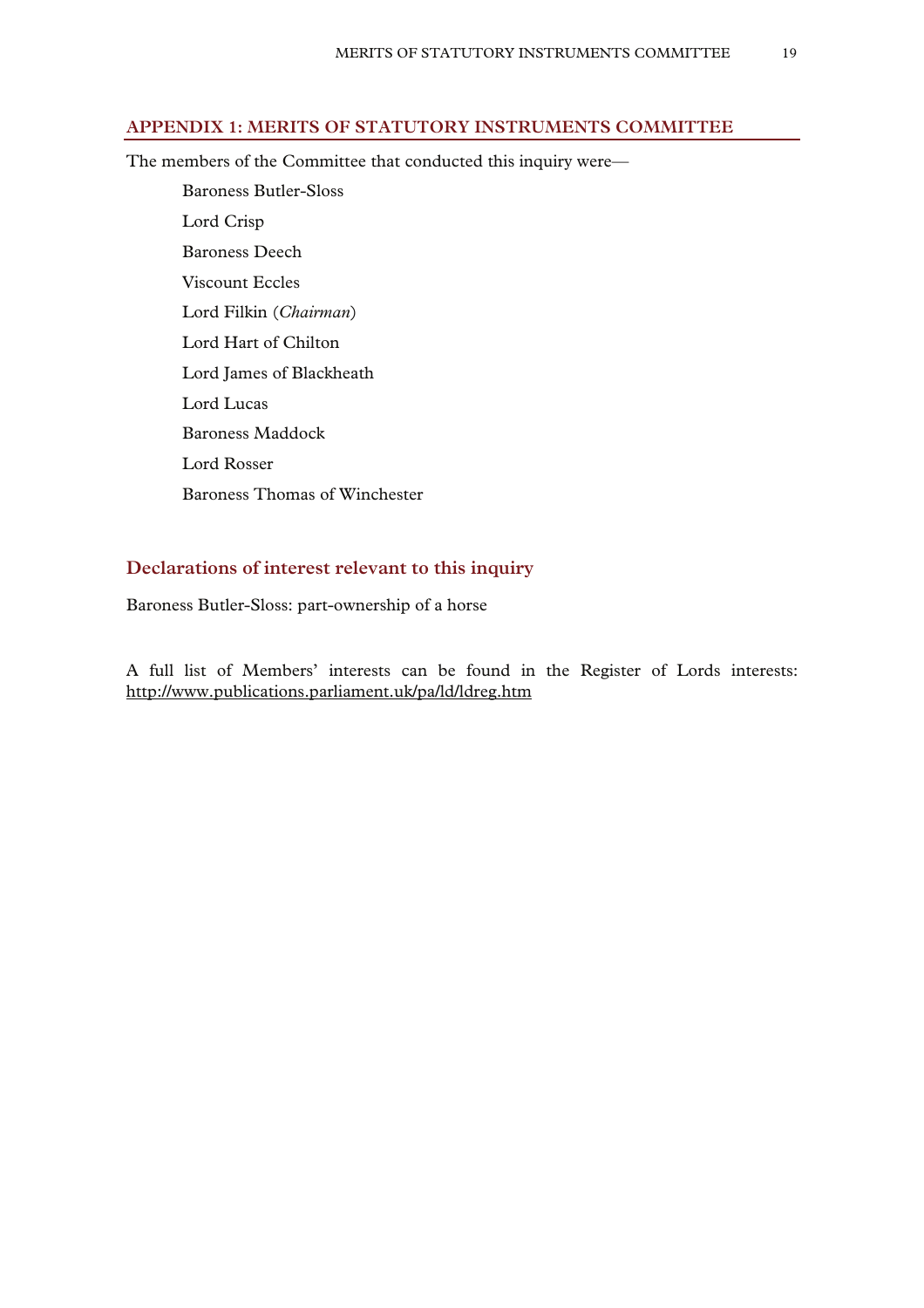## APPENDIX 1: MERITS OF STATUTORY INSTRUMENTS COMMITTEE

The members of the Committee that conducted this inquiry were—

Baroness Butler-Sloss
Lord Crisp
Baroness Deech
Viscount Eccles
Lord Filkin (*Chairman*)
Lord Hart of Chilton
Lord James of Blackheath
Lord Lucas
Baroness Maddock
Lord Rosser
Baroness Thomas of Winchester

### Declarations of interest relevant to this inquiry

Baroness Butler-Sloss: part-ownership of a horse

A full list of Members' interests can be found in the Register of Lords interests: http://www.publications.parliament.uk/pa/ld/ldreg.htm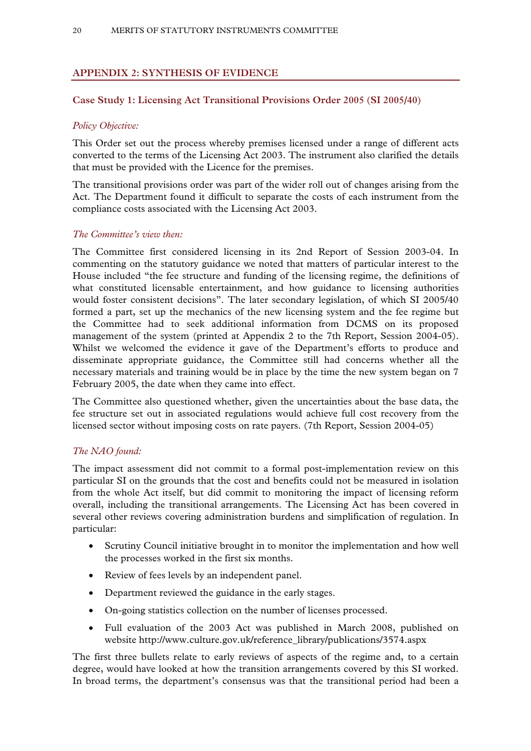## APPENDIX 2: SYNTHESIS OF EVIDENCE

### Case Study 1: Licensing Act Transitional Provisions Order 2005 (SI 2005/40)

*Policy Objective:*

This Order set out the process whereby premises licensed under a range of different acts converted to the terms of the Licensing Act 2003. The instrument also clarified the details that must be provided with the Licence for the premises.

The transitional provisions order was part of the wider roll out of changes arising from the Act. The Department found it difficult to separate the costs of each instrument from the compliance costs associated with the Licensing Act 2003.

*The Committee's view then:*

The Committee first considered licensing in its 2nd Report of Session 2003-04. In commenting on the statutory guidance we noted that matters of particular interest to the House included "the fee structure and funding of the licensing regime, the definitions of what constituted licensable entertainment, and how guidance to licensing authorities would foster consistent decisions". The later secondary legislation, of which SI 2005/40 formed a part, set up the mechanics of the new licensing system and the fee regime but the Committee had to seek additional information from DCMS on its proposed management of the system (printed at Appendix 2 to the 7th Report, Session 2004-05). Whilst we welcomed the evidence it gave of the Department's efforts to produce and disseminate appropriate guidance, the Committee still had concerns whether all the necessary materials and training would be in place by the time the new system began on 7 February 2005, the date when they came into effect.

The Committee also questioned whether, given the uncertainties about the base data, the fee structure set out in associated regulations would achieve full cost recovery from the licensed sector without imposing costs on rate payers. (7th Report, Session 2004-05)

*The NAO found:*

The impact assessment did not commit to a formal post-implementation review on this particular SI on the grounds that the cost and benefits could not be measured in isolation from the whole Act itself, but did commit to monitoring the impact of licensing reform overall, including the transitional arrangements. The Licensing Act has been covered in several other reviews covering administration burdens and simplification of regulation. In particular:

- Scrutiny Council initiative brought in to monitor the implementation and how well the processes worked in the first six months.
- Review of fees levels by an independent panel.
- Department reviewed the guidance in the early stages.
- On-going statistics collection on the number of licenses processed.
- Full evaluation of the 2003 Act was published in March 2008, published on website http://www.culture.gov.uk/reference_library/publications/3574.aspx

The first three bullets relate to early reviews of aspects of the regime and, to a certain degree, would have looked at how the transition arrangements covered by this SI worked. In broad terms, the department's consensus was that the transitional period had been a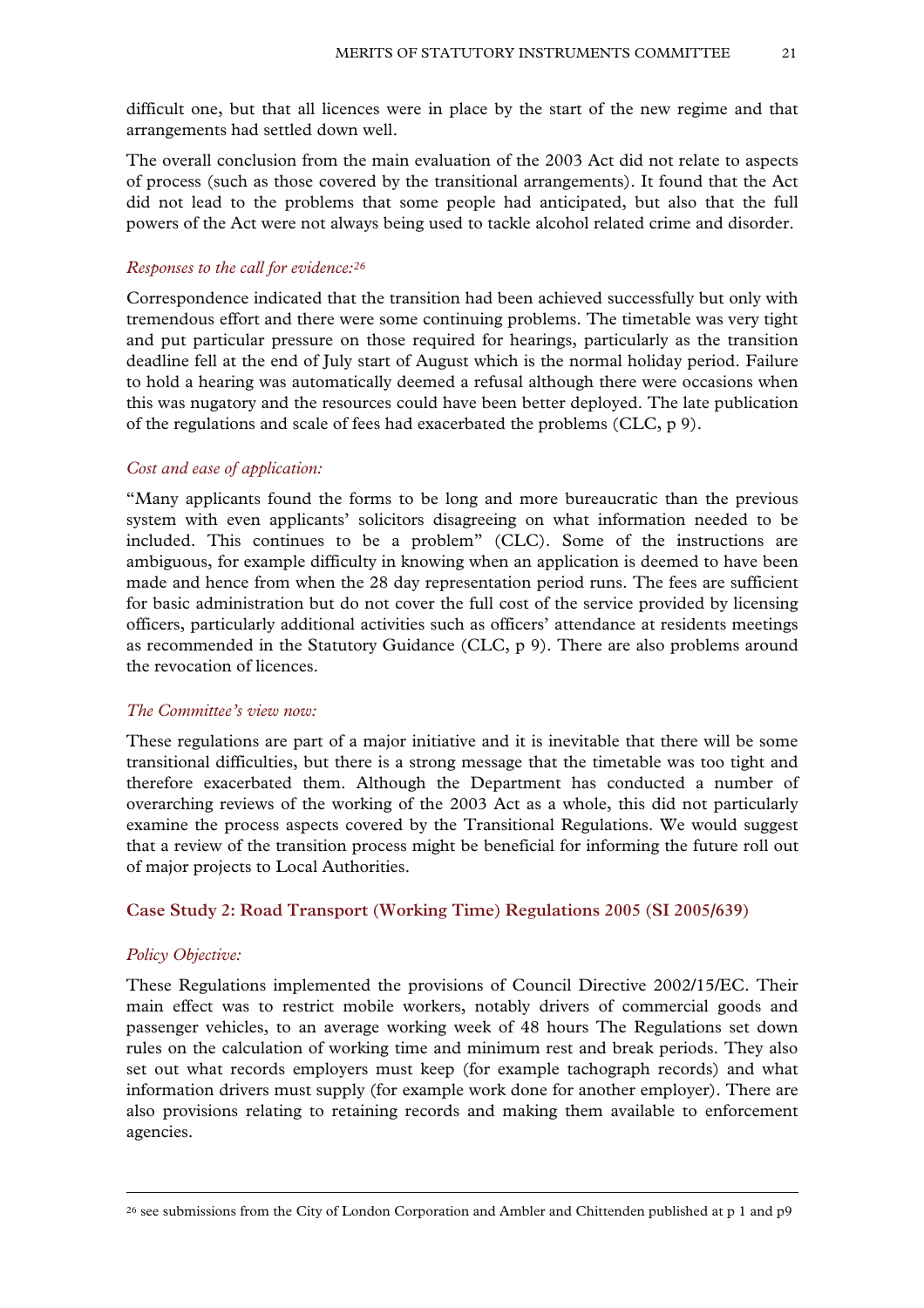difficult one, but that all licences were in place by the start of the new regime and that arrangements had settled down well.

The overall conclusion from the main evaluation of the 2003 Act did not relate to aspects of process (such as those covered by the transitional arrangements). It found that the Act did not lead to the problems that some people had anticipated, but also that the full powers of the Act were not always being used to tackle alcohol related crime and disorder.

*Responses to the call for evidence:*[26]

Correspondence indicated that the transition had been achieved successfully but only with tremendous effort and there were some continuing problems. The timetable was very tight and put particular pressure on those required for hearings, particularly as the transition deadline fell at the end of July start of August which is the normal holiday period. Failure to hold a hearing was automatically deemed a refusal although there were occasions when this was nugatory and the resources could have been better deployed. The late publication of the regulations and scale of fees had exacerbated the problems (CLC, p 9).

*Cost and ease of application:*

"Many applicants found the forms to be long and more bureaucratic than the previous system with even applicants' solicitors disagreeing on what information needed to be included. This continues to be a problem" (CLC). Some of the instructions are ambiguous, for example difficulty in knowing when an application is deemed to have been made and hence from when the 28 day representation period runs. The fees are sufficient for basic administration but do not cover the full cost of the service provided by licensing officers, particularly additional activities such as officers' attendance at residents meetings as recommended in the Statutory Guidance (CLC, p 9). There are also problems around the revocation of licences.

*The Committee's view now:*

These regulations are part of a major initiative and it is inevitable that there will be some transitional difficulties, but there is a strong message that the timetable was too tight and therefore exacerbated them. Although the Department has conducted a number of overarching reviews of the working of the 2003 Act as a whole, this did not particularly examine the process aspects covered by the Transitional Regulations. We would suggest that a review of the transition process might be beneficial for informing the future roll out of major projects to Local Authorities.

### Case Study 2: Road Transport (Working Time) Regulations 2005 (SI 2005/639)

*Policy Objective:*

These Regulations implemented the provisions of Council Directive 2002/15/EC. Their main effect was to restrict mobile workers, notably drivers of commercial goods and passenger vehicles, to an average working week of 48 hours The Regulations set down rules on the calculation of working time and minimum rest and break periods. They also set out what records employers must keep (for example tachograph records) and what information drivers must supply (for example work done for another employer). There are also provisions relating to retaining records and making them available to enforcement agencies.

---

[26] see submissions from the City of London Corporation and Ambler and Chittenden published at p 1 and p9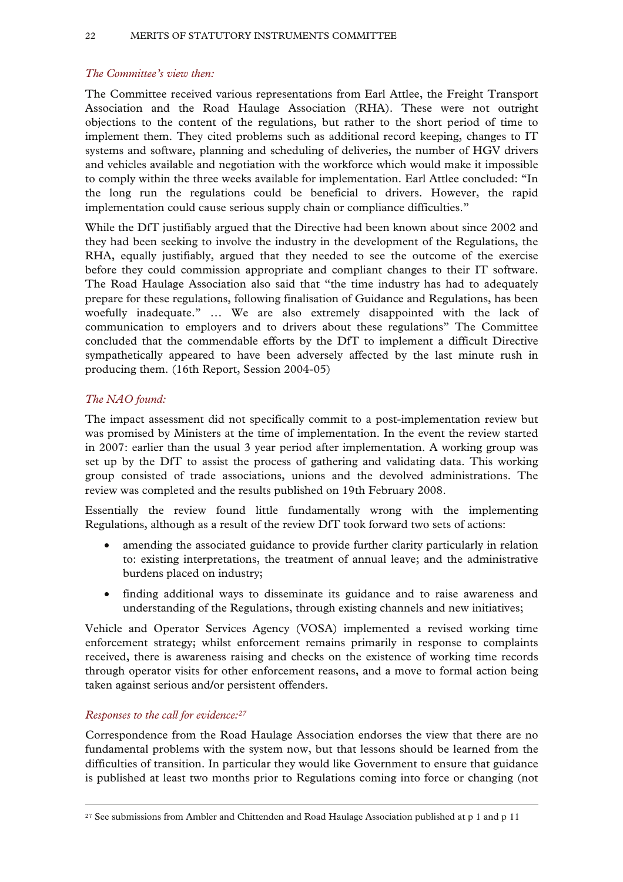*The Committee's view then:*

The Committee received various representations from Earl Attlee, the Freight Transport Association and the Road Haulage Association (RHA). These were not outright objections to the content of the regulations, but rather to the short period of time to implement them. They cited problems such as additional record keeping, changes to IT systems and software, planning and scheduling of deliveries, the number of HGV drivers and vehicles available and negotiation with the workforce which would make it impossible to comply within the three weeks available for implementation. Earl Attlee concluded: "In the long run the regulations could be beneficial to drivers. However, the rapid implementation could cause serious supply chain or compliance difficulties."

While the DfT justifiably argued that the Directive had been known about since 2002 and they had been seeking to involve the industry in the development of the Regulations, the RHA, equally justifiably, argued that they needed to see the outcome of the exercise before they could commission appropriate and compliant changes to their IT software. The Road Haulage Association also said that "the time industry has had to adequately prepare for these regulations, following finalisation of Guidance and Regulations, has been woefully inadequate." … We are also extremely disappointed with the lack of communication to employers and to drivers about these regulations" The Committee concluded that the commendable efforts by the DfT to implement a difficult Directive sympathetically appeared to have been adversely affected by the last minute rush in producing them. (16th Report, Session 2004-05)

*The NAO found:*

The impact assessment did not specifically commit to a post-implementation review but was promised by Ministers at the time of implementation. In the event the review started in 2007: earlier than the usual 3 year period after implementation. A working group was set up by the DfT to assist the process of gathering and validating data. This working group consisted of trade associations, unions and the devolved administrations. The review was completed and the results published on 19th February 2008.

Essentially the review found little fundamentally wrong with the implementing Regulations, although as a result of the review DfT took forward two sets of actions:

- amending the associated guidance to provide further clarity particularly in relation to: existing interpretations, the treatment of annual leave; and the administrative burdens placed on industry;
- finding additional ways to disseminate its guidance and to raise awareness and understanding of the Regulations, through existing channels and new initiatives;

Vehicle and Operator Services Agency (VOSA) implemented a revised working time enforcement strategy; whilst enforcement remains primarily in response to complaints received, there is awareness raising and checks on the existence of working time records through operator visits for other enforcement reasons, and a move to formal action being taken against serious and/or persistent offenders.

*Responses to the call for evidence:*[27]

Correspondence from the Road Haulage Association endorses the view that there are no fundamental problems with the system now, but that lessons should be learned from the difficulties of transition. In particular they would like Government to ensure that guidance is published at least two months prior to Regulations coming into force or changing (not

[27] See submissions from Ambler and Chittenden and Road Haulage Association published at p 1 and p 11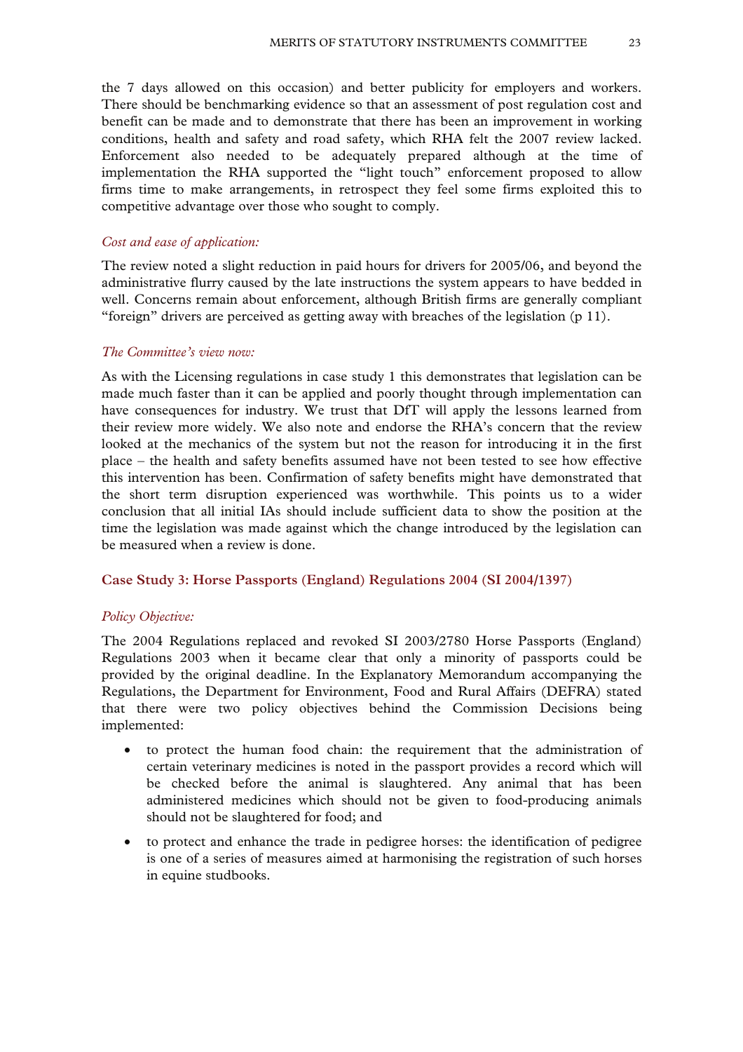the 7 days allowed on this occasion) and better publicity for employers and workers. There should be benchmarking evidence so that an assessment of post regulation cost and benefit can be made and to demonstrate that there has been an improvement in working conditions, health and safety and road safety, which RHA felt the 2007 review lacked. Enforcement also needed to be adequately prepared although at the time of implementation the RHA supported the "light touch" enforcement proposed to allow firms time to make arrangements, in retrospect they feel some firms exploited this to competitive advantage over those who sought to comply.

*Cost and ease of application:*

The review noted a slight reduction in paid hours for drivers for 2005/06, and beyond the administrative flurry caused by the late instructions the system appears to have bedded in well. Concerns remain about enforcement, although British firms are generally compliant "foreign" drivers are perceived as getting away with breaches of the legislation (p 11).

*The Committee's view now:*

As with the Licensing regulations in case study 1 this demonstrates that legislation can be made much faster than it can be applied and poorly thought through implementation can have consequences for industry. We trust that DfT will apply the lessons learned from their review more widely. We also note and endorse the RHA's concern that the review looked at the mechanics of the system but not the reason for introducing it in the first place – the health and safety benefits assumed have not been tested to see how effective this intervention has been. Confirmation of safety benefits might have demonstrated that the short term disruption experienced was worthwhile. This points us to a wider conclusion that all initial IAs should include sufficient data to show the position at the time the legislation was made against which the change introduced by the legislation can be measured when a review is done.

### Case Study 3: Horse Passports (England) Regulations 2004 (SI 2004/1397)

*Policy Objective:*

The 2004 Regulations replaced and revoked SI 2003/2780 Horse Passports (England) Regulations 2003 when it became clear that only a minority of passports could be provided by the original deadline. In the Explanatory Memorandum accompanying the Regulations, the Department for Environment, Food and Rural Affairs (DEFRA) stated that there were two policy objectives behind the Commission Decisions being implemented:

- to protect the human food chain: the requirement that the administration of certain veterinary medicines is noted in the passport provides a record which will be checked before the animal is slaughtered. Any animal that has been administered medicines which should not be given to food-producing animals should not be slaughtered for food; and
- to protect and enhance the trade in pedigree horses: the identification of pedigree is one of a series of measures aimed at harmonising the registration of such horses in equine studbooks.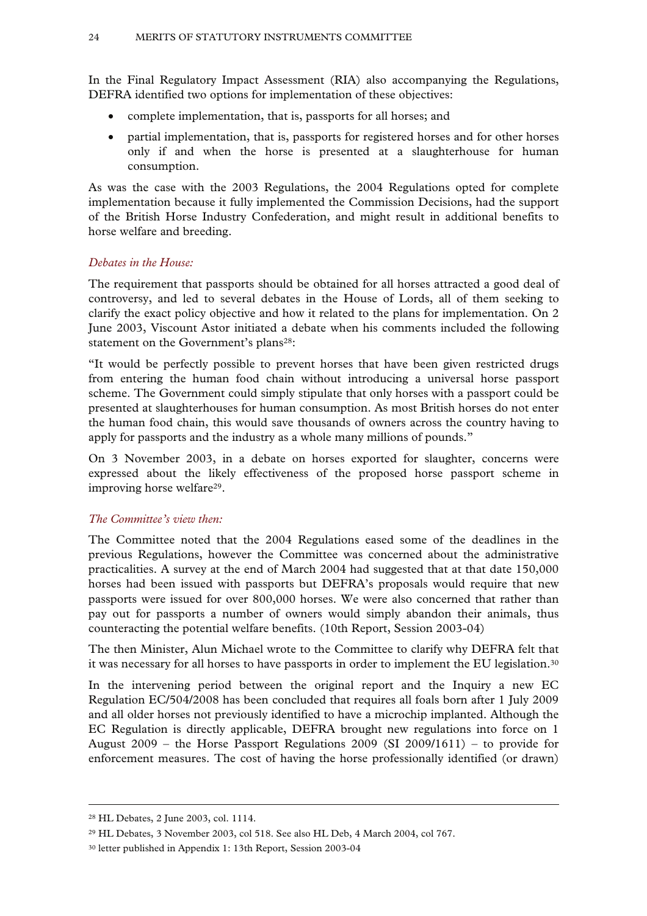In the Final Regulatory Impact Assessment (RIA) also accompanying the Regulations, DEFRA identified two options for implementation of these objectives:

- complete implementation, that is, passports for all horses; and
- partial implementation, that is, passports for registered horses and for other horses only if and when the horse is presented at a slaughterhouse for human consumption.

As was the case with the 2003 Regulations, the 2004 Regulations opted for complete implementation because it fully implemented the Commission Decisions, had the support of the British Horse Industry Confederation, and might result in additional benefits to horse welfare and breeding.

*Debates in the House:*

The requirement that passports should be obtained for all horses attracted a good deal of controversy, and led to several debates in the House of Lords, all of them seeking to clarify the exact policy objective and how it related to the plans for implementation. On 2 June 2003, Viscount Astor initiated a debate when his comments included the following statement on the Government's plans[28]:

"It would be perfectly possible to prevent horses that have been given restricted drugs from entering the human food chain without introducing a universal horse passport scheme. The Government could simply stipulate that only horses with a passport could be presented at slaughterhouses for human consumption. As most British horses do not enter the human food chain, this would save thousands of owners across the country having to apply for passports and the industry as a whole many millions of pounds."

On 3 November 2003, in a debate on horses exported for slaughter, concerns were expressed about the likely effectiveness of the proposed horse passport scheme in improving horse welfare[29].

*The Committee's view then:*

The Committee noted that the 2004 Regulations eased some of the deadlines in the previous Regulations, however the Committee was concerned about the administrative practicalities. A survey at the end of March 2004 had suggested that at that date 150,000 horses had been issued with passports but DEFRA's proposals would require that new passports were issued for over 800,000 horses. We were also concerned that rather than pay out for passports a number of owners would simply abandon their animals, thus counteracting the potential welfare benefits. (10th Report, Session 2003-04)

The then Minister, Alun Michael wrote to the Committee to clarify why DEFRA felt that it was necessary for all horses to have passports in order to implement the EU legislation.[30]

In the intervening period between the original report and the Inquiry a new EC Regulation EC/504/2008 has been concluded that requires all foals born after 1 July 2009 and all older horses not previously identified to have a microchip implanted. Although the EC Regulation is directly applicable, DEFRA brought new regulations into force on 1 August 2009 – the Horse Passport Regulations 2009 (SI 2009/1611) – to provide for enforcement measures. The cost of having the horse professionally identified (or drawn)

---

[28] HL Debates, 2 June 2003, col. 1114.

[29] HL Debates, 3 November 2003, col 518. See also HL Deb, 4 March 2004, col 767.

[30] letter published in Appendix 1: 13th Report, Session 2003-04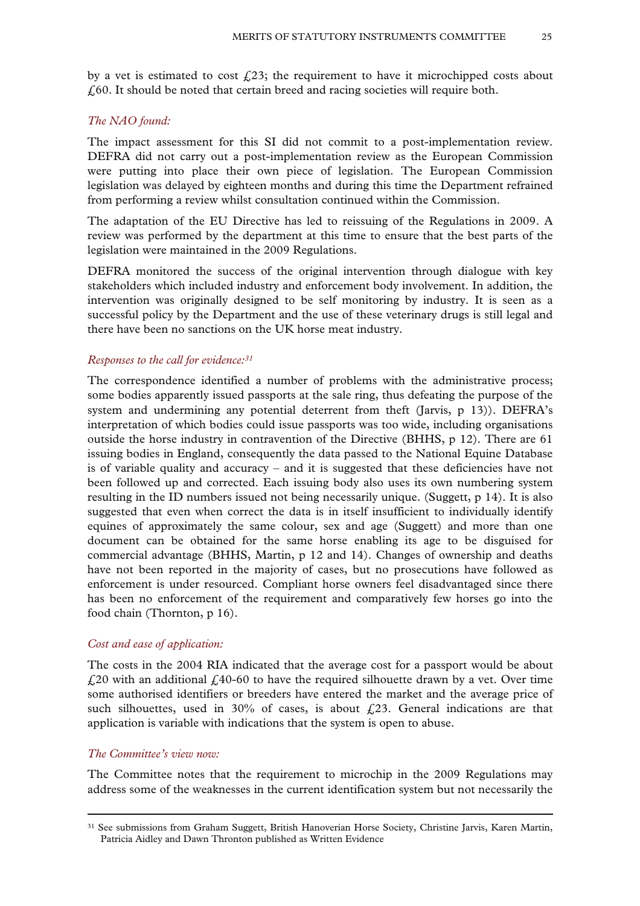by a vet is estimated to cost £23; the requirement to have it microchipped costs about £60. It should be noted that certain breed and racing societies will require both.

*The NAO found:*

The impact assessment for this SI did not commit to a post-implementation review. DEFRA did not carry out a post-implementation review as the European Commission were putting into place their own piece of legislation. The European Commission legislation was delayed by eighteen months and during this time the Department refrained from performing a review whilst consultation continued within the Commission.

The adaptation of the EU Directive has led to reissuing of the Regulations in 2009. A review was performed by the department at this time to ensure that the best parts of the legislation were maintained in the 2009 Regulations.

DEFRA monitored the success of the original intervention through dialogue with key stakeholders which included industry and enforcement body involvement. In addition, the intervention was originally designed to be self monitoring by industry. It is seen as a successful policy by the Department and the use of these veterinary drugs is still legal and there have been no sanctions on the UK horse meat industry.

*Responses to the call for evidence:*[31]

The correspondence identified a number of problems with the administrative process; some bodies apparently issued passports at the sale ring, thus defeating the purpose of the system and undermining any potential deterrent from theft (Jarvis, p 13)). DEFRA's interpretation of which bodies could issue passports was too wide, including organisations outside the horse industry in contravention of the Directive (BHHS, p 12). There are 61 issuing bodies in England, consequently the data passed to the National Equine Database is of variable quality and accuracy – and it is suggested that these deficiencies have not been followed up and corrected. Each issuing body also uses its own numbering system resulting in the ID numbers issued not being necessarily unique. (Suggett, p 14). It is also suggested that even when correct the data is in itself insufficient to individually identify equines of approximately the same colour, sex and age (Suggett) and more than one document can be obtained for the same horse enabling its age to be disguised for commercial advantage (BHHS, Martin, p 12 and 14). Changes of ownership and deaths have not been reported in the majority of cases, but no prosecutions have followed as enforcement is under resourced. Compliant horse owners feel disadvantaged since there has been no enforcement of the requirement and comparatively few horses go into the food chain (Thornton, p 16).

*Cost and ease of application:*

The costs in the 2004 RIA indicated that the average cost for a passport would be about £20 with an additional £40-60 to have the required silhouette drawn by a vet. Over time some authorised identifiers or breeders have entered the market and the average price of such silhouettes, used in 30% of cases, is about £23. General indications are that application is variable with indications that the system is open to abuse.

*The Committee's view now:*

The Committee notes that the requirement to microchip in the 2009 Regulations may address some of the weaknesses in the current identification system but not necessarily the

---

[31] See submissions from Graham Suggett, British Hanoverian Horse Society, Christine Jarvis, Karen Martin, Patricia Aidley and Dawn Thronton published as Written Evidence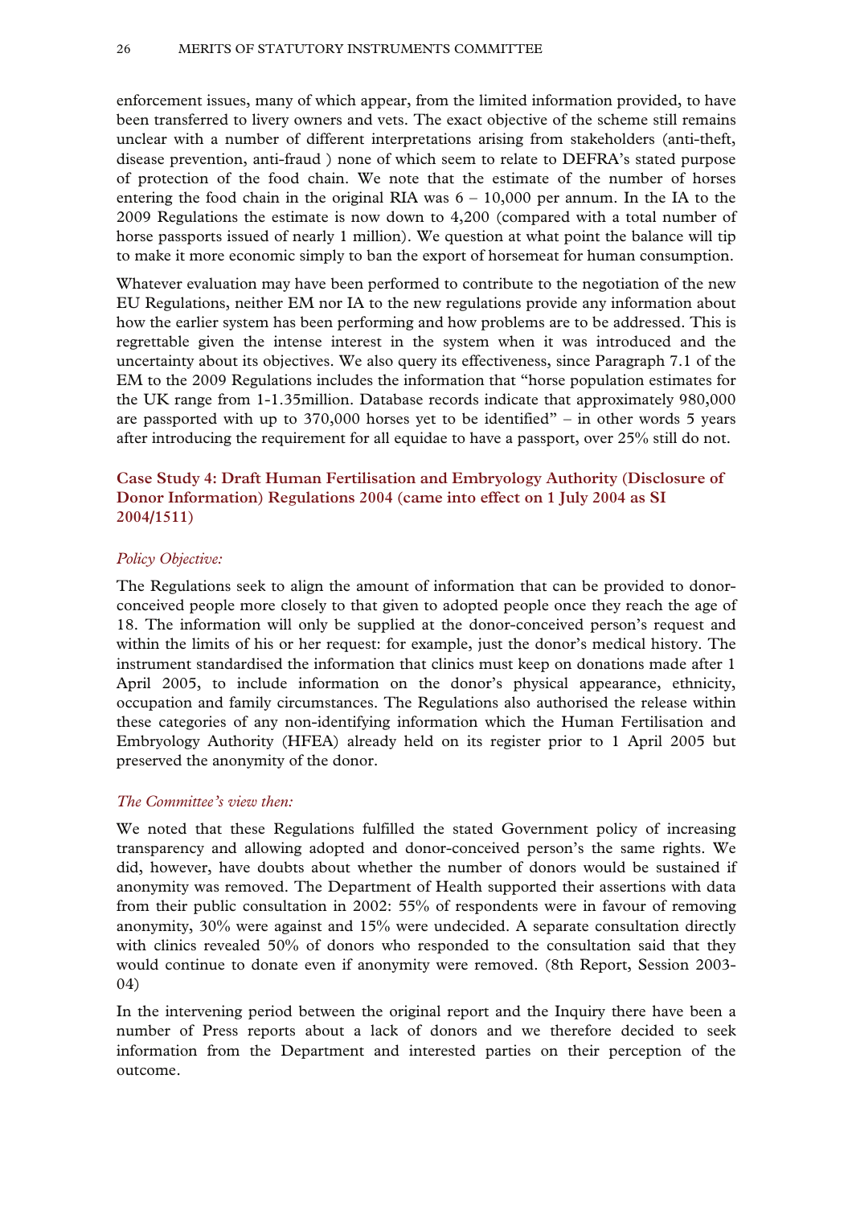enforcement issues, many of which appear, from the limited information provided, to have been transferred to livery owners and vets. The exact objective of the scheme still remains unclear with a number of different interpretations arising from stakeholders (anti-theft, disease prevention, anti-fraud ) none of which seem to relate to DEFRA's stated purpose of protection of the food chain. We note that the estimate of the number of horses entering the food chain in the original RIA was 6 – 10,000 per annum. In the IA to the 2009 Regulations the estimate is now down to 4,200 (compared with a total number of horse passports issued of nearly 1 million). We question at what point the balance will tip to make it more economic simply to ban the export of horsemeat for human consumption.

Whatever evaluation may have been performed to contribute to the negotiation of the new EU Regulations, neither EM nor IA to the new regulations provide any information about how the earlier system has been performing and how problems are to be addressed. This is regrettable given the intense interest in the system when it was introduced and the uncertainty about its objectives. We also query its effectiveness, since Paragraph 7.1 of the EM to the 2009 Regulations includes the information that "horse population estimates for the UK range from 1-1.35million. Database records indicate that approximately 980,000 are passported with up to 370,000 horses yet to be identified" – in other words 5 years after introducing the requirement for all equidae to have a passport, over 25% still do not.

### Case Study 4: Draft Human Fertilisation and Embryology Authority (Disclosure of Donor Information) Regulations 2004 (came into effect on 1 July 2004 as SI 2004/1511)

*Policy Objective:*

The Regulations seek to align the amount of information that can be provided to donor-conceived people more closely to that given to adopted people once they reach the age of 18. The information will only be supplied at the donor-conceived person's request and within the limits of his or her request: for example, just the donor's medical history. The instrument standardised the information that clinics must keep on donations made after 1 April 2005, to include information on the donor's physical appearance, ethnicity, occupation and family circumstances. The Regulations also authorised the release within these categories of any non-identifying information which the Human Fertilisation and Embryology Authority (HFEA) already held on its register prior to 1 April 2005 but preserved the anonymity of the donor.

*The Committee's view then:*

We noted that these Regulations fulfilled the stated Government policy of increasing transparency and allowing adopted and donor-conceived person's the same rights. We did, however, have doubts about whether the number of donors would be sustained if anonymity was removed. The Department of Health supported their assertions with data from their public consultation in 2002: 55% of respondents were in favour of removing anonymity, 30% were against and 15% were undecided. A separate consultation directly with clinics revealed 50% of donors who responded to the consultation said that they would continue to donate even if anonymity were removed. (8th Report, Session 2003-04)

In the intervening period between the original report and the Inquiry there have been a number of Press reports about a lack of donors and we therefore decided to seek information from the Department and interested parties on their perception of the outcome.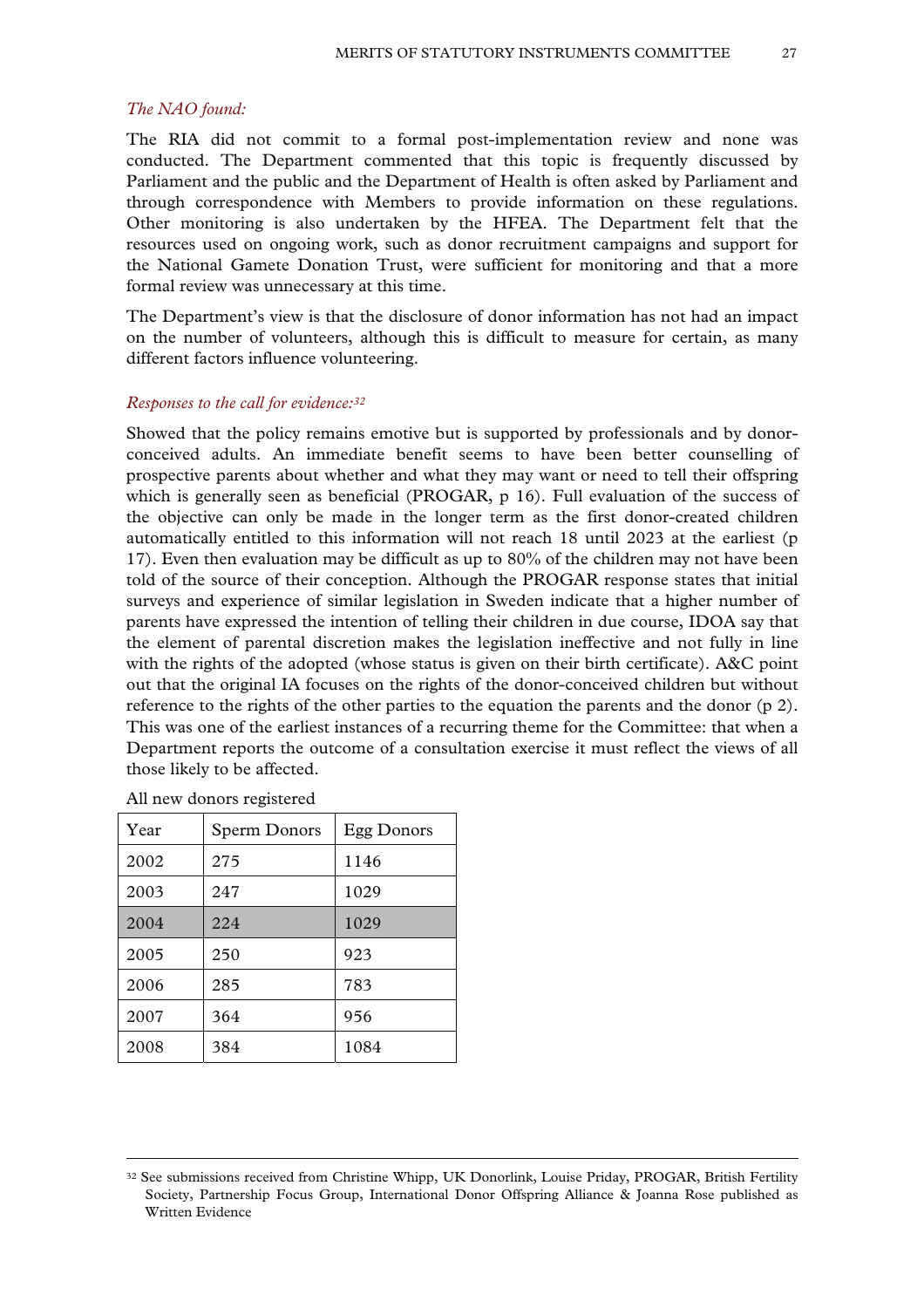*The NAO found:*

The RIA did not commit to a formal post-implementation review and none was conducted. The Department commented that this topic is frequently discussed by Parliament and the public and the Department of Health is often asked by Parliament and through correspondence with Members to provide information on these regulations. Other monitoring is also undertaken by the HFEA. The Department felt that the resources used on ongoing work, such as donor recruitment campaigns and support for the National Gamete Donation Trust, were sufficient for monitoring and that a more formal review was unnecessary at this time.

The Department's view is that the disclosure of donor information has not had an impact on the number of volunteers, although this is difficult to measure for certain, as many different factors influence volunteering.

*Responses to the call for evidence:*[32]

Showed that the policy remains emotive but is supported by professionals and by donor-conceived adults. An immediate benefit seems to have been better counselling of prospective parents about whether and what they may want or need to tell their offspring which is generally seen as beneficial (PROGAR, p 16). Full evaluation of the success of the objective can only be made in the longer term as the first donor-created children automatically entitled to this information will not reach 18 until 2023 at the earliest (p 17). Even then evaluation may be difficult as up to 80% of the children may not have been told of the source of their conception. Although the PROGAR response states that initial surveys and experience of similar legislation in Sweden indicate that a higher number of parents have expressed the intention of telling their children in due course, IDOA say that the element of parental discretion makes the legislation ineffective and not fully in line with the rights of the adopted (whose status is given on their birth certificate). A&C point out that the original IA focuses on the rights of the donor-conceived children but without reference to the rights of the other parties to the equation the parents and the donor (p 2). This was one of the earliest instances of a recurring theme for the Committee: that when a Department reports the outcome of a consultation exercise it must reflect the views of all those likely to be affected.

All new donors registered

| Year | Sperm Donors | Egg Donors |
|---|---|---|
| 2002 | 275 | 1146 |
| 2003 | 247 | 1029 |
| 2004 | 224 | 1029 |
| 2005 | 250 | 923 |
| 2006 | 285 | 783 |
| 2007 | 364 | 956 |
| 2008 | 384 | 1084 |

[32] See submissions received from Christine Whipp, UK Donorlink, Louise Priday, PROGAR, British Fertility Society, Partnership Focus Group, International Donor Offspring Alliance & Joanna Rose published as Written Evidence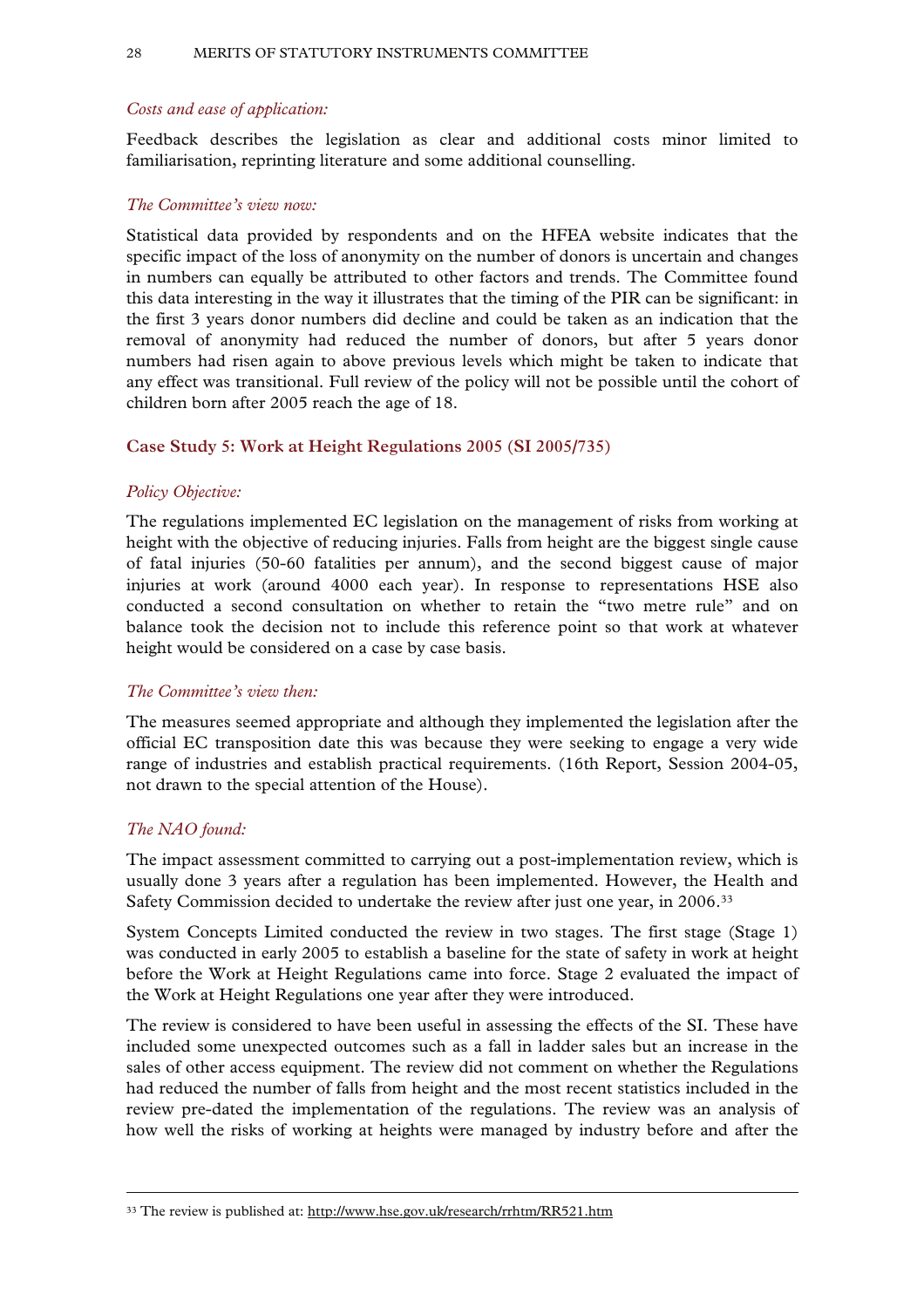*Costs and ease of application:*

Feedback describes the legislation as clear and additional costs minor limited to familiarisation, reprinting literature and some additional counselling.

*The Committee's view now:*

Statistical data provided by respondents and on the HFEA website indicates that the specific impact of the loss of anonymity on the number of donors is uncertain and changes in numbers can equally be attributed to other factors and trends. The Committee found this data interesting in the way it illustrates that the timing of the PIR can be significant: in the first 3 years donor numbers did decline and could be taken as an indication that the removal of anonymity had reduced the number of donors, but after 5 years donor numbers had risen again to above previous levels which might be taken to indicate that any effect was transitional. Full review of the policy will not be possible until the cohort of children born after 2005 reach the age of 18.

### Case Study 5: Work at Height Regulations 2005 (SI 2005/735)

*Policy Objective:*

The regulations implemented EC legislation on the management of risks from working at height with the objective of reducing injuries. Falls from height are the biggest single cause of fatal injuries (50-60 fatalities per annum), and the second biggest cause of major injuries at work (around 4000 each year). In response to representations HSE also conducted a second consultation on whether to retain the "two metre rule" and on balance took the decision not to include this reference point so that work at whatever height would be considered on a case by case basis.

*The Committee's view then:*

The measures seemed appropriate and although they implemented the legislation after the official EC transposition date this was because they were seeking to engage a very wide range of industries and establish practical requirements. (16th Report, Session 2004-05, not drawn to the special attention of the House).

*The NAO found:*

The impact assessment committed to carrying out a post-implementation review, which is usually done 3 years after a regulation has been implemented. However, the Health and Safety Commission decided to undertake the review after just one year, in 2006.[33]

System Concepts Limited conducted the review in two stages. The first stage (Stage 1) was conducted in early 2005 to establish a baseline for the state of safety in work at height before the Work at Height Regulations came into force. Stage 2 evaluated the impact of the Work at Height Regulations one year after they were introduced.

The review is considered to have been useful in assessing the effects of the SI. These have included some unexpected outcomes such as a fall in ladder sales but an increase in the sales of other access equipment. The review did not comment on whether the Regulations had reduced the number of falls from height and the most recent statistics included in the review pre-dated the implementation of the regulations. The review was an analysis of how well the risks of working at heights were managed by industry before and after the

[33] The review is published at: http://www.hse.gov.uk/research/rrhtm/RR521.htm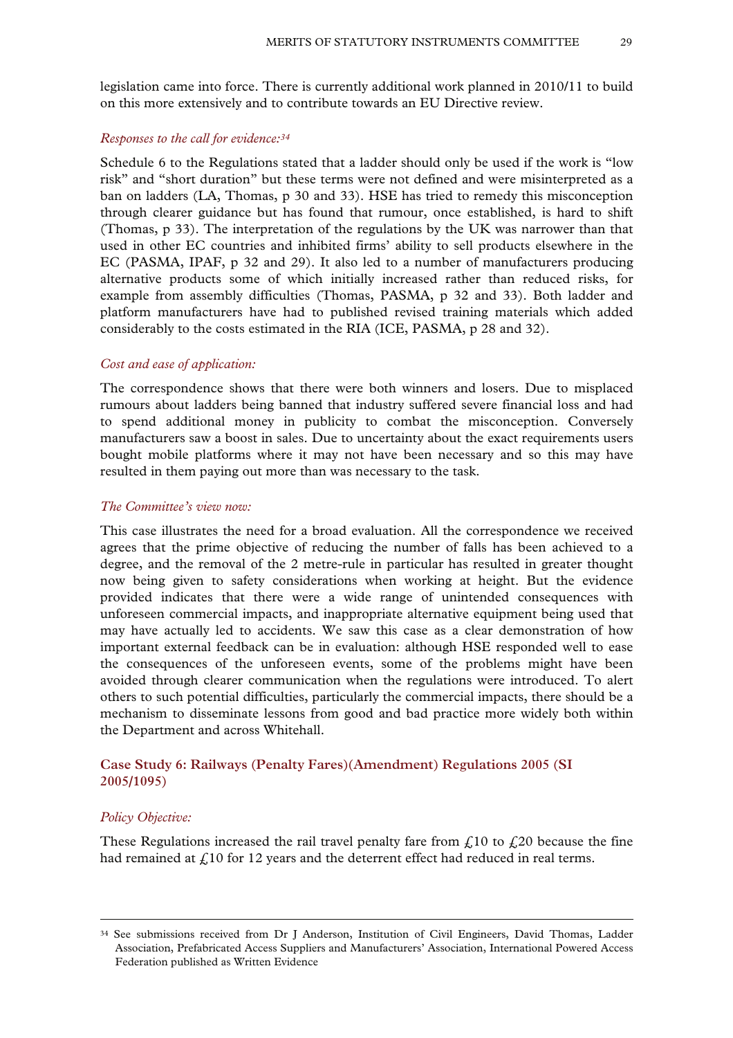legislation came into force. There is currently additional work planned in 2010/11 to build on this more extensively and to contribute towards an EU Directive review.

*Responses to the call for evidence:*[34]

Schedule 6 to the Regulations stated that a ladder should only be used if the work is "low risk" and "short duration" but these terms were not defined and were misinterpreted as a ban on ladders (LA, Thomas, p 30 and 33). HSE has tried to remedy this misconception through clearer guidance but has found that rumour, once established, is hard to shift (Thomas, p 33). The interpretation of the regulations by the UK was narrower than that used in other EC countries and inhibited firms' ability to sell products elsewhere in the EC (PASMA, IPAF, p 32 and 29). It also led to a number of manufacturers producing alternative products some of which initially increased rather than reduced risks, for example from assembly difficulties (Thomas, PASMA, p 32 and 33). Both ladder and platform manufacturers have had to published revised training materials which added considerably to the costs estimated in the RIA (ICE, PASMA, p 28 and 32).

*Cost and ease of application:*

The correspondence shows that there were both winners and losers. Due to misplaced rumours about ladders being banned that industry suffered severe financial loss and had to spend additional money in publicity to combat the misconception. Conversely manufacturers saw a boost in sales. Due to uncertainty about the exact requirements users bought mobile platforms where it may not have been necessary and so this may have resulted in them paying out more than was necessary to the task.

*The Committee's view now:*

This case illustrates the need for a broad evaluation. All the correspondence we received agrees that the prime objective of reducing the number of falls has been achieved to a degree, and the removal of the 2 metre-rule in particular has resulted in greater thought now being given to safety considerations when working at height. But the evidence provided indicates that there were a wide range of unintended consequences with unforeseen commercial impacts, and inappropriate alternative equipment being used that may have actually led to accidents. We saw this case as a clear demonstration of how important external feedback can be in evaluation: although HSE responded well to ease the consequences of the unforeseen events, some of the problems might have been avoided through clearer communication when the regulations were introduced. To alert others to such potential difficulties, particularly the commercial impacts, there should be a mechanism to disseminate lessons from good and bad practice more widely both within the Department and across Whitehall.

### Case Study 6: Railways (Penalty Fares)(Amendment) Regulations 2005 (SI 2005/1095)

*Policy Objective:*

These Regulations increased the rail travel penalty fare from £10 to £20 because the fine had remained at £10 for 12 years and the deterrent effect had reduced in real terms.

---

[34] See submissions received from Dr J Anderson, Institution of Civil Engineers, David Thomas, Ladder Association, Prefabricated Access Suppliers and Manufacturers' Association, International Powered Access Federation published as Written Evidence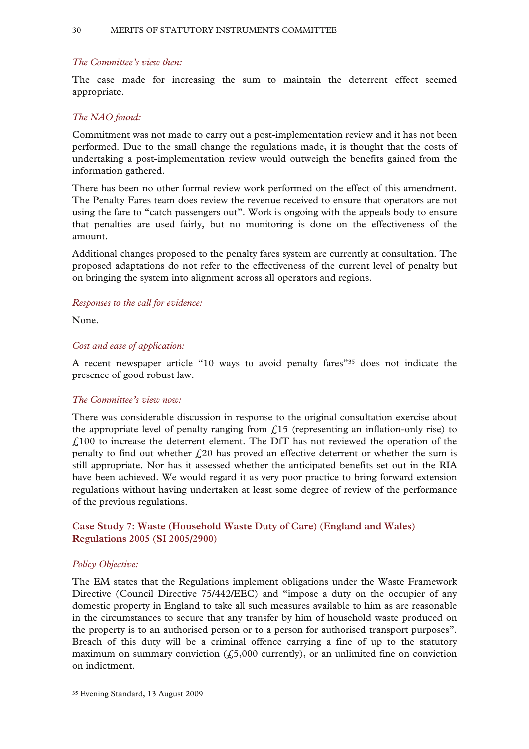*The Committee's view then:*

The case made for increasing the sum to maintain the deterrent effect seemed appropriate.

*The NAO found:*

Commitment was not made to carry out a post-implementation review and it has not been performed. Due to the small change the regulations made, it is thought that the costs of undertaking a post-implementation review would outweigh the benefits gained from the information gathered.

There has been no other formal review work performed on the effect of this amendment. The Penalty Fares team does review the revenue received to ensure that operators are not using the fare to "catch passengers out". Work is ongoing with the appeals body to ensure that penalties are used fairly, but no monitoring is done on the effectiveness of the amount.

Additional changes proposed to the penalty fares system are currently at consultation. The proposed adaptations do not refer to the effectiveness of the current level of penalty but on bringing the system into alignment across all operators and regions.

*Responses to the call for evidence:*

None.

*Cost and ease of application:*

A recent newspaper article "10 ways to avoid penalty fares"[35] does not indicate the presence of good robust law.

*The Committee's view now:*

There was considerable discussion in response to the original consultation exercise about the appropriate level of penalty ranging from £15 (representing an inflation-only rise) to £100 to increase the deterrent element. The DfT has not reviewed the operation of the penalty to find out whether £20 has proved an effective deterrent or whether the sum is still appropriate. Nor has it assessed whether the anticipated benefits set out in the RIA have been achieved. We would regard it as very poor practice to bring forward extension regulations without having undertaken at least some degree of review of the performance of the previous regulations.

### Case Study 7: Waste (Household Waste Duty of Care) (England and Wales) Regulations 2005 (SI 2005/2900)

*Policy Objective:*

The EM states that the Regulations implement obligations under the Waste Framework Directive (Council Directive 75/442/EEC) and "impose a duty on the occupier of any domestic property in England to take all such measures available to him as are reasonable in the circumstances to secure that any transfer by him of household waste produced on the property is to an authorised person or to a person for authorised transport purposes". Breach of this duty will be a criminal offence carrying a fine of up to the statutory maximum on summary conviction (£5,000 currently), or an unlimited fine on conviction on indictment.

---

[35] Evening Standard, 13 August 2009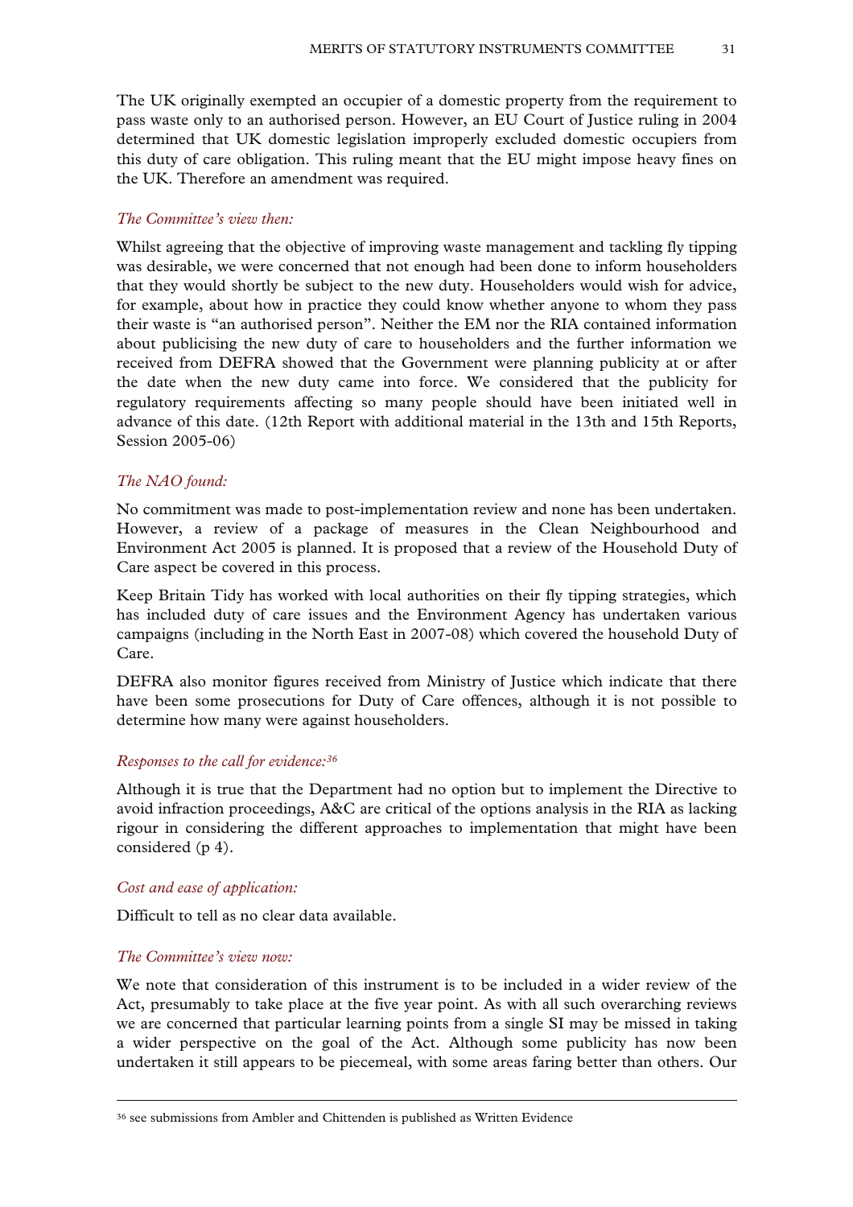The UK originally exempted an occupier of a domestic property from the requirement to pass waste only to an authorised person. However, an EU Court of Justice ruling in 2004 determined that UK domestic legislation improperly excluded domestic occupiers from this duty of care obligation. This ruling meant that the EU might impose heavy fines on the UK. Therefore an amendment was required.

*The Committee's view then:*

Whilst agreeing that the objective of improving waste management and tackling fly tipping was desirable, we were concerned that not enough had been done to inform householders that they would shortly be subject to the new duty. Householders would wish for advice, for example, about how in practice they could know whether anyone to whom they pass their waste is "an authorised person". Neither the EM nor the RIA contained information about publicising the new duty of care to householders and the further information we received from DEFRA showed that the Government were planning publicity at or after the date when the new duty came into force. We considered that the publicity for regulatory requirements affecting so many people should have been initiated well in advance of this date. (12th Report with additional material in the 13th and 15th Reports, Session 2005-06)

*The NAO found:*

No commitment was made to post-implementation review and none has been undertaken. However, a review of a package of measures in the Clean Neighbourhood and Environment Act 2005 is planned. It is proposed that a review of the Household Duty of Care aspect be covered in this process.

Keep Britain Tidy has worked with local authorities on their fly tipping strategies, which has included duty of care issues and the Environment Agency has undertaken various campaigns (including in the North East in 2007-08) which covered the household Duty of Care.

DEFRA also monitor figures received from Ministry of Justice which indicate that there have been some prosecutions for Duty of Care offences, although it is not possible to determine how many were against householders.

*Responses to the call for evidence:*[36]

Although it is true that the Department had no option but to implement the Directive to avoid infraction proceedings, A&C are critical of the options analysis in the RIA as lacking rigour in considering the different approaches to implementation that might have been considered (p 4).

*Cost and ease of application:*

Difficult to tell as no clear data available.

*The Committee's view now:*

We note that consideration of this instrument is to be included in a wider review of the Act, presumably to take place at the five year point. As with all such overarching reviews we are concerned that particular learning points from a single SI may be missed in taking a wider perspective on the goal of the Act. Although some publicity has now been undertaken it still appears to be piecemeal, with some areas faring better than others. Our

[36] see submissions from Ambler and Chittenden is published as Written Evidence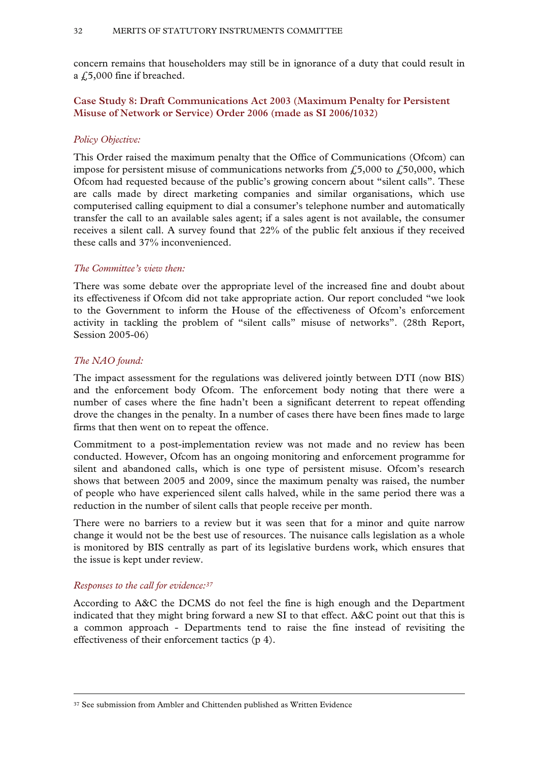concern remains that householders may still be in ignorance of a duty that could result in a £5,000 fine if breached.

### Case Study 8: Draft Communications Act 2003 (Maximum Penalty for Persistent Misuse of Network or Service) Order 2006 (made as SI 2006/1032)

*Policy Objective:*

This Order raised the maximum penalty that the Office of Communications (Ofcom) can impose for persistent misuse of communications networks from £5,000 to £50,000, which Ofcom had requested because of the public's growing concern about "silent calls". These are calls made by direct marketing companies and similar organisations, which use computerised calling equipment to dial a consumer's telephone number and automatically transfer the call to an available sales agent; if a sales agent is not available, the consumer receives a silent call. A survey found that 22% of the public felt anxious if they received these calls and 37% inconvenienced.

*The Committee's view then:*

There was some debate over the appropriate level of the increased fine and doubt about its effectiveness if Ofcom did not take appropriate action. Our report concluded "we look to the Government to inform the House of the effectiveness of Ofcom's enforcement activity in tackling the problem of "silent calls" misuse of networks". (28th Report, Session 2005-06)

*The NAO found:*

The impact assessment for the regulations was delivered jointly between DTI (now BIS) and the enforcement body Ofcom. The enforcement body noting that there were a number of cases where the fine hadn't been a significant deterrent to repeat offending drove the changes in the penalty. In a number of cases there have been fines made to large firms that then went on to repeat the offence.

Commitment to a post-implementation review was not made and no review has been conducted. However, Ofcom has an ongoing monitoring and enforcement programme for silent and abandoned calls, which is one type of persistent misuse. Ofcom's research shows that between 2005 and 2009, since the maximum penalty was raised, the number of people who have experienced silent calls halved, while in the same period there was a reduction in the number of silent calls that people receive per month.

There were no barriers to a review but it was seen that for a minor and quite narrow change it would not be the best use of resources. The nuisance calls legislation as a whole is monitored by BIS centrally as part of its legislative burdens work, which ensures that the issue is kept under review.

*Responses to the call for evidence:*[37]

According to A&C the DCMS do not feel the fine is high enough and the Department indicated that they might bring forward a new SI to that effect. A&C point out that this is a common approach - Departments tend to raise the fine instead of revisiting the effectiveness of their enforcement tactics (p 4).

---

[37] See submission from Ambler and Chittenden published as Written Evidence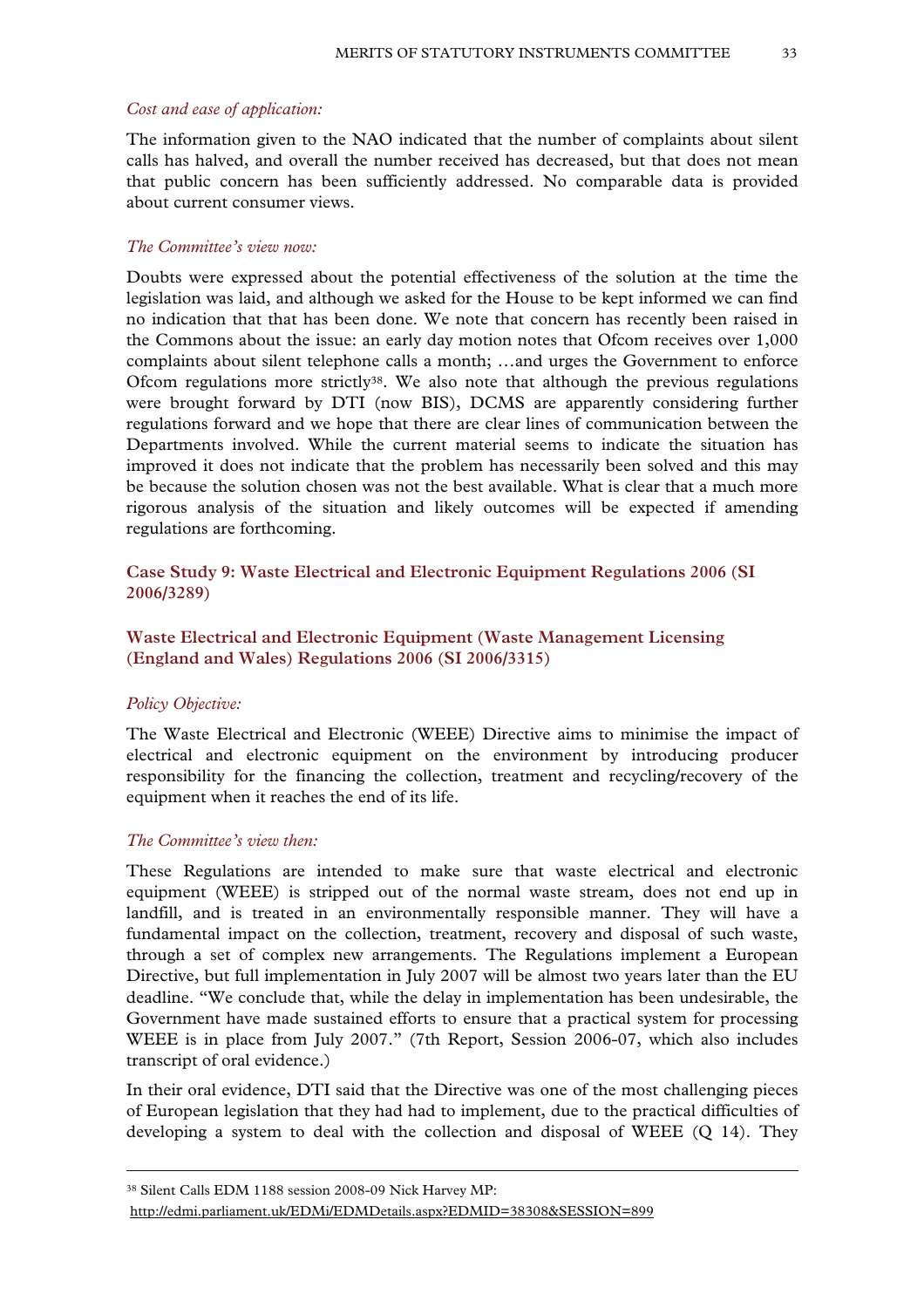*Cost and ease of application:*

The information given to the NAO indicated that the number of complaints about silent calls has halved, and overall the number received has decreased, but that does not mean that public concern has been sufficiently addressed. No comparable data is provided about current consumer views.

*The Committee's view now:*

Doubts were expressed about the potential effectiveness of the solution at the time the legislation was laid, and although we asked for the House to be kept informed we can find no indication that that has been done. We note that concern has recently been raised in the Commons about the issue: an early day motion notes that Ofcom receives over 1,000 complaints about silent telephone calls a month; …and urges the Government to enforce Ofcom regulations more strictly[38]. We also note that although the previous regulations were brought forward by DTI (now BIS), DCMS are apparently considering further regulations forward and we hope that there are clear lines of communication between the Departments involved. While the current material seems to indicate the situation has improved it does not indicate that the problem has necessarily been solved and this may be because the solution chosen was not the best available. What is clear that a much more rigorous analysis of the situation and likely outcomes will be expected if amending regulations are forthcoming.

### Case Study 9: Waste Electrical and Electronic Equipment Regulations 2006 (SI 2006/3289)

### Waste Electrical and Electronic Equipment (Waste Management Licensing (England and Wales) Regulations 2006 (SI 2006/3315)

*Policy Objective:*

The Waste Electrical and Electronic (WEEE) Directive aims to minimise the impact of electrical and electronic equipment on the environment by introducing producer responsibility for the financing the collection, treatment and recycling/recovery of the equipment when it reaches the end of its life.

*The Committee's view then:*

These Regulations are intended to make sure that waste electrical and electronic equipment (WEEE) is stripped out of the normal waste stream, does not end up in landfill, and is treated in an environmentally responsible manner. They will have a fundamental impact on the collection, treatment, recovery and disposal of such waste, through a set of complex new arrangements. The Regulations implement a European Directive, but full implementation in July 2007 will be almost two years later than the EU deadline. "We conclude that, while the delay in implementation has been undesirable, the Government have made sustained efforts to ensure that a practical system for processing WEEE is in place from July 2007." (7th Report, Session 2006-07, which also includes transcript of oral evidence.)

In their oral evidence, DTI said that the Directive was one of the most challenging pieces of European legislation that they had had to implement, due to the practical difficulties of developing a system to deal with the collection and disposal of WEEE (Q 14). They

---

[38] Silent Calls EDM 1188 session 2008-09 Nick Harvey MP: http://edmi.parliament.uk/EDMi/EDMDetails.aspx?EDMID=38308&SESSION=899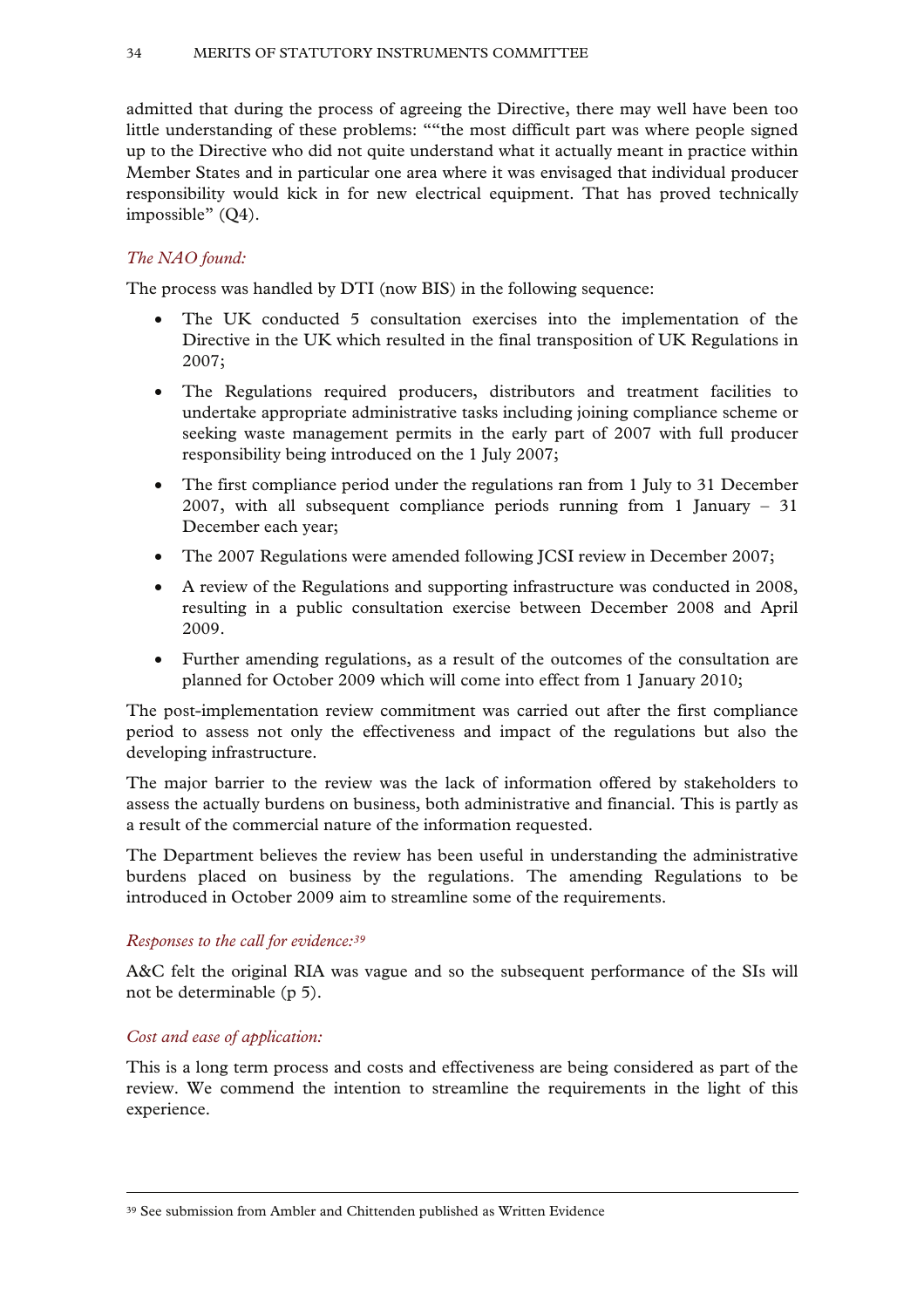admitted that during the process of agreeing the Directive, there may well have been too little understanding of these problems: ""the most difficult part was where people signed up to the Directive who did not quite understand what it actually meant in practice within Member States and in particular one area where it was envisaged that individual producer responsibility would kick in for new electrical equipment. That has proved technically impossible" (Q4).

*The NAO found:*

The process was handled by DTI (now BIS) in the following sequence:

- The UK conducted 5 consultation exercises into the implementation of the Directive in the UK which resulted in the final transposition of UK Regulations in 2007;
- The Regulations required producers, distributors and treatment facilities to undertake appropriate administrative tasks including joining compliance scheme or seeking waste management permits in the early part of 2007 with full producer responsibility being introduced on the 1 July 2007;
- The first compliance period under the regulations ran from 1 July to 31 December 2007, with all subsequent compliance periods running from 1 January – 31 December each year;
- The 2007 Regulations were amended following JCSI review in December 2007;
- A review of the Regulations and supporting infrastructure was conducted in 2008, resulting in a public consultation exercise between December 2008 and April 2009.
- Further amending regulations, as a result of the outcomes of the consultation are planned for October 2009 which will come into effect from 1 January 2010;

The post-implementation review commitment was carried out after the first compliance period to assess not only the effectiveness and impact of the regulations but also the developing infrastructure.

The major barrier to the review was the lack of information offered by stakeholders to assess the actually burdens on business, both administrative and financial. This is partly as a result of the commercial nature of the information requested.

The Department believes the review has been useful in understanding the administrative burdens placed on business by the regulations. The amending Regulations to be introduced in October 2009 aim to streamline some of the requirements.

*Responses to the call for evidence:*[39]

A&C felt the original RIA was vague and so the subsequent performance of the SIs will not be determinable (p 5).

*Cost and ease of application:*

This is a long term process and costs and effectiveness are being considered as part of the review. We commend the intention to streamline the requirements in the light of this experience.

[39] See submission from Ambler and Chittenden published as Written Evidence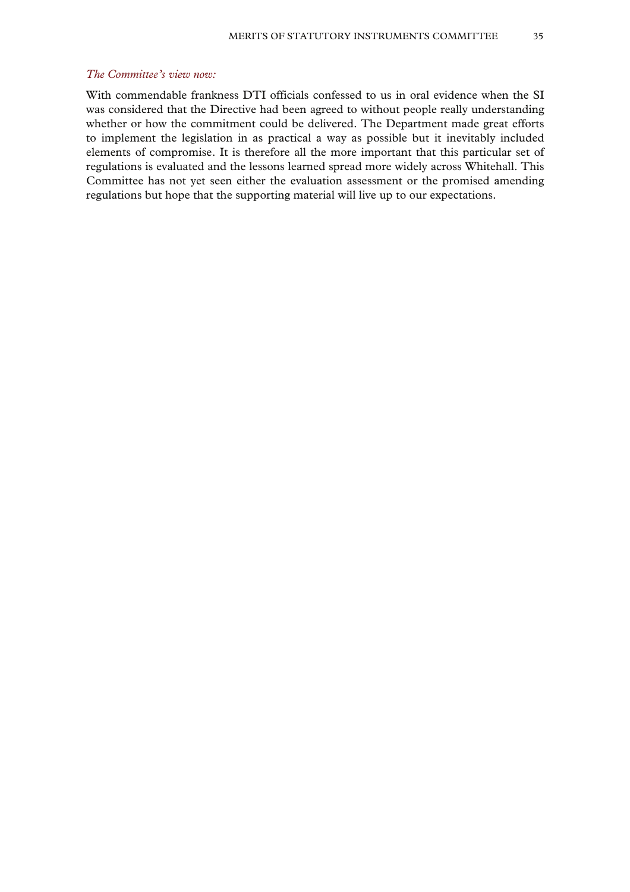*The Committee's view now:*

With commendable frankness DTI officials confessed to us in oral evidence when the SI was considered that the Directive had been agreed to without people really understanding whether or how the commitment could be delivered. The Department made great efforts to implement the legislation in as practical a way as possible but it inevitably included elements of compromise. It is therefore all the more important that this particular set of regulations is evaluated and the lessons learned spread more widely across Whitehall. This Committee has not yet seen either the evaluation assessment or the promised amending regulations but hope that the supporting material will live up to our expectations.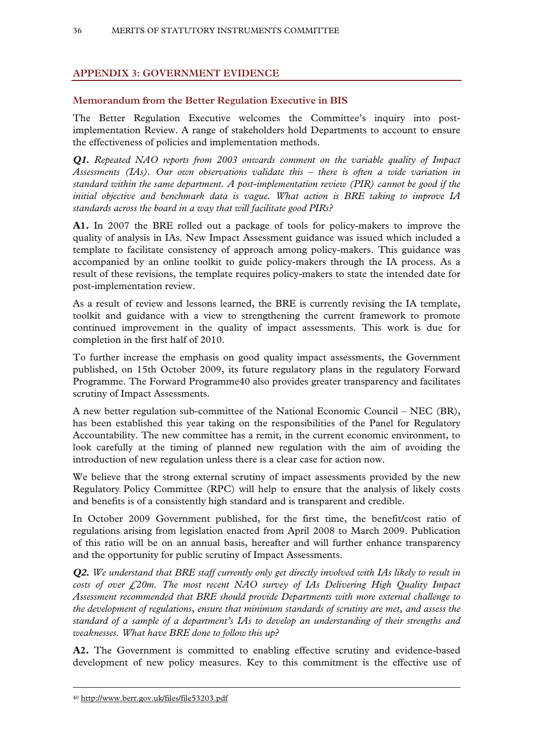## APPENDIX 3: GOVERNMENT EVIDENCE

### Memorandum from the Better Regulation Executive in BIS

The Better Regulation Executive welcomes the Committee's inquiry into post-implementation Review. A range of stakeholders hold Departments to account to ensure the effectiveness of policies and implementation methods.

***Q1.*** *Repeated NAO reports from 2003 onwards comment on the variable quality of Impact Assessments (IAs). Our own observations validate this – there is often a wide variation in standard within the same department. A post-implementation review (PIR) cannot be good if the initial objective and benchmark data is vague. What action is BRE taking to improve IA standards across the board in a way that will facilitate good PIRs?*

**A1.** In 2007 the BRE rolled out a package of tools for policy-makers to improve the quality of analysis in IAs. New Impact Assessment guidance was issued which included a template to facilitate consistency of approach among policy-makers. This guidance was accompanied by an online toolkit to guide policy-makers through the IA process. As a result of these revisions, the template requires policy-makers to state the intended date for post-implementation review.

As a result of review and lessons learned, the BRE is currently revising the IA template, toolkit and guidance with a view to strengthening the current framework to promote continued improvement in the quality of impact assessments. This work is due for completion in the first half of 2010.

To further increase the emphasis on good quality impact assessments, the Government published, on 15th October 2009, its future regulatory plans in the regulatory Forward Programme. The Forward Programme[40] also provides greater transparency and facilitates scrutiny of Impact Assessments.

A new better regulation sub-committee of the National Economic Council – NEC (BR), has been established this year taking on the responsibilities of the Panel for Regulatory Accountability. The new committee has a remit, in the current economic environment, to look carefully at the timing of planned new regulation with the aim of avoiding the introduction of new regulation unless there is a clear case for action now.

We believe that the strong external scrutiny of impact assessments provided by the new Regulatory Policy Committee (RPC) will help to ensure that the analysis of likely costs and benefits is of a consistently high standard and is transparent and credible.

In October 2009 Government published, for the first time, the benefit/cost ratio of regulations arising from legislation enacted from April 2008 to March 2009. Publication of this ratio will be on an annual basis, hereafter and will further enhance transparency and the opportunity for public scrutiny of Impact Assessments.

***Q2.*** *We understand that BRE staff currently only get directly involved with IAs likely to result in costs of over £20m. The most recent NAO survey of IAs Delivering High Quality Impact Assessment recommended that BRE should provide Departments with more external challenge to the development of regulations, ensure that minimum standards of scrutiny are met, and assess the standard of a sample of a department's IAs to develop an understanding of their strengths and weaknesses. What have BRE done to follow this up?*

**A2.** The Government is committed to enabling effective scrutiny and evidence-based development of new policy measures. Key to this commitment is the effective use of

---

[40] http://www.berr.gov.uk/files/file53203.pdf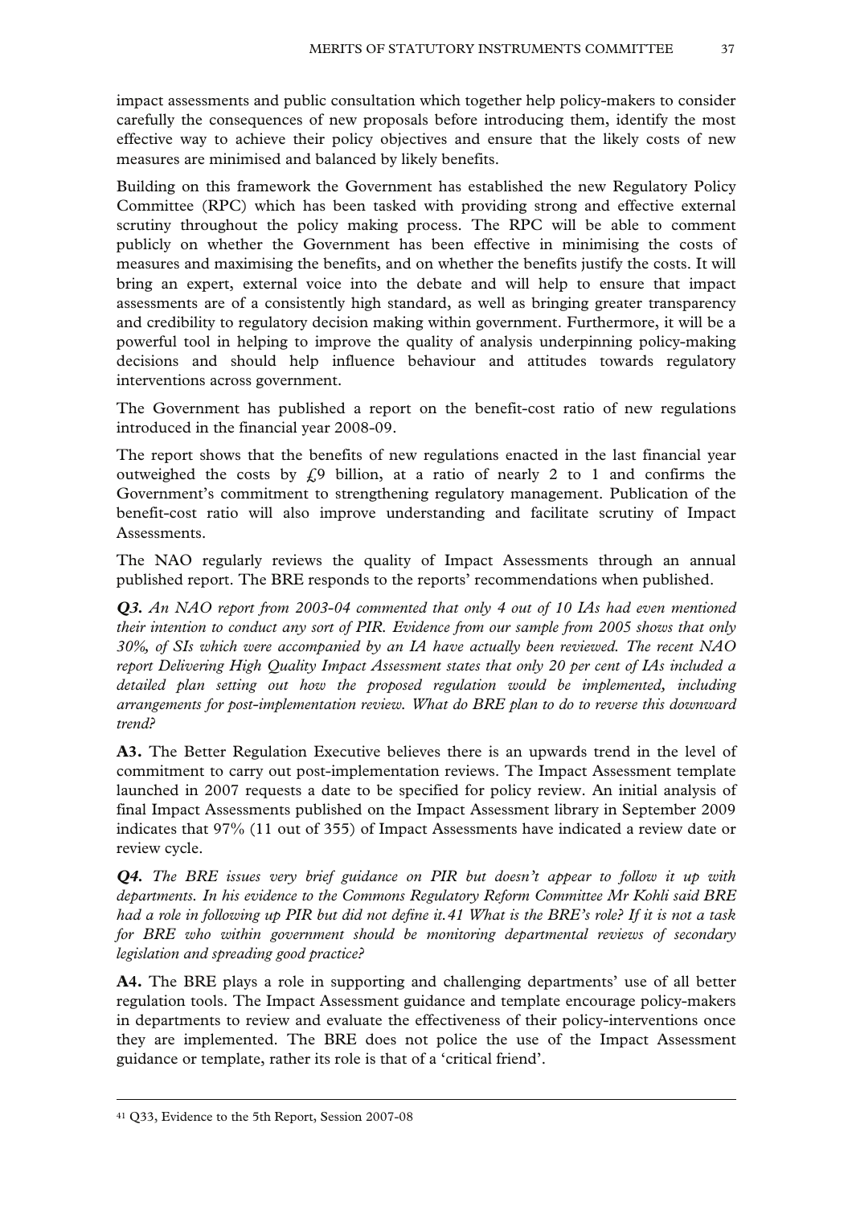impact assessments and public consultation which together help policy-makers to consider carefully the consequences of new proposals before introducing them, identify the most effective way to achieve their policy objectives and ensure that the likely costs of new measures are minimised and balanced by likely benefits.

Building on this framework the Government has established the new Regulatory Policy Committee (RPC) which has been tasked with providing strong and effective external scrutiny throughout the policy making process. The RPC will be able to comment publicly on whether the Government has been effective in minimising the costs of measures and maximising the benefits, and on whether the benefits justify the costs. It will bring an expert, external voice into the debate and will help to ensure that impact assessments are of a consistently high standard, as well as bringing greater transparency and credibility to regulatory decision making within government. Furthermore, it will be a powerful tool in helping to improve the quality of analysis underpinning policy-making decisions and should help influence behaviour and attitudes towards regulatory interventions across government.

The Government has published a report on the benefit-cost ratio of new regulations introduced in the financial year 2008-09.

The report shows that the benefits of new regulations enacted in the last financial year outweighed the costs by £9 billion, at a ratio of nearly 2 to 1 and confirms the Government's commitment to strengthening regulatory management. Publication of the benefit-cost ratio will also improve understanding and facilitate scrutiny of Impact Assessments.

The NAO regularly reviews the quality of Impact Assessments through an annual published report. The BRE responds to the reports' recommendations when published.

***Q3.*** *An NAO report from 2003-04 commented that only 4 out of 10 IAs had even mentioned their intention to conduct any sort of PIR. Evidence from our sample from 2005 shows that only 30%, of SIs which were accompanied by an IA have actually been reviewed. The recent NAO report Delivering High Quality Impact Assessment states that only 20 per cent of IAs included a detailed plan setting out how the proposed regulation would be implemented, including arrangements for post-implementation review. What do BRE plan to do to reverse this downward trend?*

**A3.** The Better Regulation Executive believes there is an upwards trend in the level of commitment to carry out post-implementation reviews. The Impact Assessment template launched in 2007 requests a date to be specified for policy review. An initial analysis of final Impact Assessments published on the Impact Assessment library in September 2009 indicates that 97% (11 out of 355) of Impact Assessments have indicated a review date or review cycle.

***Q4.*** *The BRE issues very brief guidance on PIR but doesn't appear to follow it up with departments. In his evidence to the Commons Regulatory Reform Committee Mr Kohli said BRE had a role in following up PIR but did not define it.[41] What is the BRE's role? If it is not a task for BRE who within government should be monitoring departmental reviews of secondary legislation and spreading good practice?*

**A4.** The BRE plays a role in supporting and challenging departments' use of all better regulation tools. The Impact Assessment guidance and template encourage policy-makers in departments to review and evaluate the effectiveness of their policy-interventions once they are implemented. The BRE does not police the use of the Impact Assessment guidance or template, rather its role is that of a 'critical friend'.

---

[41] Q33, Evidence to the 5th Report, Session 2007-08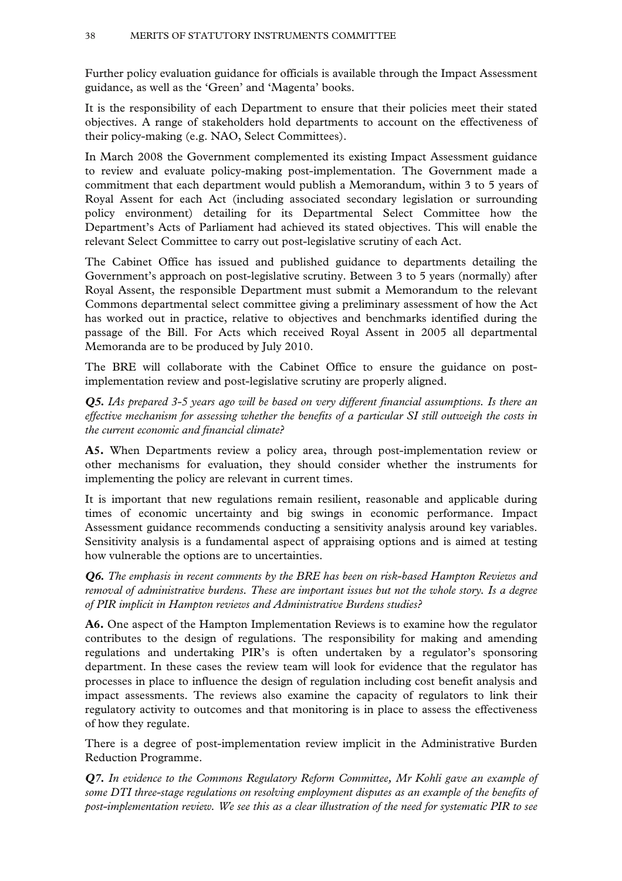Further policy evaluation guidance for officials is available through the Impact Assessment guidance, as well as the 'Green' and 'Magenta' books.

It is the responsibility of each Department to ensure that their policies meet their stated objectives. A range of stakeholders hold departments to account on the effectiveness of their policy-making (e.g. NAO, Select Committees).

In March 2008 the Government complemented its existing Impact Assessment guidance to review and evaluate policy-making post-implementation. The Government made a commitment that each department would publish a Memorandum, within 3 to 5 years of Royal Assent for each Act (including associated secondary legislation or surrounding policy environment) detailing for its Departmental Select Committee how the Department's Acts of Parliament had achieved its stated objectives. This will enable the relevant Select Committee to carry out post-legislative scrutiny of each Act.

The Cabinet Office has issued and published guidance to departments detailing the Government's approach on post-legislative scrutiny. Between 3 to 5 years (normally) after Royal Assent, the responsible Department must submit a Memorandum to the relevant Commons departmental select committee giving a preliminary assessment of how the Act has worked out in practice, relative to objectives and benchmarks identified during the passage of the Bill. For Acts which received Royal Assent in 2005 all departmental Memoranda are to be produced by July 2010.

The BRE will collaborate with the Cabinet Office to ensure the guidance on post-implementation review and post-legislative scrutiny are properly aligned.

***Q5.*** *IAs prepared 3-5 years ago will be based on very different financial assumptions. Is there an effective mechanism for assessing whether the benefits of a particular SI still outweigh the costs in the current economic and financial climate?*

**A5.** When Departments review a policy area, through post-implementation review or other mechanisms for evaluation, they should consider whether the instruments for implementing the policy are relevant in current times.

It is important that new regulations remain resilient, reasonable and applicable during times of economic uncertainty and big swings in economic performance. Impact Assessment guidance recommends conducting a sensitivity analysis around key variables. Sensitivity analysis is a fundamental aspect of appraising options and is aimed at testing how vulnerable the options are to uncertainties.

***Q6.*** *The emphasis in recent comments by the BRE has been on risk-based Hampton Reviews and removal of administrative burdens. These are important issues but not the whole story. Is a degree of PIR implicit in Hampton reviews and Administrative Burdens studies?*

**A6.** One aspect of the Hampton Implementation Reviews is to examine how the regulator contributes to the design of regulations. The responsibility for making and amending regulations and undertaking PIR's is often undertaken by a regulator's sponsoring department. In these cases the review team will look for evidence that the regulator has processes in place to influence the design of regulation including cost benefit analysis and impact assessments. The reviews also examine the capacity of regulators to link their regulatory activity to outcomes and that monitoring is in place to assess the effectiveness of how they regulate.

There is a degree of post-implementation review implicit in the Administrative Burden Reduction Programme.

***Q7.*** *In evidence to the Commons Regulatory Reform Committee, Mr Kohli gave an example of some DTI three-stage regulations on resolving employment disputes as an example of the benefits of post-implementation review. We see this as a clear illustration of the need for systematic PIR to see*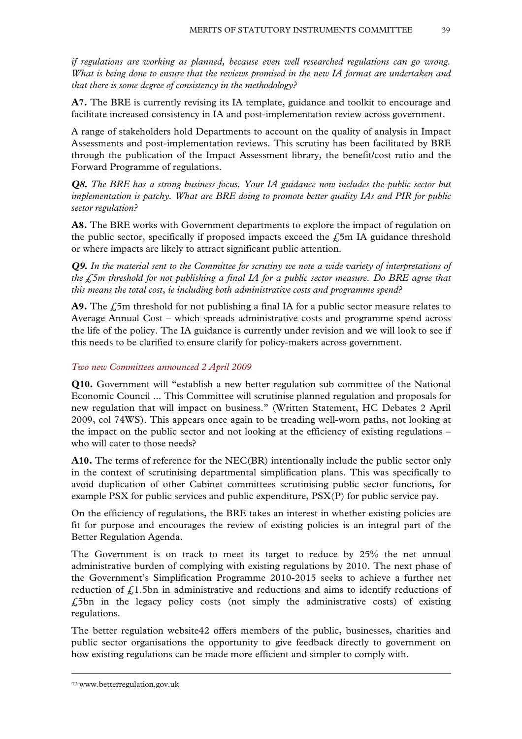*if regulations are working as planned, because even well researched regulations can go wrong. What is being done to ensure that the reviews promised in the new IA format are undertaken and that there is some degree of consistency in the methodology?*

**A7.** The BRE is currently revising its IA template, guidance and toolkit to encourage and facilitate increased consistency in IA and post-implementation review across government.

A range of stakeholders hold Departments to account on the quality of analysis in Impact Assessments and post-implementation reviews. This scrutiny has been facilitated by BRE through the publication of the Impact Assessment library, the benefit/cost ratio and the Forward Programme of regulations.

***Q8.*** *The BRE has a strong business focus. Your IA guidance now includes the public sector but implementation is patchy. What are BRE doing to promote better quality IAs and PIR for public sector regulation?*

**A8.** The BRE works with Government departments to explore the impact of regulation on the public sector, specifically if proposed impacts exceed the £5m IA guidance threshold or where impacts are likely to attract significant public attention.

***Q9.*** *In the material sent to the Committee for scrutiny we note a wide variety of interpretations of the £5m threshold for not publishing a final IA for a public sector measure. Do BRE agree that this means the total cost, ie including both administrative costs and programme spend?*

**A9.** The £5m threshold for not publishing a final IA for a public sector measure relates to Average Annual Cost – which spreads administrative costs and programme spend across the life of the policy. The IA guidance is currently under revision and we will look to see if this needs to be clarified to ensure clarify for policy-makers across government.

### *Two new Committees announced 2 April 2009*

**Q10.** Government will "establish a new better regulation sub committee of the National Economic Council ... This Committee will scrutinise planned regulation and proposals for new regulation that will impact on business." (Written Statement, HC Debates 2 April 2009, col 74WS). This appears once again to be treading well-worn paths, not looking at the impact on the public sector and not looking at the efficiency of existing regulations – who will cater to those needs?

**A10.** The terms of reference for the NEC(BR) intentionally include the public sector only in the context of scrutinising departmental simplification plans. This was specifically to avoid duplication of other Cabinet committees scrutinising public sector functions, for example PSX for public services and public expenditure, PSX(P) for public service pay.

On the efficiency of regulations, the BRE takes an interest in whether existing policies are fit for purpose and encourages the review of existing policies is an integral part of the Better Regulation Agenda.

The Government is on track to meet its target to reduce by 25% the net annual administrative burden of complying with existing regulations by 2010. The next phase of the Government's Simplification Programme 2010-2015 seeks to achieve a further net reduction of £1.5bn in administrative and reductions and aims to identify reductions of £5bn in the legacy policy costs (not simply the administrative costs) of existing regulations.

The better regulation website[42] offers members of the public, businesses, charities and public sector organisations the opportunity to give feedback directly to government on how existing regulations can be made more efficient and simpler to comply with.

---

[42] www.betterregulation.gov.uk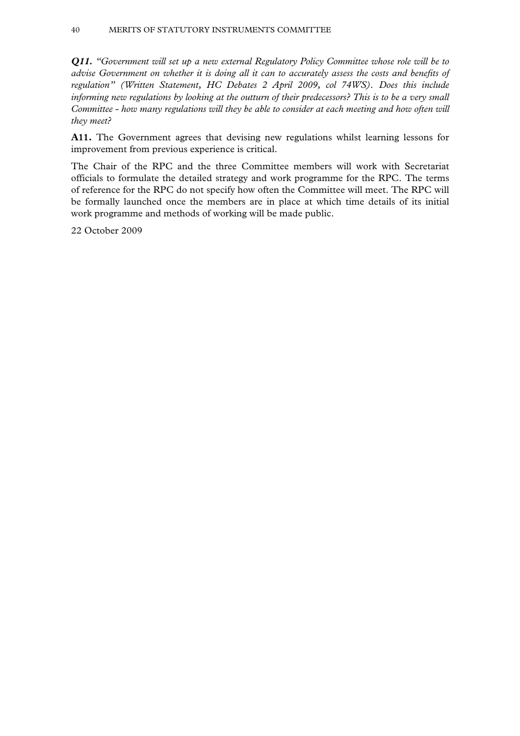***Q11.*** *"Government will set up a new external Regulatory Policy Committee whose role will be to advise Government on whether it is doing all it can to accurately assess the costs and benefits of regulation" (Written Statement, HC Debates 2 April 2009, col 74WS). Does this include informing new regulations by looking at the outturn of their predecessors? This is to be a very small Committee - how many regulations will they be able to consider at each meeting and how often will they meet?*

**A11.** The Government agrees that devising new regulations whilst learning lessons for improvement from previous experience is critical.

The Chair of the RPC and the three Committee members will work with Secretariat officials to formulate the detailed strategy and work programme for the RPC. The terms of reference for the RPC do not specify how often the Committee will meet. The RPC will be formally launched once the members are in place at which time details of its initial work programme and methods of working will be made public.

22 October 2009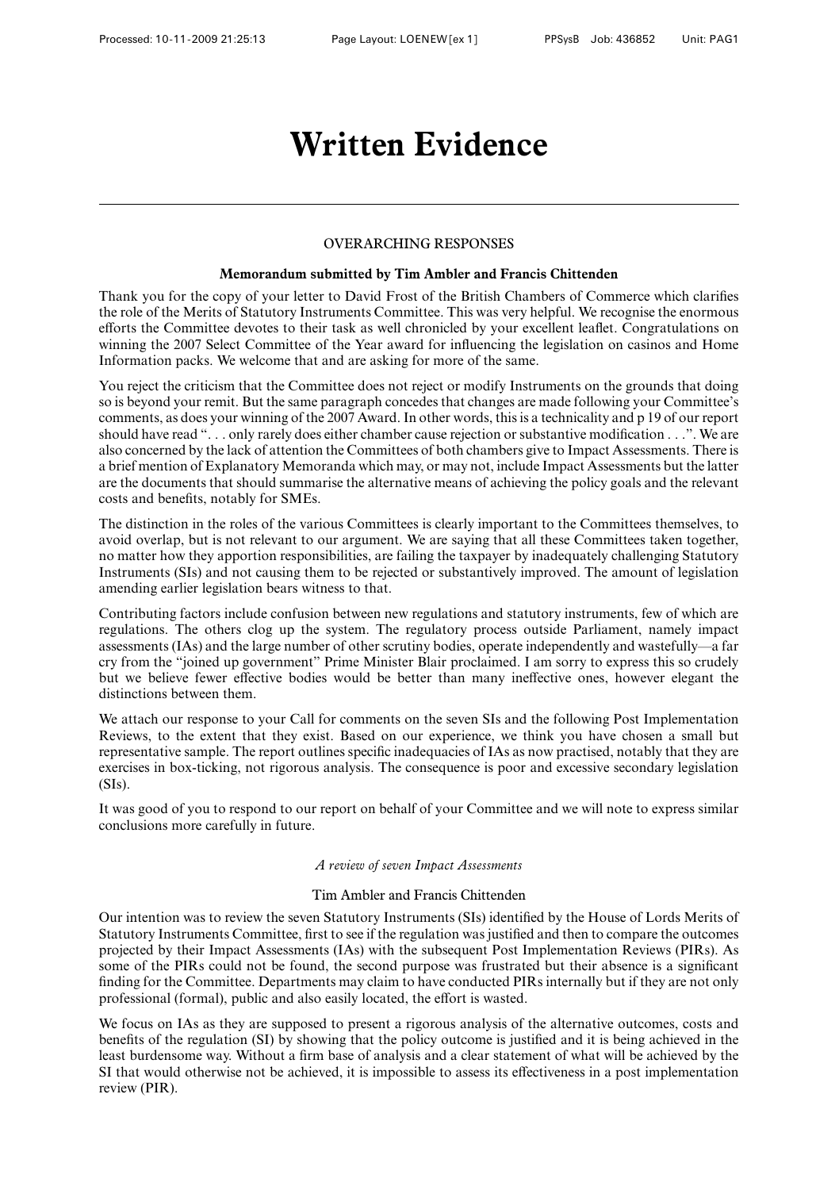# Written Evidence

---

OVERARCHING RESPONSES

**Memorandum submitted by Tim Ambler and Francis Chittenden**

Thank you for the copy of your letter to David Frost of the British Chambers of Commerce which clarifies the role of the Merits of Statutory Instruments Committee. This was very helpful. We recognise the enormous efforts the Committee devotes to their task as well chronicled by your excellent leaflet. Congratulations on winning the 2007 Select Committee of the Year award for influencing the legislation on casinos and Home Information packs. We welcome that and are asking for more of the same.

You reject the criticism that the Committee does not reject or modify Instruments on the grounds that doing so is beyond your remit. But the same paragraph concedes that changes are made following your Committee's comments, as does your winning of the 2007 Award. In other words, this is a technicality and p 19 of our report should have read ". . . only rarely does either chamber cause rejection or substantive modification . . .". We are also concerned by the lack of attention the Committees of both chambers give to Impact Assessments. There is a brief mention of Explanatory Memoranda which may, or may not, include Impact Assessments but the latter are the documents that should summarise the alternative means of achieving the policy goals and the relevant costs and benefits, notably for SMEs.

The distinction in the roles of the various Committees is clearly important to the Committees themselves, to avoid overlap, but is not relevant to our argument. We are saying that all these Committees taken together, no matter how they apportion responsibilities, are failing the taxpayer by inadequately challenging Statutory Instruments (SIs) and not causing them to be rejected or substantively improved. The amount of legislation amending earlier legislation bears witness to that.

Contributing factors include confusion between new regulations and statutory instruments, few of which are regulations. The others clog up the system. The regulatory process outside Parliament, namely impact assessments (IAs) and the large number of other scrutiny bodies, operate independently and wastefully—a far cry from the "joined up government" Prime Minister Blair proclaimed. I am sorry to express this so crudely but we believe fewer effective bodies would be better than many ineffective ones, however elegant the distinctions between them.

We attach our response to your Call for comments on the seven SIs and the following Post Implementation Reviews, to the extent that they exist. Based on our experience, we think you have chosen a small but representative sample. The report outlines specific inadequacies of IAs as now practised, notably that they are exercises in box-ticking, not rigorous analysis. The consequence is poor and excessive secondary legislation (SIs).

It was good of you to respond to our report on behalf of your Committee and we will note to express similar conclusions more carefully in future.

*A review of seven Impact Assessments*

Tim Ambler and Francis Chittenden

Our intention was to review the seven Statutory Instruments (SIs) identified by the House of Lords Merits of Statutory Instruments Committee, first to see if the regulation was justified and then to compare the outcomes projected by their Impact Assessments (IAs) with the subsequent Post Implementation Reviews (PIRs). As some of the PIRs could not be found, the second purpose was frustrated but their absence is a significant finding for the Committee. Departments may claim to have conducted PIRs internally but if they are not only professional (formal), public and also easily located, the effort is wasted.

We focus on IAs as they are supposed to present a rigorous analysis of the alternative outcomes, costs and benefits of the regulation (SI) by showing that the policy outcome is justified and it is being achieved in the least burdensome way. Without a firm base of analysis and a clear statement of what will be achieved by the SI that would otherwise not be achieved, it is impossible to assess its effectiveness in a post implementation review (PIR).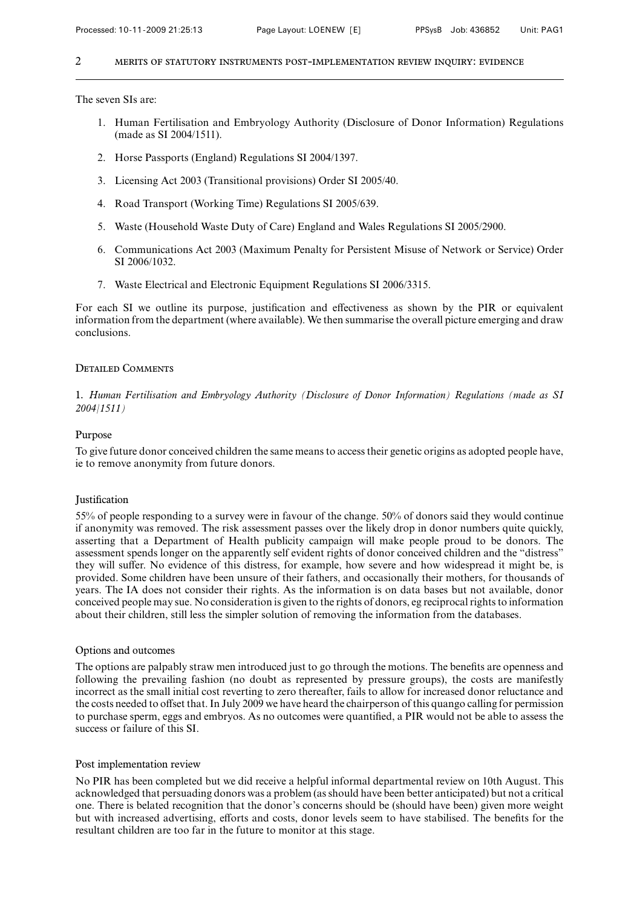The seven SIs are:

1. Human Fertilisation and Embryology Authority (Disclosure of Donor Information) Regulations (made as SI 2004/1511).

2. Horse Passports (England) Regulations SI 2004/1397.

3. Licensing Act 2003 (Transitional provisions) Order SI 2005/40.

4. Road Transport (Working Time) Regulations SI 2005/639.

5. Waste (Household Waste Duty of Care) England and Wales Regulations SI 2005/2900.

6. Communications Act 2003 (Maximum Penalty for Persistent Misuse of Network or Service) Order SI 2006/1032.

7. Waste Electrical and Electronic Equipment Regulations SI 2006/3315.

For each SI we outline its purpose, justification and effectiveness as shown by the PIR or equivalent information from the department (where available). We then summarise the overall picture emerging and draw conclusions.

## Detailed Comments

1. *Human Fertilisation and Embryology Authority (Disclosure of Donor Information) Regulations (made as SI 2004/1511)*

### Purpose

To give future donor conceived children the same means to access their genetic origins as adopted people have, ie to remove anonymity from future donors.

### Justification

55% of people responding to a survey were in favour of the change. 50% of donors said they would continue if anonymity was removed. The risk assessment passes over the likely drop in donor numbers quite quickly, asserting that a Department of Health publicity campaign will make people proud to be donors. The assessment spends longer on the apparently self evident rights of donor conceived children and the "distress" they will suffer. No evidence of this distress, for example, how severe and how widespread it might be, is provided. Some children have been unsure of their fathers, and occasionally their mothers, for thousands of years. The IA does not consider their rights. As the information is on data bases but not available, donor conceived people may sue. No consideration is given to the rights of donors, eg reciprocal rights to information about their children, still less the simpler solution of removing the information from the databases.

### Options and outcomes

The options are palpably straw men introduced just to go through the motions. The benefits are openness and following the prevailing fashion (no doubt as represented by pressure groups), the costs are manifestly incorrect as the small initial cost reverting to zero thereafter, fails to allow for increased donor reluctance and the costs needed to offset that. In July 2009 we have heard the chairperson of this quango calling for permission to purchase sperm, eggs and embryos. As no outcomes were quantified, a PIR would not be able to assess the success or failure of this SI.

### Post implementation review

No PIR has been completed but we did receive a helpful informal departmental review on 10th August. This acknowledged that persuading donors was a problem (as should have been better anticipated) but not a critical one. There is belated recognition that the donor's concerns should be (should have been) given more weight but with increased advertising, efforts and costs, donor levels seem to have stabilised. The benefits for the resultant children are too far in the future to monitor at this stage.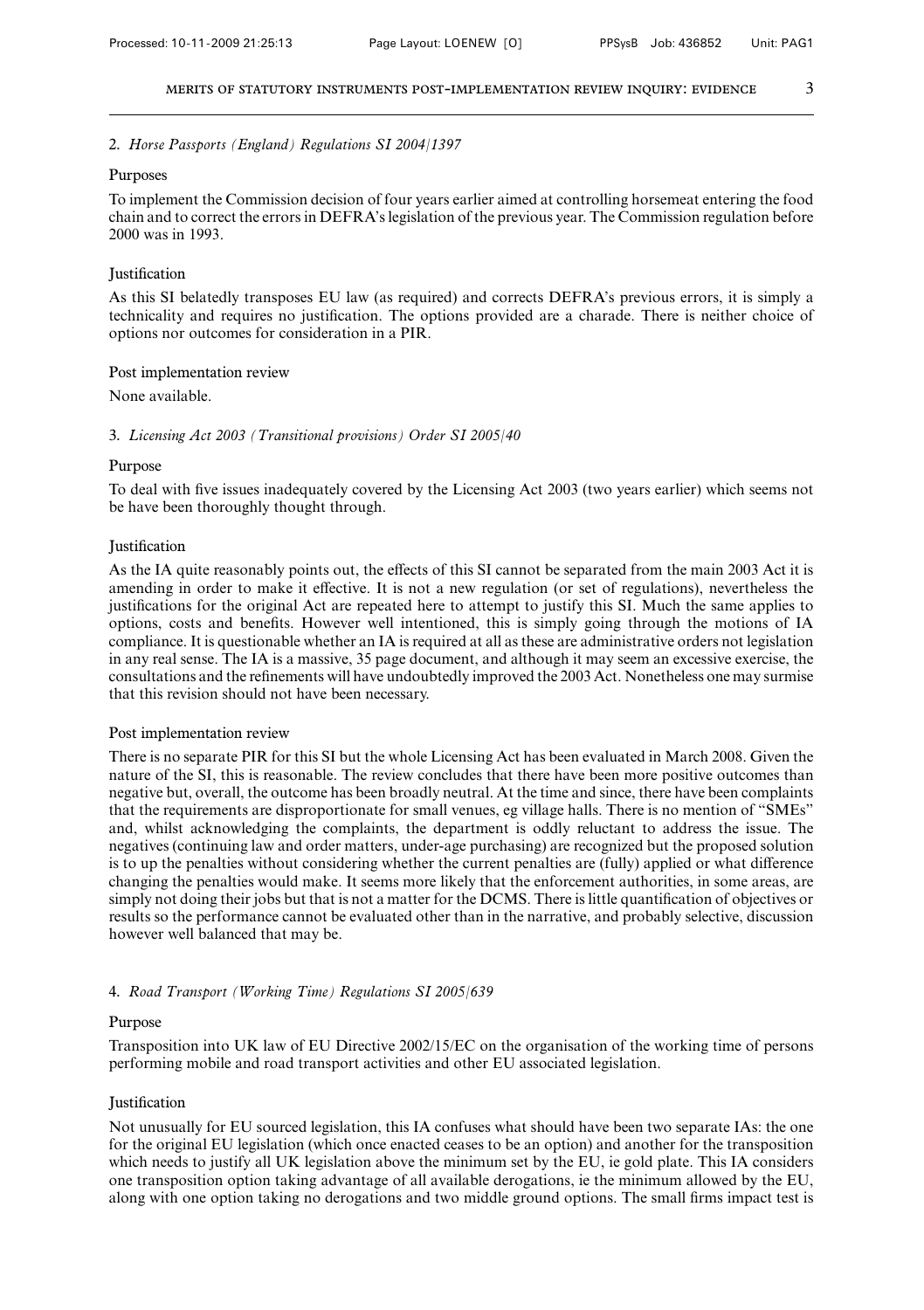2. *Horse Passports (England) Regulations SI 2004/1397*

Purposes

To implement the Commission decision of four years earlier aimed at controlling horsemeat entering the food chain and to correct the errors in DEFRA's legislation of the previous year. The Commission regulation before 2000 was in 1993.

Justification

As this SI belatedly transposes EU law (as required) and corrects DEFRA's previous errors, it is simply a technicality and requires no justification. The options provided are a charade. There is neither choice of options nor outcomes for consideration in a PIR.

Post implementation review

None available.

3. *Licensing Act 2003 (Transitional provisions) Order SI 2005/40*

Purpose

To deal with five issues inadequately covered by the Licensing Act 2003 (two years earlier) which seems not be have been thoroughly thought through.

Justification

As the IA quite reasonably points out, the effects of this SI cannot be separated from the main 2003 Act it is amending in order to make it effective. It is not a new regulation (or set of regulations), nevertheless the justifications for the original Act are repeated here to attempt to justify this SI. Much the same applies to options, costs and benefits. However well intentioned, this is simply going through the motions of IA compliance. It is questionable whether an IA is required at all as these are administrative orders not legislation in any real sense. The IA is a massive, 35 page document, and although it may seem an excessive exercise, the consultations and the refinements will have undoubtedly improved the 2003 Act. Nonetheless one may surmise that this revision should not have been necessary.

Post implementation review

There is no separate PIR for this SI but the whole Licensing Act has been evaluated in March 2008. Given the nature of the SI, this is reasonable. The review concludes that there have been more positive outcomes than negative but, overall, the outcome has been broadly neutral. At the time and since, there have been complaints that the requirements are disproportionate for small venues, eg village halls. There is no mention of "SMEs" and, whilst acknowledging the complaints, the department is oddly reluctant to address the issue. The negatives (continuing law and order matters, under-age purchasing) are recognized but the proposed solution is to up the penalties without considering whether the current penalties are (fully) applied or what difference changing the penalties would make. It seems more likely that the enforcement authorities, in some areas, are simply not doing their jobs but that is not a matter for the DCMS. There is little quantification of objectives or results so the performance cannot be evaluated other than in the narrative, and probably selective, discussion however well balanced that may be.

4. *Road Transport (Working Time) Regulations SI 2005/639*

Purpose

Transposition into UK law of EU Directive 2002/15/EC on the organisation of the working time of persons performing mobile and road transport activities and other EU associated legislation.

Justification

Not unusually for EU sourced legislation, this IA confuses what should have been two separate IAs: the one for the original EU legislation (which once enacted ceases to be an option) and another for the transposition which needs to justify all UK legislation above the minimum set by the EU, ie gold plate. This IA considers one transposition option taking advantage of all available derogations, ie the minimum allowed by the EU, along with one option taking no derogations and two middle ground options. The small firms impact test is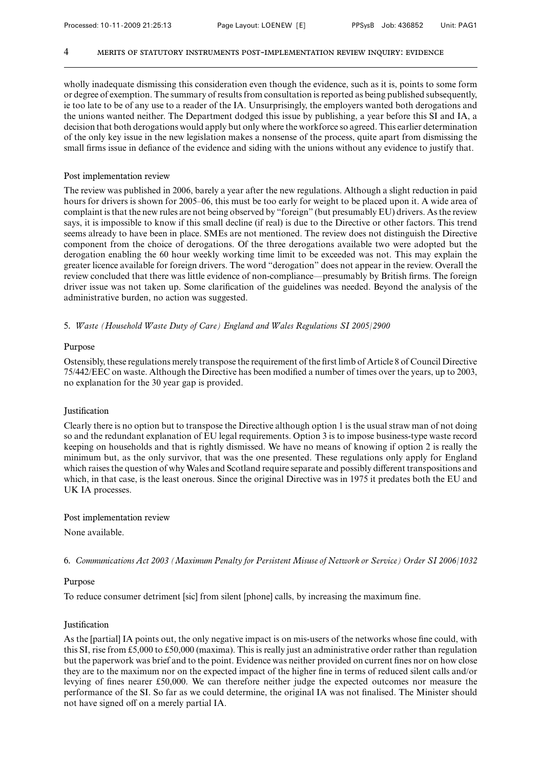wholly inadequate dismissing this consideration even though the evidence, such as it is, points to some form or degree of exemption. The summary of results from consultation is reported as being published subsequently, ie too late to be of any use to a reader of the IA. Unsurprisingly, the employers wanted both derogations and the unions wanted neither. The Department dodged this issue by publishing, a year before this SI and IA, a decision that both derogations would apply but only where the workforce so agreed. This earlier determination of the only key issue in the new legislation makes a nonsense of the process, quite apart from dismissing the small firms issue in defiance of the evidence and siding with the unions without any evidence to justify that.

### Post implementation review

The review was published in 2006, barely a year after the new regulations. Although a slight reduction in paid hours for drivers is shown for 2005–06, this must be too early for weight to be placed upon it. A wide area of complaint is that the new rules are not being observed by "foreign" (but presumably EU) drivers. As the review says, it is impossible to know if this small decline (if real) is due to the Directive or other factors. This trend seems already to have been in place. SMEs are not mentioned. The review does not distinguish the Directive component from the choice of derogations. Of the three derogations available two were adopted but the derogation enabling the 60 hour weekly working time limit to be exceeded was not. This may explain the greater licence available for foreign drivers. The word "derogation" does not appear in the review. Overall the review concluded that there was little evidence of non-compliance—presumably by British firms. The foreign driver issue was not taken up. Some clarification of the guidelines was needed. Beyond the analysis of the administrative burden, no action was suggested.

## 5. *Waste (Household Waste Duty of Care) England and Wales Regulations SI 2005/2900*

### Purpose

Ostensibly, these regulations merely transpose the requirement of the first limb of Article 8 of Council Directive 75/442/EEC on waste. Although the Directive has been modified a number of times over the years, up to 2003, no explanation for the 30 year gap is provided.

### Justification

Clearly there is no option but to transpose the Directive although option 1 is the usual straw man of not doing so and the redundant explanation of EU legal requirements. Option 3 is to impose business-type waste record keeping on households and that is rightly dismissed. We have no means of knowing if option 2 is really the minimum but, as the only survivor, that was the one presented. These regulations only apply for England which raises the question of why Wales and Scotland require separate and possibly different transpositions and which, in that case, is the least onerous. Since the original Directive was in 1975 it predates both the EU and UK IA processes.

### Post implementation review

None available.

## 6. *Communications Act 2003 (Maximum Penalty for Persistent Misuse of Network or Service) Order SI 2006/1032*

### Purpose

To reduce consumer detriment [sic] from silent [phone] calls, by increasing the maximum fine.

### Justification

As the [partial] IA points out, the only negative impact is on mis-users of the networks whose fine could, with this SI, rise from £5,000 to £50,000 (maxima). This is really just an administrative order rather than regulation but the paperwork was brief and to the point. Evidence was neither provided on current fines nor on how close they are to the maximum nor on the expected impact of the higher fine in terms of reduced silent calls and/or levying of fines nearer £50,000. We can therefore neither judge the expected outcomes nor measure the performance of the SI. So far as we could determine, the original IA was not finalised. The Minister should not have signed off on a merely partial IA.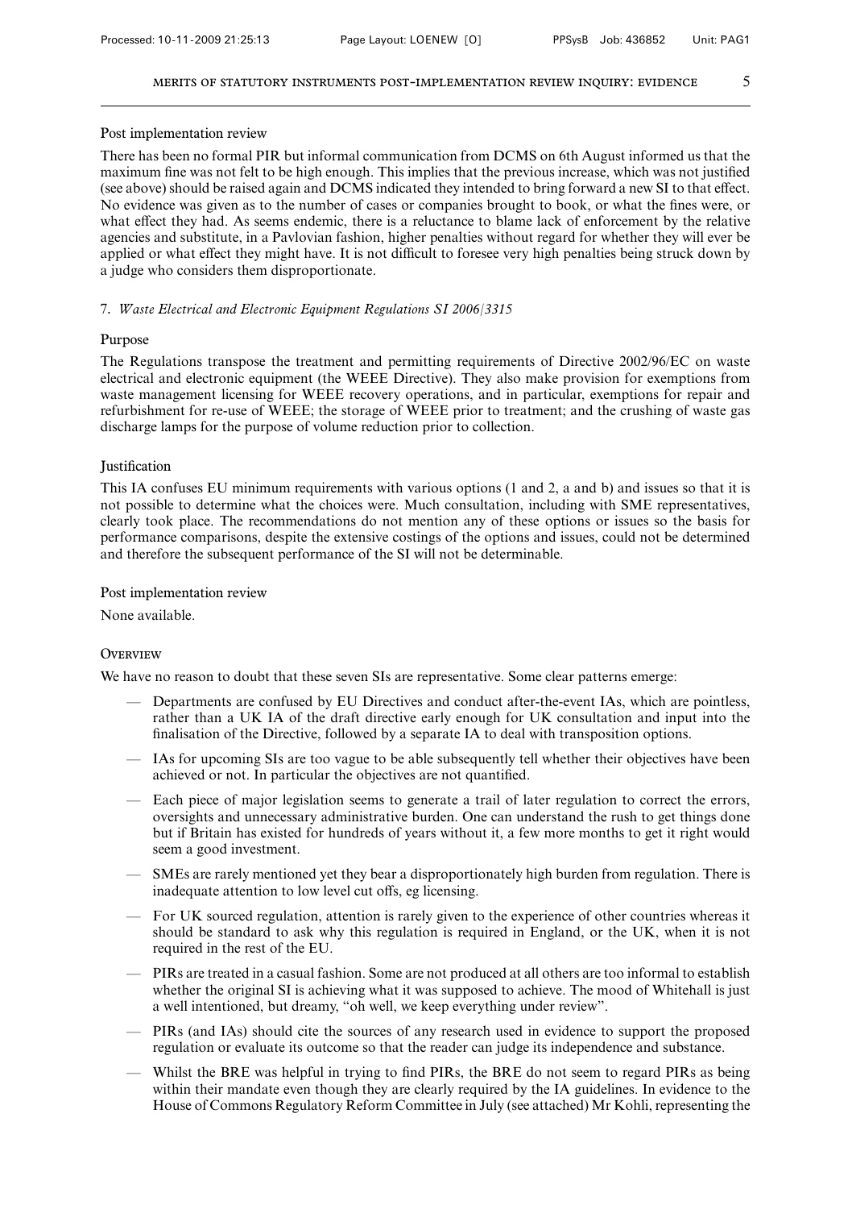Post implementation review

There has been no formal PIR but informal communication from DCMS on 6th August informed us that the maximum fine was not felt to be high enough. This implies that the previous increase, which was not justified (see above) should be raised again and DCMS indicated they intended to bring forward a new SI to that effect. No evidence was given as to the number of cases or companies brought to book, or what the fines were, or what effect they had. As seems endemic, there is a reluctance to blame lack of enforcement by the relative agencies and substitute, in a Pavlovian fashion, higher penalties without regard for whether they will ever be applied or what effect they might have. It is not difficult to foresee very high penalties being struck down by a judge who considers them disproportionate.

7. *Waste Electrical and Electronic Equipment Regulations SI 2006/3315*

Purpose

The Regulations transpose the treatment and permitting requirements of Directive 2002/96/EC on waste electrical and electronic equipment (the WEEE Directive). They also make provision for exemptions from waste management licensing for WEEE recovery operations, and in particular, exemptions for repair and refurbishment for re-use of WEEE; the storage of WEEE prior to treatment; and the crushing of waste gas discharge lamps for the purpose of volume reduction prior to collection.

Justification

This IA confuses EU minimum requirements with various options (1 and 2, a and b) and issues so that it is not possible to determine what the choices were. Much consultation, including with SME representatives, clearly took place. The recommendations do not mention any of these options or issues so the basis for performance comparisons, despite the extensive costings of the options and issues, could not be determined and therefore the subsequent performance of the SI will not be determinable.

Post implementation review

None available.

Overview

We have no reason to doubt that these seven SIs are representative. Some clear patterns emerge:

- Departments are confused by EU Directives and conduct after-the-event IAs, which are pointless, rather than a UK IA of the draft directive early enough for UK consultation and input into the finalisation of the Directive, followed by a separate IA to deal with transposition options.
- IAs for upcoming SIs are too vague to be able subsequently tell whether their objectives have been achieved or not. In particular the objectives are not quantified.
- Each piece of major legislation seems to generate a trail of later regulation to correct the errors, oversights and unnecessary administrative burden. One can understand the rush to get things done but if Britain has existed for hundreds of years without it, a few more months to get it right would seem a good investment.
- SMEs are rarely mentioned yet they bear a disproportionately high burden from regulation. There is inadequate attention to low level cut offs, eg licensing.
- For UK sourced regulation, attention is rarely given to the experience of other countries whereas it should be standard to ask why this regulation is required in England, or the UK, when it is not required in the rest of the EU.
- PIRs are treated in a casual fashion. Some are not produced at all others are too informal to establish whether the original SI is achieving what it was supposed to achieve. The mood of Whitehall is just a well intentioned, but dreamy, "oh well, we keep everything under review".
- PIRs (and IAs) should cite the sources of any research used in evidence to support the proposed regulation or evaluate its outcome so that the reader can judge its independence and substance.
- Whilst the BRE was helpful in trying to find PIRs, the BRE do not seem to regard PIRs as being within their mandate even though they are clearly required by the IA guidelines. In evidence to the House of Commons Regulatory Reform Committee in July (see attached) Mr Kohli, representing the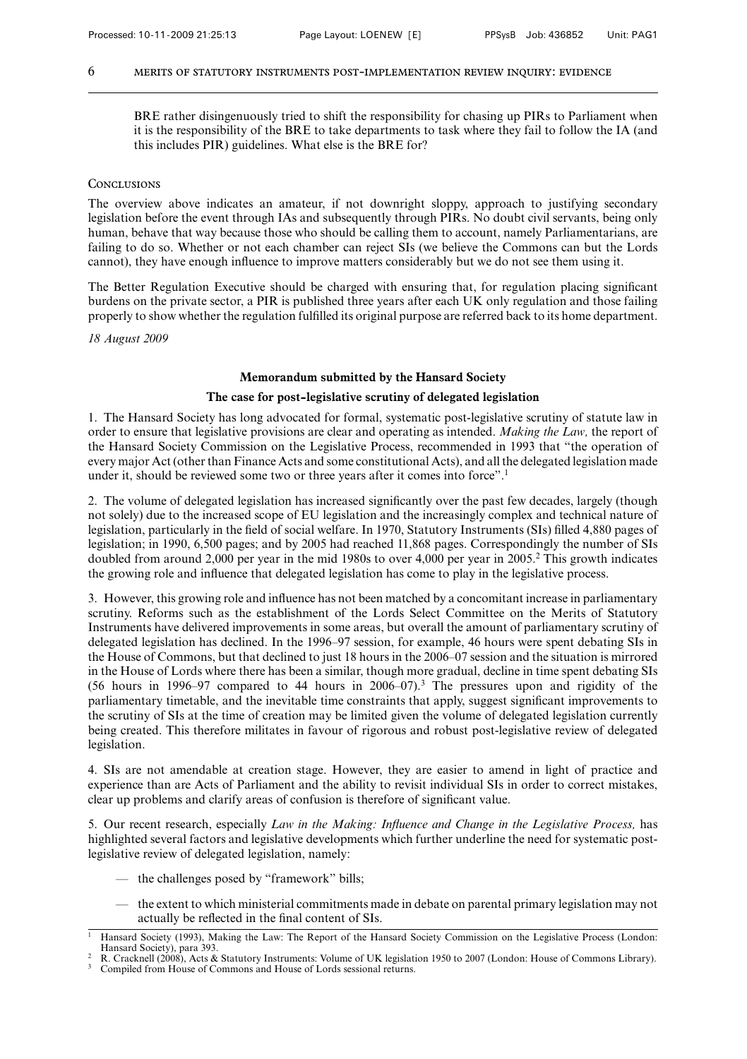BRE rather disingenuously tried to shift the responsibility for chasing up PIRs to Parliament when it is the responsibility of the BRE to take departments to task where they fail to follow the IA (and this includes PIR) guidelines. What else is the BRE for?

## Conclusions

The overview above indicates an amateur, if not downright sloppy, approach to justifying secondary legislation before the event through IAs and subsequently through PIRs. No doubt civil servants, being only human, behave that way because those who should be calling them to account, namely Parliamentarians, are failing to do so. Whether or not each chamber can reject SIs (we believe the Commons can but the Lords cannot), they have enough influence to improve matters considerably but we do not see them using it.

The Better Regulation Executive should be charged with ensuring that, for regulation placing significant burdens on the private sector, a PIR is published three years after each UK only regulation and those failing properly to show whether the regulation fulfilled its original purpose are referred back to its home department.

*18 August 2009*

## Memorandum submitted by the Hansard Society

### The case for post-legislative scrutiny of delegated legislation

1. The Hansard Society has long advocated for formal, systematic post-legislative scrutiny of statute law in order to ensure that legislative provisions are clear and operating as intended. *Making the Law,* the report of the Hansard Society Commission on the Legislative Process, recommended in 1993 that "the operation of every major Act (other than Finance Acts and some constitutional Acts), and all the delegated legislation made under it, should be reviewed some two or three years after it comes into force".[1]

2. The volume of delegated legislation has increased significantly over the past few decades, largely (though not solely) due to the increased scope of EU legislation and the increasingly complex and technical nature of legislation, particularly in the field of social welfare. In 1970, Statutory Instruments (SIs) filled 4,880 pages of legislation; in 1990, 6,500 pages; and by 2005 had reached 11,868 pages. Correspondingly the number of SIs doubled from around 2,000 per year in the mid 1980s to over 4,000 per year in 2005.[2] This growth indicates the growing role and influence that delegated legislation has come to play in the legislative process.

3. However, this growing role and influence has not been matched by a concomitant increase in parliamentary scrutiny. Reforms such as the establishment of the Lords Select Committee on the Merits of Statutory Instruments have delivered improvements in some areas, but overall the amount of parliamentary scrutiny of delegated legislation has declined. In the 1996–97 session, for example, 46 hours were spent debating SIs in the House of Commons, but that declined to just 18 hours in the 2006–07 session and the situation is mirrored in the House of Lords where there has been a similar, though more gradual, decline in time spent debating SIs (56 hours in 1996–97 compared to 44 hours in 2006–07).[3] The pressures upon and rigidity of the parliamentary timetable, and the inevitable time constraints that apply, suggest significant improvements to the scrutiny of SIs at the time of creation may be limited given the volume of delegated legislation currently being created. This therefore militates in favour of rigorous and robust post-legislative review of delegated legislation.

4. SIs are not amendable at creation stage. However, they are easier to amend in light of practice and experience than are Acts of Parliament and the ability to revisit individual SIs in order to correct mistakes, clear up problems and clarify areas of confusion is therefore of significant value.

5. Our recent research, especially *Law in the Making: Influence and Change in the Legislative Process,* has highlighted several factors and legislative developments which further underline the need for systematic post-legislative review of delegated legislation, namely:

- the challenges posed by "framework" bills;
- the extent to which ministerial commitments made in debate on parental primary legislation may not actually be reflected in the final content of SIs.

---

[1] Hansard Society (1993), Making the Law: The Report of the Hansard Society Commission on the Legislative Process (London: Hansard Society), para 393.

[2] R. Cracknell (2008), Acts & Statutory Instruments: Volume of UK legislation 1950 to 2007 (London: House of Commons Library).

[3] Compiled from House of Commons and House of Lords sessional returns.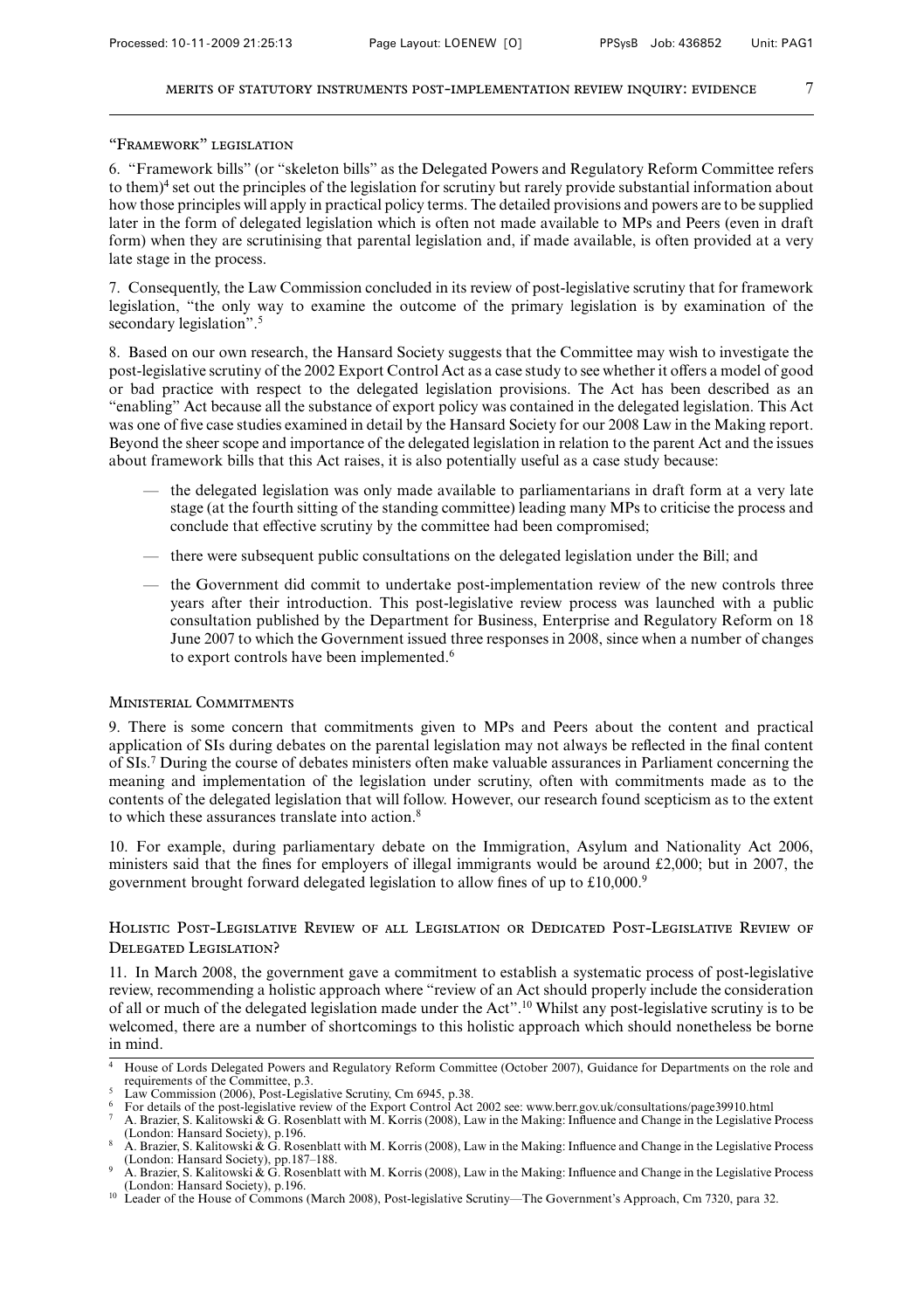## "Framework" legislation

6. "Framework bills" (or "skeleton bills" as the Delegated Powers and Regulatory Reform Committee refers to them)[4] set out the principles of the legislation for scrutiny but rarely provide substantial information about how those principles will apply in practical policy terms. The detailed provisions and powers are to be supplied later in the form of delegated legislation which is often not made available to MPs and Peers (even in draft form) when they are scrutinising that parental legislation and, if made available, is often provided at a very late stage in the process.

7. Consequently, the Law Commission concluded in its review of post-legislative scrutiny that for framework legislation, "the only way to examine the outcome of the primary legislation is by examination of the secondary legislation".[5]

8. Based on our own research, the Hansard Society suggests that the Committee may wish to investigate the post-legislative scrutiny of the 2002 Export Control Act as a case study to see whether it offers a model of good or bad practice with respect to the delegated legislation provisions. The Act has been described as an "enabling" Act because all the substance of export policy was contained in the delegated legislation. This Act was one of five case studies examined in detail by the Hansard Society for our 2008 Law in the Making report. Beyond the sheer scope and importance of the delegated legislation in relation to the parent Act and the issues about framework bills that this Act raises, it is also potentially useful as a case study because:

- the delegated legislation was only made available to parliamentarians in draft form at a very late stage (at the fourth sitting of the standing committee) leading many MPs to criticise the process and conclude that effective scrutiny by the committee had been compromised;
- there were subsequent public consultations on the delegated legislation under the Bill; and
- the Government did commit to undertake post-implementation review of the new controls three years after their introduction. This post-legislative review process was launched with a public consultation published by the Department for Business, Enterprise and Regulatory Reform on 18 June 2007 to which the Government issued three responses in 2008, since when a number of changes to export controls have been implemented.[6]

## Ministerial Commitments

9. There is some concern that commitments given to MPs and Peers about the content and practical application of SIs during debates on the parental legislation may not always be reflected in the final content of SIs.[7] During the course of debates ministers often make valuable assurances in Parliament concerning the meaning and implementation of the legislation under scrutiny, often with commitments made as to the contents of the delegated legislation that will follow. However, our research found scepticism as to the extent to which these assurances translate into action.[8]

10. For example, during parliamentary debate on the Immigration, Asylum and Nationality Act 2006, ministers said that the fines for employers of illegal immigrants would be around £2,000; but in 2007, the government brought forward delegated legislation to allow fines of up to £10,000.[9]

## Holistic Post-Legislative Review of all Legislation or Dedicated Post-Legislative Review of Delegated Legislation?

11. In March 2008, the government gave a commitment to establish a systematic process of post-legislative review, recommending a holistic approach where "review of an Act should properly include the consideration of all or much of the delegated legislation made under the Act".[10] Whilst any post-legislative scrutiny is to be welcomed, there are a number of shortcomings to this holistic approach which should nonetheless be borne in mind.

---

[4] House of Lords Delegated Powers and Regulatory Reform Committee (October 2007), Guidance for Departments on the role and requirements of the Committee, p.3.

[5] Law Commission (2006), Post-Legislative Scrutiny, Cm 6945, p.38.

[6] For details of the post-legislative review of the Export Control Act 2002 see: www.berr.gov.uk/consultations/page39910.html

[7] A. Brazier, S. Kalitowski & G. Rosenblatt with M. Korris (2008), Law in the Making: Influence and Change in the Legislative Process (London: Hansard Society), p.196.

[8] A. Brazier, S. Kalitowski & G. Rosenblatt with M. Korris (2008), Law in the Making: Influence and Change in the Legislative Process (London: Hansard Society), pp.187–188.

[9] A. Brazier, S. Kalitowski & G. Rosenblatt with M. Korris (2008), Law in the Making: Influence and Change in the Legislative Process (London: Hansard Society), p.196.

[10] Leader of the House of Commons (March 2008), Post-legislative Scrutiny—The Government's Approach, Cm 7320, para 32.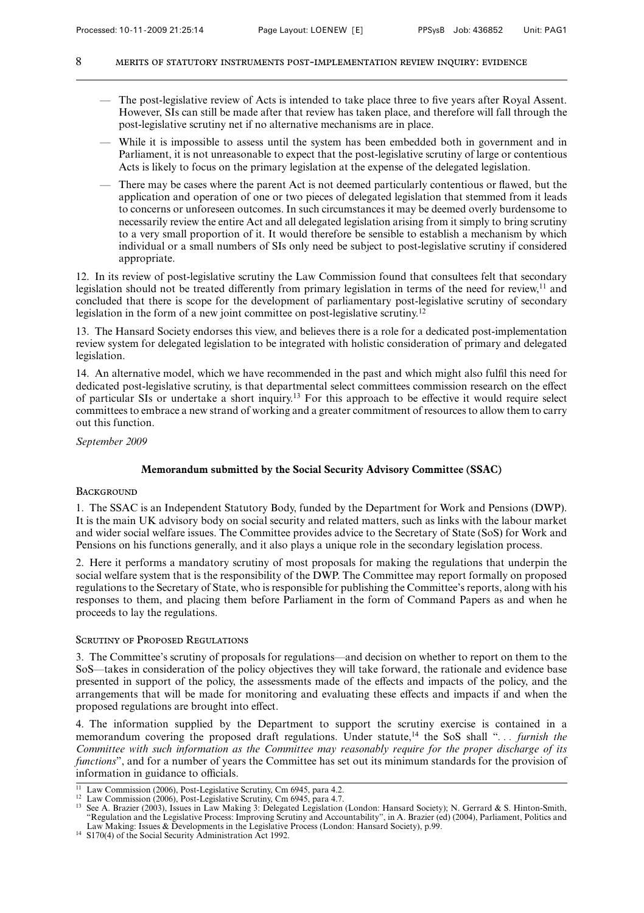- The post-legislative review of Acts is intended to take place three to five years after Royal Assent. However, SIs can still be made after that review has taken place, and therefore will fall through the post-legislative scrutiny net if no alternative mechanisms are in place.
- While it is impossible to assess until the system has been embedded both in government and in Parliament, it is not unreasonable to expect that the post-legislative scrutiny of large or contentious Acts is likely to focus on the primary legislation at the expense of the delegated legislation.
- There may be cases where the parent Act is not deemed particularly contentious or flawed, but the application and operation of one or two pieces of delegated legislation that stemmed from it leads to concerns or unforeseen outcomes. In such circumstances it may be deemed overly burdensome to necessarily review the entire Act and all delegated legislation arising from it simply to bring scrutiny to a very small proportion of it. It would therefore be sensible to establish a mechanism by which individual or a small numbers of SIs only need be subject to post-legislative scrutiny if considered appropriate.

12. In its review of post-legislative scrutiny the Law Commission found that consultees felt that secondary legislation should not be treated differently from primary legislation in terms of the need for review,[11] and concluded that there is scope for the development of parliamentary post-legislative scrutiny of secondary legislation in the form of a new joint committee on post-legislative scrutiny.[12]

13. The Hansard Society endorses this view, and believes there is a role for a dedicated post-implementation review system for delegated legislation to be integrated with holistic consideration of primary and delegated legislation.

14. An alternative model, which we have recommended in the past and which might also fulfil this need for dedicated post-legislative scrutiny, is that departmental select committees commission research on the effect of particular SIs or undertake a short inquiry.[13] For this approach to be effective it would require select committees to embrace a new strand of working and a greater commitment of resources to allow them to carry out this function.

*September 2009*

## Memorandum submitted by the Social Security Advisory Committee (SSAC)

### Background

1. The SSAC is an Independent Statutory Body, funded by the Department for Work and Pensions (DWP). It is the main UK advisory body on social security and related matters, such as links with the labour market and wider social welfare issues. The Committee provides advice to the Secretary of State (SoS) for Work and Pensions on his functions generally, and it also plays a unique role in the secondary legislation process.

2. Here it performs a mandatory scrutiny of most proposals for making the regulations that underpin the social welfare system that is the responsibility of the DWP. The Committee may report formally on proposed regulations to the Secretary of State, who is responsible for publishing the Committee's reports, along with his responses to them, and placing them before Parliament in the form of Command Papers as and when he proceeds to lay the regulations.

### Scrutiny of Proposed Regulations

3. The Committee's scrutiny of proposals for regulations—and decision on whether to report on them to the SoS—takes in consideration of the policy objectives they will take forward, the rationale and evidence base presented in support of the policy, the assessments made of the effects and impacts of the policy, and the arrangements that will be made for monitoring and evaluating these effects and impacts if and when the proposed regulations are brought into effect.

4. The information supplied by the Department to support the scrutiny exercise is contained in a memorandum covering the proposed draft regulations. Under statute,[14] the SoS shall ". . . *furnish the Committee with such information as the Committee may reasonably require for the proper discharge of its functions*", and for a number of years the Committee has set out its minimum standards for the provision of information in guidance to officials.

---

[11] Law Commission (2006), Post-Legislative Scrutiny, Cm 6945, para 4.2.

[12] Law Commission (2006), Post-Legislative Scrutiny, Cm 6945, para 4.7.

[13] See A. Brazier (2003), Issues in Law Making 3: Delegated Legislation (London: Hansard Society); N. Gerrard & S. Hinton-Smith, "Regulation and the Legislative Process: Improving Scrutiny and Accountability", in A. Brazier (ed) (2004), Parliament, Politics and Law Making: Issues & Developments in the Legislative Process (London: Hansard Society), p.99.

[14] S170(4) of the Social Security Administration Act 1992.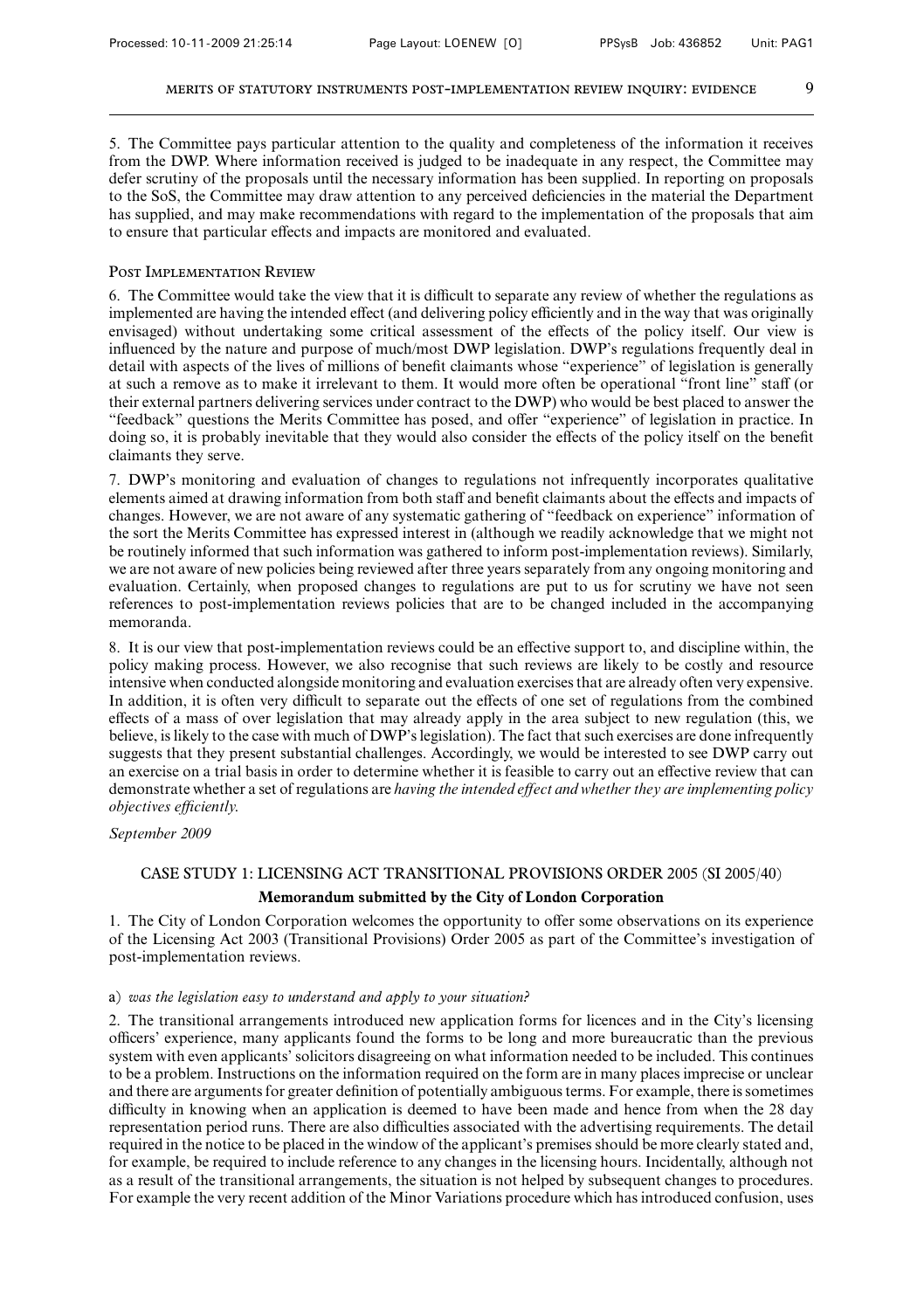5. The Committee pays particular attention to the quality and completeness of the information it receives from the DWP. Where information received is judged to be inadequate in any respect, the Committee may defer scrutiny of the proposals until the necessary information has been supplied. In reporting on proposals to the SoS, the Committee may draw attention to any perceived deficiencies in the material the Department has supplied, and may make recommendations with regard to the implementation of the proposals that aim to ensure that particular effects and impacts are monitored and evaluated.

### Post Implementation Review

6. The Committee would take the view that it is difficult to separate any review of whether the regulations as implemented are having the intended effect (and delivering policy efficiently and in the way that was originally envisaged) without undertaking some critical assessment of the effects of the policy itself. Our view is influenced by the nature and purpose of much/most DWP legislation. DWP's regulations frequently deal in detail with aspects of the lives of millions of benefit claimants whose "experience" of legislation is generally at such a remove as to make it irrelevant to them. It would more often be operational "front line" staff (or their external partners delivering services under contract to the DWP) who would be best placed to answer the "feedback" questions the Merits Committee has posed, and offer "experience" of legislation in practice. In doing so, it is probably inevitable that they would also consider the effects of the policy itself on the benefit claimants they serve.

7. DWP's monitoring and evaluation of changes to regulations not infrequently incorporates qualitative elements aimed at drawing information from both staff and benefit claimants about the effects and impacts of changes. However, we are not aware of any systematic gathering of "feedback on experience" information of the sort the Merits Committee has expressed interest in (although we readily acknowledge that we might not be routinely informed that such information was gathered to inform post-implementation reviews). Similarly, we are not aware of new policies being reviewed after three years separately from any ongoing monitoring and evaluation. Certainly, when proposed changes to regulations are put to us for scrutiny we have not seen references to post-implementation reviews policies that are to be changed included in the accompanying memoranda.

8. It is our view that post-implementation reviews could be an effective support to, and discipline within, the policy making process. However, we also recognise that such reviews are likely to be costly and resource intensive when conducted alongside monitoring and evaluation exercises that are already often very expensive. In addition, it is often very difficult to separate out the effects of one set of regulations from the combined effects of a mass of over legislation that may already apply in the area subject to new regulation (this, we believe, is likely to the case with much of DWP's legislation). The fact that such exercises are done infrequently suggests that they present substantial challenges. Accordingly, we would be interested to see DWP carry out an exercise on a trial basis in order to determine whether it is feasible to carry out an effective review that can demonstrate whether a set of regulations are *having the intended effect and whether they are implementing policy objectives efficiently*.

*September 2009*

## CASE STUDY 1: LICENSING ACT TRANSITIONAL PROVISIONS ORDER 2005 (SI 2005/40)

### Memorandum submitted by the City of London Corporation

1. The City of London Corporation welcomes the opportunity to offer some observations on its experience of the Licensing Act 2003 (Transitional Provisions) Order 2005 as part of the Committee's investigation of post-implementation reviews.

a) *was the legislation easy to understand and apply to your situation?*

2. The transitional arrangements introduced new application forms for licences and in the City's licensing officers' experience, many applicants found the forms to be long and more bureaucratic than the previous system with even applicants' solicitors disagreeing on what information needed to be included. This continues to be a problem. Instructions on the information required on the form are in many places imprecise or unclear and there are arguments for greater definition of potentially ambiguous terms. For example, there is sometimes difficulty in knowing when an application is deemed to have been made and hence from when the 28 day representation period runs. There are also difficulties associated with the advertising requirements. The detail required in the notice to be placed in the window of the applicant's premises should be more clearly stated and, for example, be required to include reference to any changes in the licensing hours. Incidentally, although not as a result of the transitional arrangements, the situation is not helped by subsequent changes to procedures. For example the very recent addition of the Minor Variations procedure which has introduced confusion, uses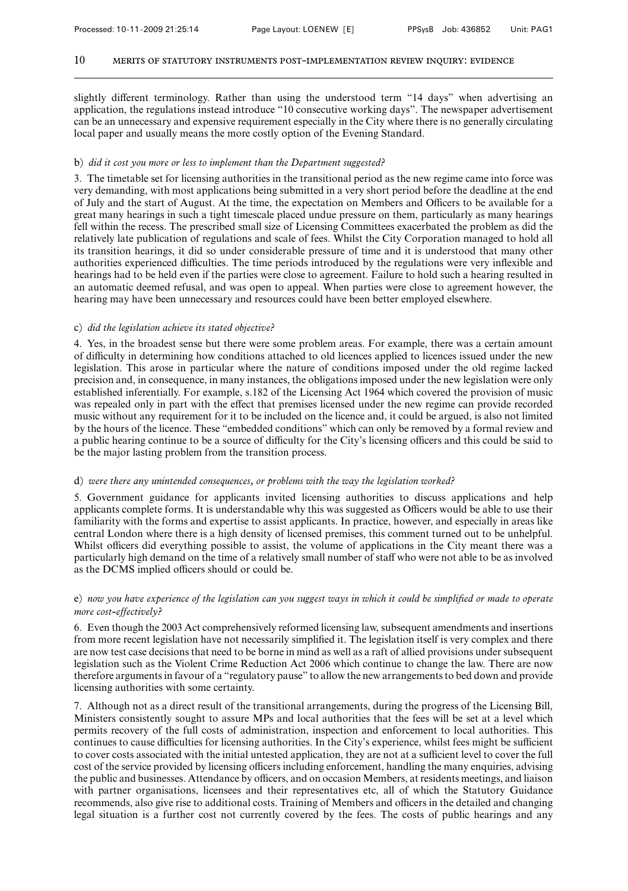slightly different terminology. Rather than using the understood term "14 days" when advertising an application, the regulations instead introduce "10 consecutive working days". The newspaper advertisement can be an unnecessary and expensive requirement especially in the City where there is no generally circulating local paper and usually means the more costly option of the Evening Standard.

b) *did it cost you more or less to implement than the Department suggested?*

3. The timetable set for licensing authorities in the transitional period as the new regime came into force was very demanding, with most applications being submitted in a very short period before the deadline at the end of July and the start of August. At the time, the expectation on Members and Officers to be available for a great many hearings in such a tight timescale placed undue pressure on them, particularly as many hearings fell within the recess. The prescribed small size of Licensing Committees exacerbated the problem as did the relatively late publication of regulations and scale of fees. Whilst the City Corporation managed to hold all its transition hearings, it did so under considerable pressure of time and it is understood that many other authorities experienced difficulties. The time periods introduced by the regulations were very inflexible and hearings had to be held even if the parties were close to agreement. Failure to hold such a hearing resulted in an automatic deemed refusal, and was open to appeal. When parties were close to agreement however, the hearing may have been unnecessary and resources could have been better employed elsewhere.

c) *did the legislation achieve its stated objective?*

4. Yes, in the broadest sense but there were some problem areas. For example, there was a certain amount of difficulty in determining how conditions attached to old licences applied to licences issued under the new legislation. This arose in particular where the nature of conditions imposed under the old regime lacked precision and, in consequence, in many instances, the obligations imposed under the new legislation were only established inferentially. For example, s.182 of the Licensing Act 1964 which covered the provision of music was repealed only in part with the effect that premises licensed under the new regime can provide recorded music without any requirement for it to be included on the licence and, it could be argued, is also not limited by the hours of the licence. These "embedded conditions" which can only be removed by a formal review and a public hearing continue to be a source of difficulty for the City's licensing officers and this could be said to be the major lasting problem from the transition process.

d) *were there any unintended consequences, or problems with the way the legislation worked?*

5. Government guidance for applicants invited licensing authorities to discuss applications and help applicants complete forms. It is understandable why this was suggested as Officers would be able to use their familiarity with the forms and expertise to assist applicants. In practice, however, and especially in areas like central London where there is a high density of licensed premises, this comment turned out to be unhelpful. Whilst officers did everything possible to assist, the volume of applications in the City meant there was a particularly high demand on the time of a relatively small number of staff who were not able to be as involved as the DCMS implied officers should or could be.

e) *now you have experience of the legislation can you suggest ways in which it could be simplified or made to operate more cost-effectively?*

6. Even though the 2003 Act comprehensively reformed licensing law, subsequent amendments and insertions from more recent legislation have not necessarily simplified it. The legislation itself is very complex and there are now test case decisions that need to be borne in mind as well as a raft of allied provisions under subsequent legislation such as the Violent Crime Reduction Act 2006 which continue to change the law. There are now therefore arguments in favour of a "regulatory pause" to allow the new arrangements to bed down and provide licensing authorities with some certainty.

7. Although not as a direct result of the transitional arrangements, during the progress of the Licensing Bill, Ministers consistently sought to assure MPs and local authorities that the fees will be set at a level which permits recovery of the full costs of administration, inspection and enforcement to local authorities. This continues to cause difficulties for licensing authorities. In the City's experience, whilst fees might be sufficient to cover costs associated with the initial untested application, they are not at a sufficient level to cover the full cost of the service provided by licensing officers including enforcement, handling the many enquiries, advising the public and businesses. Attendance by officers, and on occasion Members, at residents meetings, and liaison with partner organisations, licensees and their representatives etc, all of which the Statutory Guidance recommends, also give rise to additional costs. Training of Members and officers in the detailed and changing legal situation is a further cost not currently covered by the fees. The costs of public hearings and any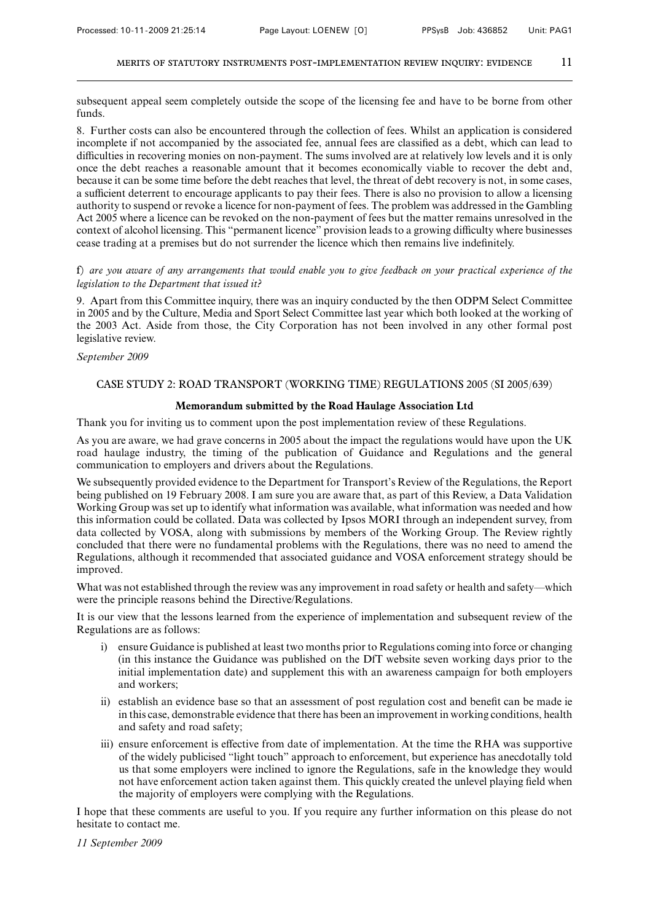subsequent appeal seem completely outside the scope of the licensing fee and have to be borne from other funds.

8. Further costs can also be encountered through the collection of fees. Whilst an application is considered incomplete if not accompanied by the associated fee, annual fees are classified as a debt, which can lead to difficulties in recovering monies on non-payment. The sums involved are at relatively low levels and it is only once the debt reaches a reasonable amount that it becomes economically viable to recover the debt and, because it can be some time before the debt reaches that level, the threat of debt recovery is not, in some cases, a sufficient deterrent to encourage applicants to pay their fees. There is also no provision to allow a licensing authority to suspend or revoke a licence for non-payment of fees. The problem was addressed in the Gambling Act 2005 where a licence can be revoked on the non-payment of fees but the matter remains unresolved in the context of alcohol licensing. This "permanent licence" provision leads to a growing difficulty where businesses cease trading at a premises but do not surrender the licence which then remains live indefinitely.

f) *are you aware of any arrangements that would enable you to give feedback on your practical experience of the legislation to the Department that issued it?*

9. Apart from this Committee inquiry, there was an inquiry conducted by the then ODPM Select Committee in 2005 and by the Culture, Media and Sport Select Committee last year which both looked at the working of the 2003 Act. Aside from those, the City Corporation has not been involved in any other formal post legislative review.

*September 2009*

## CASE STUDY 2: ROAD TRANSPORT (WORKING TIME) REGULATIONS 2005 (SI 2005/639)

### Memorandum submitted by the Road Haulage Association Ltd

Thank you for inviting us to comment upon the post implementation review of these Regulations.

As you are aware, we had grave concerns in 2005 about the impact the regulations would have upon the UK road haulage industry, the timing of the publication of Guidance and Regulations and the general communication to employers and drivers about the Regulations.

We subsequently provided evidence to the Department for Transport's Review of the Regulations, the Report being published on 19 February 2008. I am sure you are aware that, as part of this Review, a Data Validation Working Group was set up to identify what information was available, what information was needed and how this information could be collated. Data was collected by Ipsos MORI through an independent survey, from data collected by VOSA, along with submissions by members of the Working Group. The Review rightly concluded that there were no fundamental problems with the Regulations, there was no need to amend the Regulations, although it recommended that associated guidance and VOSA enforcement strategy should be improved.

What was not established through the review was any improvement in road safety or health and safety—which were the principle reasons behind the Directive/Regulations.

It is our view that the lessons learned from the experience of implementation and subsequent review of the Regulations are as follows:

i) ensure Guidance is published at least two months prior to Regulations coming into force or changing (in this instance the Guidance was published on the DfT website seven working days prior to the initial implementation date) and supplement this with an awareness campaign for both employers and workers;

ii) establish an evidence base so that an assessment of post regulation cost and benefit can be made ie in this case, demonstrable evidence that there has been an improvement in working conditions, health and safety and road safety;

iii) ensure enforcement is effective from date of implementation. At the time the RHA was supportive of the widely publicised "light touch" approach to enforcement, but experience has anecdotally told us that some employers were inclined to ignore the Regulations, safe in the knowledge they would not have enforcement action taken against them. This quickly created the unlevel playing field when the majority of employers were complying with the Regulations.

I hope that these comments are useful to you. If you require any further information on this please do not hesitate to contact me.

*11 September 2009*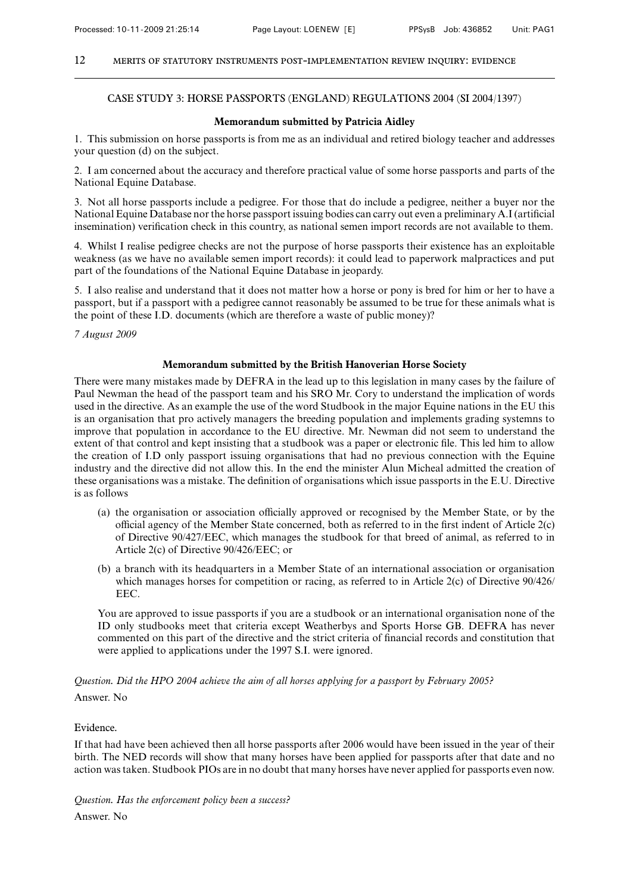## CASE STUDY 3: HORSE PASSPORTS (ENGLAND) REGULATIONS 2004 (SI 2004/1397)

### Memorandum submitted by Patricia Aidley

1. This submission on horse passports is from me as an individual and retired biology teacher and addresses your question (d) on the subject.

2. I am concerned about the accuracy and therefore practical value of some horse passports and parts of the National Equine Database.

3. Not all horse passports include a pedigree. For those that do include a pedigree, neither a buyer nor the National Equine Database nor the horse passport issuing bodies can carry out even a preliminary A.I (artificial insemination) verification check in this country, as national semen import records are not available to them.

4. Whilst I realise pedigree checks are not the purpose of horse passports their existence has an exploitable weakness (as we have no available semen import records): it could lead to paperwork malpractices and put part of the foundations of the National Equine Database in jeopardy.

5. I also realise and understand that it does not matter how a horse or pony is bred for him or her to have a passport, but if a passport with a pedigree cannot reasonably be assumed to be true for these animals what is the point of these I.D. documents (which are therefore a waste of public money)?

*7 August 2009*

### Memorandum submitted by the British Hanoverian Horse Society

There were many mistakes made by DEFRA in the lead up to this legislation in many cases by the failure of Paul Newman the head of the passport team and his SRO Mr. Cory to understand the implication of words used in the directive. As an example the use of the word Studbook in the major Equine nations in the EU this is an organisation that pro actively managers the breeding population and implements grading systemns to improve that population in accordance to the EU directive. Mr. Newman did not seem to understand the extent of that control and kept insisting that a studbook was a paper or electronic file. This led him to allow the creation of I.D only passport issuing organisations that had no previous connection with the Equine industry and the directive did not allow this. In the end the minister Alun Micheal admitted the creation of these organisations was a mistake. The definition of organisations which issue passports in the E.U. Directive is as follows

(a) the organisation or association officially approved or recognised by the Member State, or by the official agency of the Member State concerned, both as referred to in the first indent of Article 2(c) of Directive 90/427/EEC, which manages the studbook for that breed of animal, as referred to in Article 2(c) of Directive 90/426/EEC; or

(b) a branch with its headquarters in a Member State of an international association or organisation which manages horses for competition or racing, as referred to in Article 2(c) of Directive 90/426/EEC.

You are approved to issue passports if you are a studbook or an international organisation none of the ID only studbooks meet that criteria except Weatherbys and Sports Horse GB. DEFRA has never commented on this part of the directive and the strict criteria of financial records and constitution that were applied to applications under the 1997 S.I. were ignored.

*Question. Did the HPO 2004 achieve the aim of all horses applying for a passport by February 2005?*

Answer. No

Evidence.

If that had have been achieved then all horse passports after 2006 would have been issued in the year of their birth. The NED records will show that many horses have been applied for passports after that date and no action was taken. Studbook PIOs are in no doubt that many horses have never applied for passports even now.

*Question. Has the enforcement policy been a success?*

Answer. No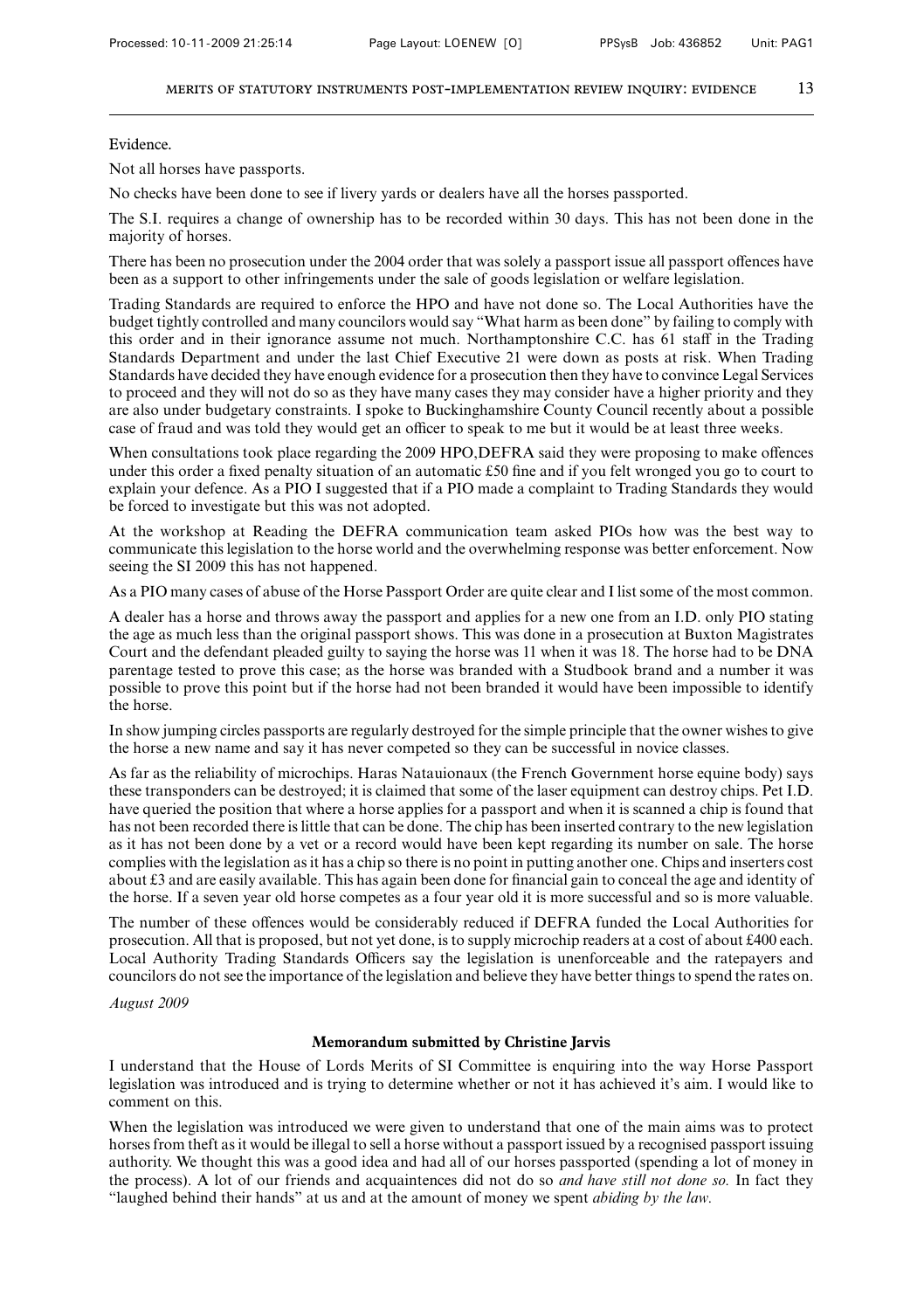Evidence.

Not all horses have passports.

No checks have been done to see if livery yards or dealers have all the horses passported.

The S.I. requires a change of ownership has to be recorded within 30 days. This has not been done in the majority of horses.

There has been no prosecution under the 2004 order that was solely a passport issue all passport offences have been as a support to other infringements under the sale of goods legislation or welfare legislation.

Trading Standards are required to enforce the HPO and have not done so. The Local Authorities have the budget tightly controlled and many councilors would say "What harm as been done" by failing to comply with this order and in their ignorance assume not much. Northamptonshire C.C. has 61 staff in the Trading Standards Department and under the last Chief Executive 21 were down as posts at risk. When Trading Standards have decided they have enough evidence for a prosecution then they have to convince Legal Services to proceed and they will not do so as they have many cases they may consider have a higher priority and they are also under budgetary constraints. I spoke to Buckinghamshire County Council recently about a possible case of fraud and was told they would get an officer to speak to me but it would be at least three weeks.

When consultations took place regarding the 2009 HPO,DEFRA said they were proposing to make offences under this order a fixed penalty situation of an automatic £50 fine and if you felt wronged you go to court to explain your defence. As a PIO I suggested that if a PIO made a complaint to Trading Standards they would be forced to investigate but this was not adopted.

At the workshop at Reading the DEFRA communication team asked PIOs how was the best way to communicate this legislation to the horse world and the overwhelming response was better enforcement. Now seeing the SI 2009 this has not happened.

As a PIO many cases of abuse of the Horse Passport Order are quite clear and I list some of the most common.

A dealer has a horse and throws away the passport and applies for a new one from an I.D. only PIO stating the age as much less than the original passport shows. This was done in a prosecution at Buxton Magistrates Court and the defendant pleaded guilty to saying the horse was 11 when it was 18. The horse had to be DNA parentage tested to prove this case; as the horse was branded with a Studbook brand and a number it was possible to prove this point but if the horse had not been branded it would have been impossible to identify the horse.

In show jumping circles passports are regularly destroyed for the simple principle that the owner wishes to give the horse a new name and say it has never competed so they can be successful in novice classes.

As far as the reliability of microchips. Haras Natauionaux (the French Government horse equine body) says these transponders can be destroyed; it is claimed that some of the laser equipment can destroy chips. Pet I.D. have queried the position that where a horse applies for a passport and when it is scanned a chip is found that has not been recorded there is little that can be done. The chip has been inserted contrary to the new legislation as it has not been done by a vet or a record would have been kept regarding its number on sale. The horse complies with the legislation as it has a chip so there is no point in putting another one. Chips and inserters cost about £3 and are easily available. This has again been done for financial gain to conceal the age and identity of the horse. If a seven year old horse competes as a four year old it is more successful and so is more valuable.

The number of these offences would be considerably reduced if DEFRA funded the Local Authorities for prosecution. All that is proposed, but not yet done, is to supply microchip readers at a cost of about £400 each. Local Authority Trading Standards Officers say the legislation is unenforceable and the ratepayers and councilors do not see the importance of the legislation and believe they have better things to spend the rates on.

*August 2009*

## Memorandum submitted by Christine Jarvis

I understand that the House of Lords Merits of SI Committee is enquiring into the way Horse Passport legislation was introduced and is trying to determine whether or not it has achieved it's aim. I would like to comment on this.

When the legislation was introduced we were given to understand that one of the main aims was to protect horses from theft as it would be illegal to sell a horse without a passport issued by a recognised passport issuing authority. We thought this was a good idea and had all of our horses passported (spending a lot of money in the process). A lot of our friends and acquaintences did not do so *and have still not done so.* In fact they "laughed behind their hands" at us and at the amount of money we spent *abiding by the law.*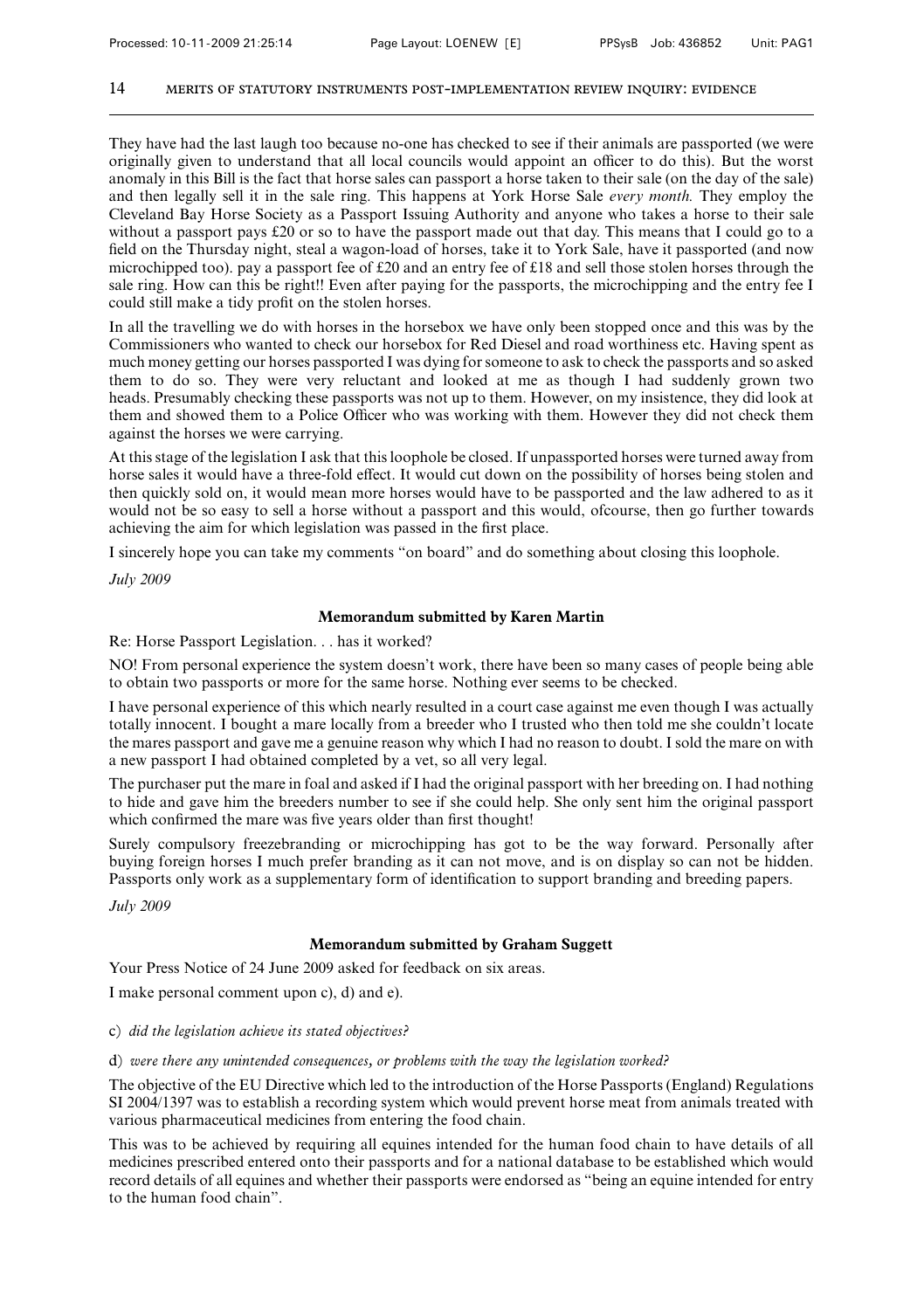They have had the last laugh too because no-one has checked to see if their animals are passported (we were originally given to understand that all local councils would appoint an officer to do this). But the worst anomaly in this Bill is the fact that horse sales can passport a horse taken to their sale (on the day of the sale) and then legally sell it in the sale ring. This happens at York Horse Sale *every month.* They employ the Cleveland Bay Horse Society as a Passport Issuing Authority and anyone who takes a horse to their sale without a passport pays £20 or so to have the passport made out that day. This means that I could go to a field on the Thursday night, steal a wagon-load of horses, take it to York Sale, have it passported (and now microchipped too). pay a passport fee of £20 and an entry fee of £18 and sell those stolen horses through the sale ring. How can this be right!! Even after paying for the passports, the microchipping and the entry fee I could still make a tidy profit on the stolen horses.

In all the travelling we do with horses in the horsebox we have only been stopped once and this was by the Commissioners who wanted to check our horsebox for Red Diesel and road worthiness etc. Having spent as much money getting our horses passported I was dying for someone to ask to check the passports and so asked them to do so. They were very reluctant and looked at me as though I had suddenly grown two heads. Presumably checking these passports was not up to them. However, on my insistence, they did look at them and showed them to a Police Officer who was working with them. However they did not check them against the horses we were carrying.

At this stage of the legislation I ask that this loophole be closed. If unpassported horses were turned away from horse sales it would have a three-fold effect. It would cut down on the possibility of horses being stolen and then quickly sold on, it would mean more horses would have to be passported and the law adhered to as it would not be so easy to sell a horse without a passport and this would, ofcourse, then go further towards achieving the aim for which legislation was passed in the first place.

I sincerely hope you can take my comments "on board" and do something about closing this loophole.

*July 2009*

## Memorandum submitted by Karen Martin

Re: Horse Passport Legislation. . . has it worked?

NO! From personal experience the system doesn't work, there have been so many cases of people being able to obtain two passports or more for the same horse. Nothing ever seems to be checked.

I have personal experience of this which nearly resulted in a court case against me even though I was actually totally innocent. I bought a mare locally from a breeder who I trusted who then told me she couldn't locate the mares passport and gave me a genuine reason why which I had no reason to doubt. I sold the mare on with a new passport I had obtained completed by a vet, so all very legal.

The purchaser put the mare in foal and asked if I had the original passport with her breeding on. I had nothing to hide and gave him the breeders number to see if she could help. She only sent him the original passport which confirmed the mare was five years older than first thought!

Surely compulsory freezebranding or microchipping has got to be the way forward. Personally after buying foreign horses I much prefer branding as it can not move, and is on display so can not be hidden. Passports only work as a supplementary form of identification to support branding and breeding papers.

*July 2009*

## Memorandum submitted by Graham Suggett

Your Press Notice of 24 June 2009 asked for feedback on six areas.

I make personal comment upon c), d) and e).

c) *did the legislation achieve its stated objectives?*

d) *were there any unintended consequences, or problems with the way the legislation worked?*

The objective of the EU Directive which led to the introduction of the Horse Passports (England) Regulations SI 2004/1397 was to establish a recording system which would prevent horse meat from animals treated with various pharmaceutical medicines from entering the food chain.

This was to be achieved by requiring all equines intended for the human food chain to have details of all medicines prescribed entered onto their passports and for a national database to be established which would record details of all equines and whether their passports were endorsed as "being an equine intended for entry to the human food chain".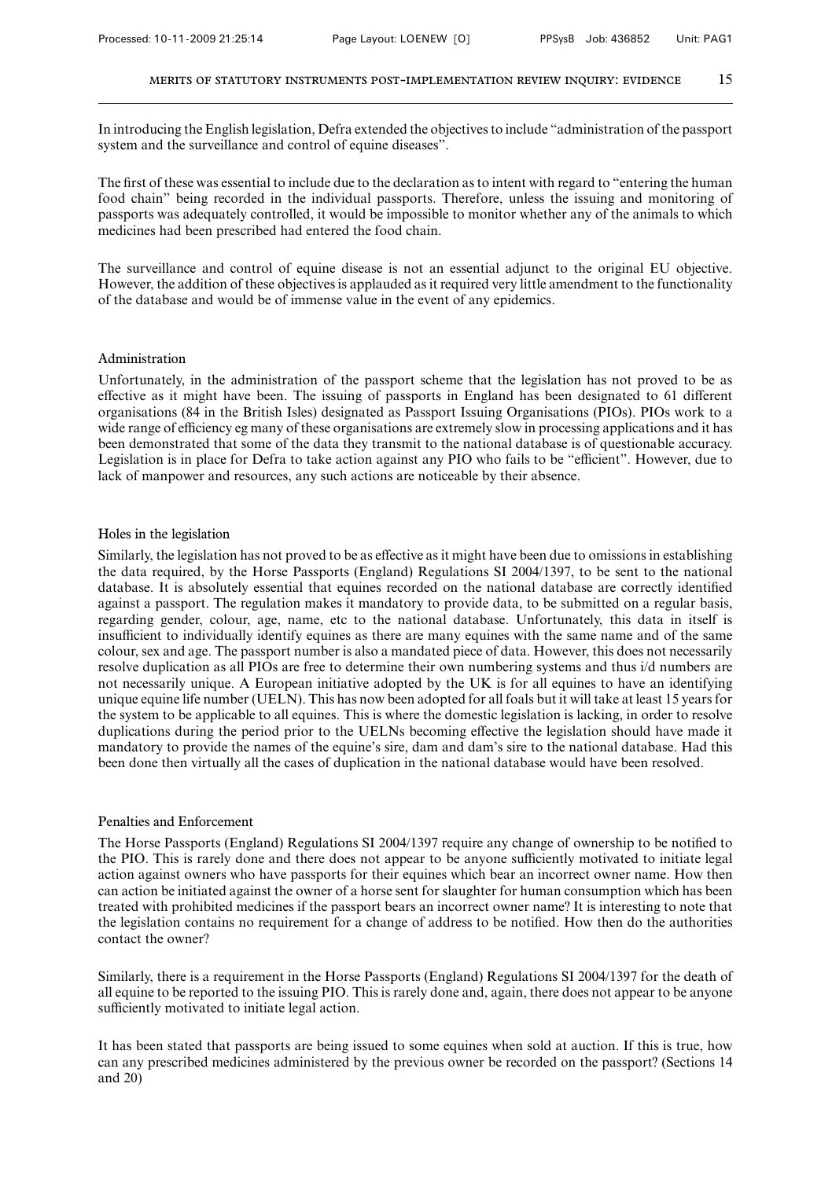In introducing the English legislation, Defra extended the objectives to include "administration of the passport system and the surveillance and control of equine diseases".

The first of these was essential to include due to the declaration as to intent with regard to "entering the human food chain" being recorded in the individual passports. Therefore, unless the issuing and monitoring of passports was adequately controlled, it would be impossible to monitor whether any of the animals to which medicines had been prescribed had entered the food chain.

The surveillance and control of equine disease is not an essential adjunct to the original EU objective. However, the addition of these objectives is applauded as it required very little amendment to the functionality of the database and would be of immense value in the event of any epidemics.

## Administration

Unfortunately, in the administration of the passport scheme that the legislation has not proved to be as effective as it might have been. The issuing of passports in England has been designated to 61 different organisations (84 in the British Isles) designated as Passport Issuing Organisations (PIOs). PIOs work to a wide range of efficiency eg many of these organisations are extremely slow in processing applications and it has been demonstrated that some of the data they transmit to the national database is of questionable accuracy. Legislation is in place for Defra to take action against any PIO who fails to be "efficient". However, due to lack of manpower and resources, any such actions are noticeable by their absence.

## Holes in the legislation

Similarly, the legislation has not proved to be as effective as it might have been due to omissions in establishing the data required, by the Horse Passports (England) Regulations SI 2004/1397, to be sent to the national database. It is absolutely essential that equines recorded on the national database are correctly identified against a passport. The regulation makes it mandatory to provide data, to be submitted on a regular basis, regarding gender, colour, age, name, etc to the national database. Unfortunately, this data in itself is insufficient to individually identify equines as there are many equines with the same name and of the same colour, sex and age. The passport number is also a mandated piece of data. However, this does not necessarily resolve duplication as all PIOs are free to determine their own numbering systems and thus i/d numbers are not necessarily unique. A European initiative adopted by the UK is for all equines to have an identifying unique equine life number (UELN). This has now been adopted for all foals but it will take at least 15 years for the system to be applicable to all equines. This is where the domestic legislation is lacking, in order to resolve duplications during the period prior to the UELNs becoming effective the legislation should have made it mandatory to provide the names of the equine's sire, dam and dam's sire to the national database. Had this been done then virtually all the cases of duplication in the national database would have been resolved.

## Penalties and Enforcement

The Horse Passports (England) Regulations SI 2004/1397 require any change of ownership to be notified to the PIO. This is rarely done and there does not appear to be anyone sufficiently motivated to initiate legal action against owners who have passports for their equines which bear an incorrect owner name. How then can action be initiated against the owner of a horse sent for slaughter for human consumption which has been treated with prohibited medicines if the passport bears an incorrect owner name? It is interesting to note that the legislation contains no requirement for a change of address to be notified. How then do the authorities contact the owner?

Similarly, there is a requirement in the Horse Passports (England) Regulations SI 2004/1397 for the death of all equine to be reported to the issuing PIO. This is rarely done and, again, there does not appear to be anyone sufficiently motivated to initiate legal action.

It has been stated that passports are being issued to some equines when sold at auction. If this is true, how can any prescribed medicines administered by the previous owner be recorded on the passport? (Sections 14 and 20)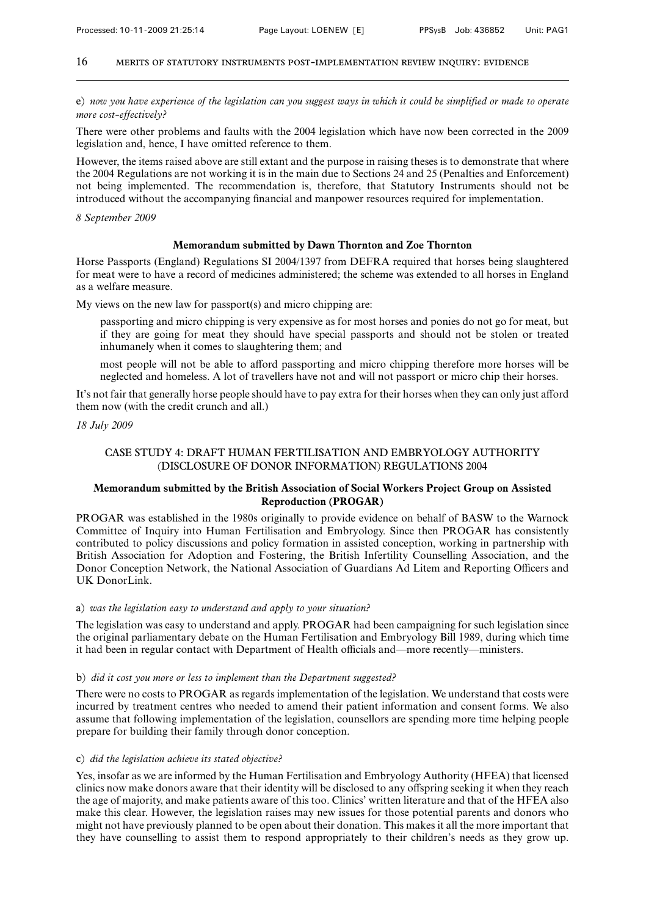e) *now you have experience of the legislation can you suggest ways in which it could be simplified or made to operate more cost-effectively?*

There were other problems and faults with the 2004 legislation which have now been corrected in the 2009 legislation and, hence, I have omitted reference to them.

However, the items raised above are still extant and the purpose in raising theses is to demonstrate that where the 2004 Regulations are not working it is in the main due to Sections 24 and 25 (Penalties and Enforcement) not being implemented. The recommendation is, therefore, that Statutory Instruments should not be introduced without the accompanying financial and manpower resources required for implementation.

*8 September 2009*

### Memorandum submitted by Dawn Thornton and Zoe Thornton

Horse Passports (England) Regulations SI 2004/1397 from DEFRA required that horses being slaughtered for meat were to have a record of medicines administered; the scheme was extended to all horses in England as a welfare measure.

My views on the new law for passport(s) and micro chipping are:

passporting and micro chipping is very expensive as for most horses and ponies do not go for meat, but if they are going for meat they should have special passports and should not be stolen or treated inhumanely when it comes to slaughtering them; and

most people will not be able to afford passporting and micro chipping therefore more horses will be neglected and homeless. A lot of travellers have not and will not passport or micro chip their horses.

It's not fair that generally horse people should have to pay extra for their horses when they can only just afford them now (with the credit crunch and all.)

*18 July 2009*

## CASE STUDY 4: DRAFT HUMAN FERTILISATION AND EMBRYOLOGY AUTHORITY (DISCLOSURE OF DONOR INFORMATION) REGULATIONS 2004

### Memorandum submitted by the British Association of Social Workers Project Group on Assisted Reproduction (PROGAR)

PROGAR was established in the 1980s originally to provide evidence on behalf of BASW to the Warnock Committee of Inquiry into Human Fertilisation and Embryology. Since then PROGAR has consistently contributed to policy discussions and policy formation in assisted conception, working in partnership with British Association for Adoption and Fostering, the British Infertility Counselling Association, and the Donor Conception Network, the National Association of Guardians Ad Litem and Reporting Officers and UK DonorLink.

a) *was the legislation easy to understand and apply to your situation?*

The legislation was easy to understand and apply. PROGAR had been campaigning for such legislation since the original parliamentary debate on the Human Fertilisation and Embryology Bill 1989, during which time it had been in regular contact with Department of Health officials and—more recently—ministers.

b) *did it cost you more or less to implement than the Department suggested?*

There were no costs to PROGAR as regards implementation of the legislation. We understand that costs were incurred by treatment centres who needed to amend their patient information and consent forms. We also assume that following implementation of the legislation, counsellors are spending more time helping people prepare for building their family through donor conception.

c) *did the legislation achieve its stated objective?*

Yes, insofar as we are informed by the Human Fertilisation and Embryology Authority (HFEA) that licensed clinics now make donors aware that their identity will be disclosed to any offspring seeking it when they reach the age of majority, and make patients aware of this too. Clinics' written literature and that of the HFEA also make this clear. However, the legislation raises may new issues for those potential parents and donors who might not have previously planned to be open about their donation. This makes it all the more important that they have counselling to assist them to respond appropriately to their children's needs as they grow up.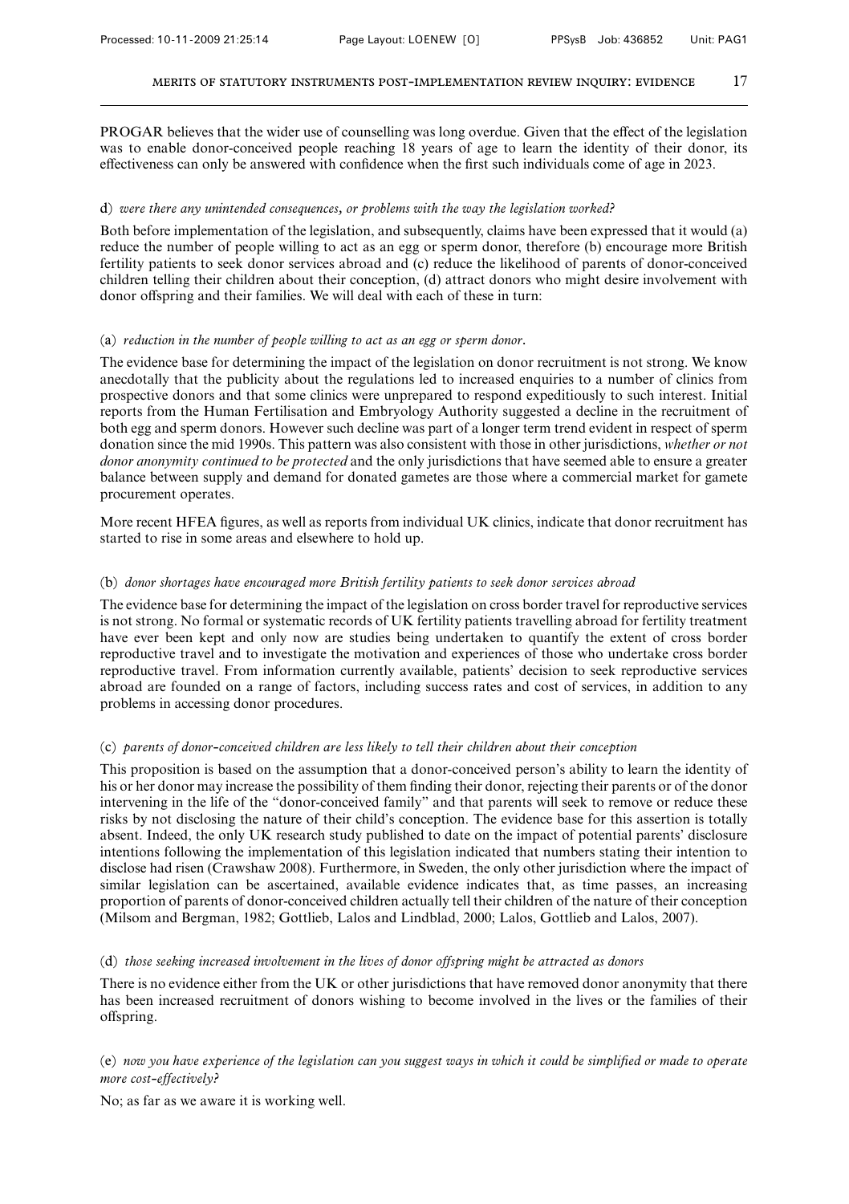PROGAR believes that the wider use of counselling was long overdue. Given that the effect of the legislation was to enable donor-conceived people reaching 18 years of age to learn the identity of their donor, its effectiveness can only be answered with confidence when the first such individuals come of age in 2023.

d) *were there any unintended consequences, or problems with the way the legislation worked?*

Both before implementation of the legislation, and subsequently, claims have been expressed that it would (a) reduce the number of people willing to act as an egg or sperm donor, therefore (b) encourage more British fertility patients to seek donor services abroad and (c) reduce the likelihood of parents of donor-conceived children telling their children about their conception, (d) attract donors who might desire involvement with donor offspring and their families. We will deal with each of these in turn:

(a) *reduction in the number of people willing to act as an egg or sperm donor.*

The evidence base for determining the impact of the legislation on donor recruitment is not strong. We know anecdotally that the publicity about the regulations led to increased enquiries to a number of clinics from prospective donors and that some clinics were unprepared to respond expeditiously to such interest. Initial reports from the Human Fertilisation and Embryology Authority suggested a decline in the recruitment of both egg and sperm donors. However such decline was part of a longer term trend evident in respect of sperm donation since the mid 1990s. This pattern was also consistent with those in other jurisdictions, *whether or not donor anonymity continued to be protected* and the only jurisdictions that have seemed able to ensure a greater balance between supply and demand for donated gametes are those where a commercial market for gamete procurement operates.

More recent HFEA figures, as well as reports from individual UK clinics, indicate that donor recruitment has started to rise in some areas and elsewhere to hold up.

(b) *donor shortages have encouraged more British fertility patients to seek donor services abroad*

The evidence base for determining the impact of the legislation on cross border travel for reproductive services is not strong. No formal or systematic records of UK fertility patients travelling abroad for fertility treatment have ever been kept and only now are studies being undertaken to quantify the extent of cross border reproductive travel and to investigate the motivation and experiences of those who undertake cross border reproductive travel. From information currently available, patients' decision to seek reproductive services abroad are founded on a range of factors, including success rates and cost of services, in addition to any problems in accessing donor procedures.

(c) *parents of donor-conceived children are less likely to tell their children about their conception*

This proposition is based on the assumption that a donor-conceived person's ability to learn the identity of his or her donor may increase the possibility of them finding their donor, rejecting their parents or of the donor intervening in the life of the "donor-conceived family" and that parents will seek to remove or reduce these risks by not disclosing the nature of their child's conception. The evidence base for this assertion is totally absent. Indeed, the only UK research study published to date on the impact of potential parents' disclosure intentions following the implementation of this legislation indicated that numbers stating their intention to disclose had risen (Crawshaw 2008). Furthermore, in Sweden, the only other jurisdiction where the impact of similar legislation can be ascertained, available evidence indicates that, as time passes, an increasing proportion of parents of donor-conceived children actually tell their children of the nature of their conception (Milsom and Bergman, 1982; Gottlieb, Lalos and Lindblad, 2000; Lalos, Gottlieb and Lalos, 2007).

(d) *those seeking increased involvement in the lives of donor offspring might be attracted as donors*

There is no evidence either from the UK or other jurisdictions that have removed donor anonymity that there has been increased recruitment of donors wishing to become involved in the lives or the families of their offspring.

(e) *now you have experience of the legislation can you suggest ways in which it could be simplified or made to operate more cost-effectively?*

No; as far as we aware it is working well.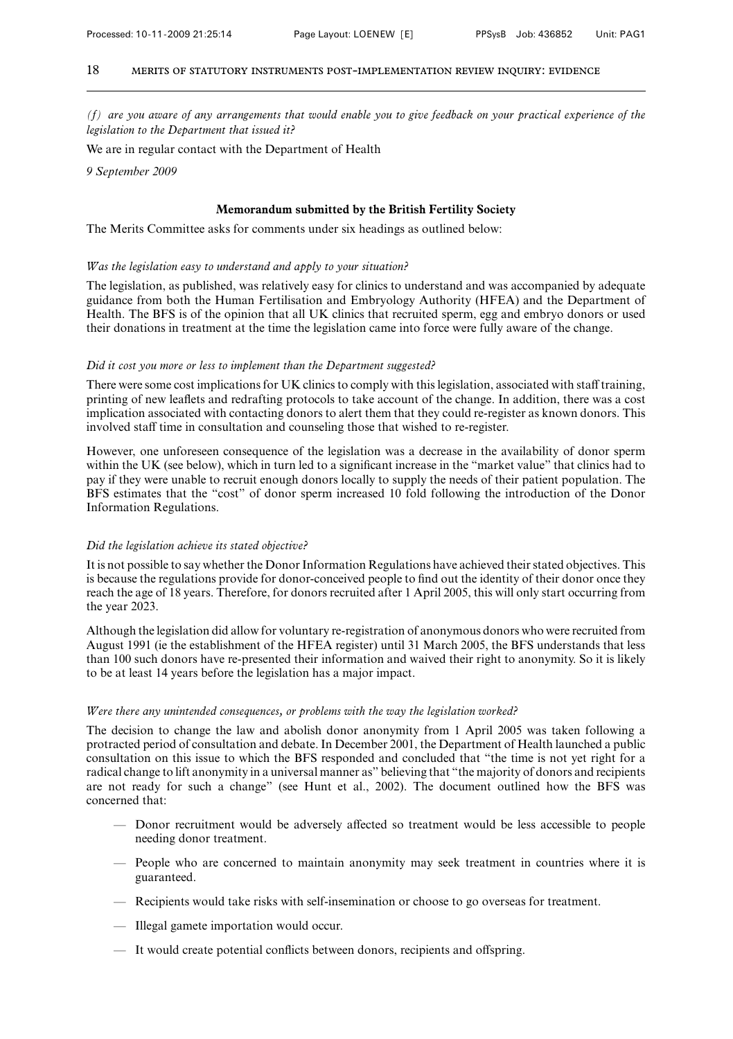*(f) are you aware of any arrangements that would enable you to give feedback on your practical experience of the legislation to the Department that issued it?*

We are in regular contact with the Department of Health

*9 September 2009*

## Memorandum submitted by the British Fertility Society

The Merits Committee asks for comments under six headings as outlined below:

*Was the legislation easy to understand and apply to your situation?*

The legislation, as published, was relatively easy for clinics to understand and was accompanied by adequate guidance from both the Human Fertilisation and Embryology Authority (HFEA) and the Department of Health. The BFS is of the opinion that all UK clinics that recruited sperm, egg and embryo donors or used their donations in treatment at the time the legislation came into force were fully aware of the change.

*Did it cost you more or less to implement than the Department suggested?*

There were some cost implications for UK clinics to comply with this legislation, associated with staff training, printing of new leaflets and redrafting protocols to take account of the change. In addition, there was a cost implication associated with contacting donors to alert them that they could re-register as known donors. This involved staff time in consultation and counseling those that wished to re-register.

However, one unforeseen consequence of the legislation was a decrease in the availability of donor sperm within the UK (see below), which in turn led to a significant increase in the "market value" that clinics had to pay if they were unable to recruit enough donors locally to supply the needs of their patient population. The BFS estimates that the "cost" of donor sperm increased 10 fold following the introduction of the Donor Information Regulations.

*Did the legislation achieve its stated objective?*

It is not possible to say whether the Donor Information Regulations have achieved their stated objectives. This is because the regulations provide for donor-conceived people to find out the identity of their donor once they reach the age of 18 years. Therefore, for donors recruited after 1 April 2005, this will only start occurring from the year 2023.

Although the legislation did allow for voluntary re-registration of anonymous donors who were recruited from August 1991 (ie the establishment of the HFEA register) until 31 March 2005, the BFS understands that less than 100 such donors have re-presented their information and waived their right to anonymity. So it is likely to be at least 14 years before the legislation has a major impact.

*Were there any unintended consequences, or problems with the way the legislation worked?*

The decision to change the law and abolish donor anonymity from 1 April 2005 was taken following a protracted period of consultation and debate. In December 2001, the Department of Health launched a public consultation on this issue to which the BFS responded and concluded that "the time is not yet right for a radical change to lift anonymity in a universal manner as" believing that "the majority of donors and recipients are not ready for such a change" (see Hunt et al., 2002). The document outlined how the BFS was concerned that:

- Donor recruitment would be adversely affected so treatment would be less accessible to people needing donor treatment.
- People who are concerned to maintain anonymity may seek treatment in countries where it is guaranteed.
- Recipients would take risks with self-insemination or choose to go overseas for treatment.
- Illegal gamete importation would occur.
- It would create potential conflicts between donors, recipients and offspring.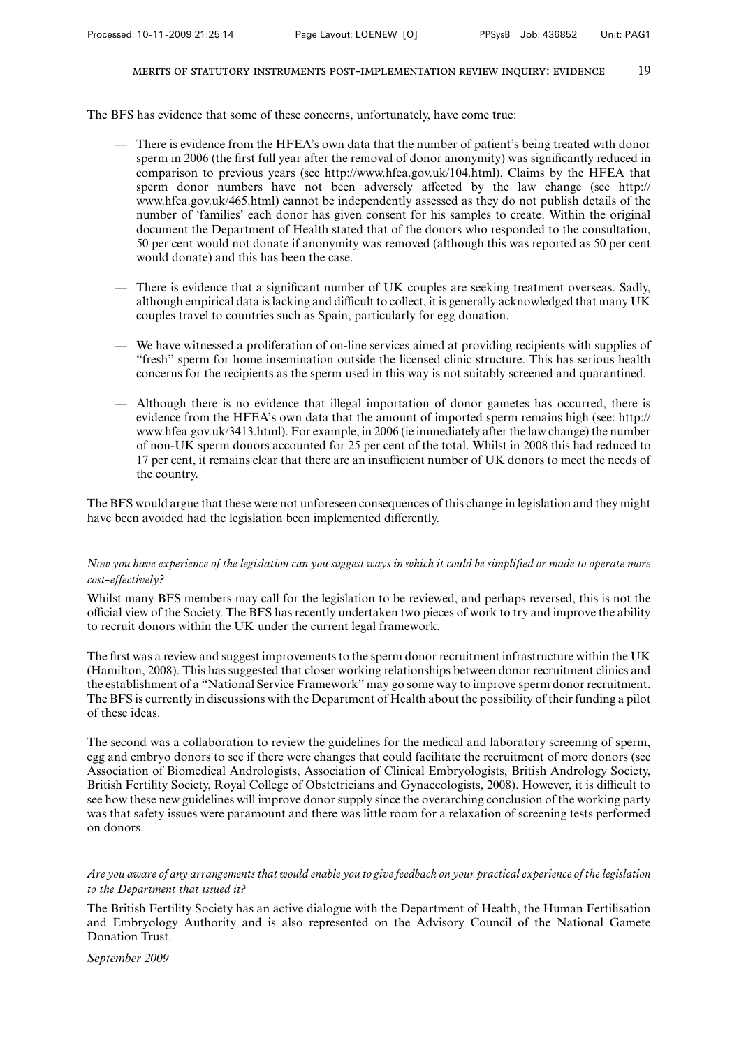The BFS has evidence that some of these concerns, unfortunately, have come true:

- There is evidence from the HFEA's own data that the number of patient's being treated with donor sperm in 2006 (the first full year after the removal of donor anonymity) was significantly reduced in comparison to previous years (see http://www.hfea.gov.uk/104.html). Claims by the HFEA that sperm donor numbers have not been adversely affected by the law change (see http://www.hfea.gov.uk/465.html) cannot be independently assessed as they do not publish details of the number of 'families' each donor has given consent for his samples to create. Within the original document the Department of Health stated that of the donors who responded to the consultation, 50 per cent would not donate if anonymity was removed (although this was reported as 50 per cent would donate) and this has been the case.

- There is evidence that a significant number of UK couples are seeking treatment overseas. Sadly, although empirical data is lacking and difficult to collect, it is generally acknowledged that many UK couples travel to countries such as Spain, particularly for egg donation.

- We have witnessed a proliferation of on-line services aimed at providing recipients with supplies of "fresh" sperm for home insemination outside the licensed clinic structure. This has serious health concerns for the recipients as the sperm used in this way is not suitably screened and quarantined.

- Although there is no evidence that illegal importation of donor gametes has occurred, there is evidence from the HFEA's own data that the amount of imported sperm remains high (see: http://www.hfea.gov.uk/3413.html). For example, in 2006 (ie immediately after the law change) the number of non-UK sperm donors accounted for 25 per cent of the total. Whilst in 2008 this had reduced to 17 per cent, it remains clear that there are an insufficient number of UK donors to meet the needs of the country.

The BFS would argue that these were not unforeseen consequences of this change in legislation and they might have been avoided had the legislation been implemented differently.

*Now you have experience of the legislation can you suggest ways in which it could be simplified or made to operate more cost-effectively?*

Whilst many BFS members may call for the legislation to be reviewed, and perhaps reversed, this is not the official view of the Society. The BFS has recently undertaken two pieces of work to try and improve the ability to recruit donors within the UK under the current legal framework.

The first was a review and suggest improvements to the sperm donor recruitment infrastructure within the UK (Hamilton, 2008). This has suggested that closer working relationships between donor recruitment clinics and the establishment of a "National Service Framework" may go some way to improve sperm donor recruitment. The BFS is currently in discussions with the Department of Health about the possibility of their funding a pilot of these ideas.

The second was a collaboration to review the guidelines for the medical and laboratory screening of sperm, egg and embryo donors to see if there were changes that could facilitate the recruitment of more donors (see Association of Biomedical Andrologists, Association of Clinical Embryologists, British Andrology Society, British Fertility Society, Royal College of Obstetricians and Gynaecologists, 2008). However, it is difficult to see how these new guidelines will improve donor supply since the overarching conclusion of the working party was that safety issues were paramount and there was little room for a relaxation of screening tests performed on donors.

*Are you aware of any arrangements that would enable you to give feedback on your practical experience of the legislation to the Department that issued it?*

The British Fertility Society has an active dialogue with the Department of Health, the Human Fertilisation and Embryology Authority and is also represented on the Advisory Council of the National Gamete Donation Trust.

*September 2009*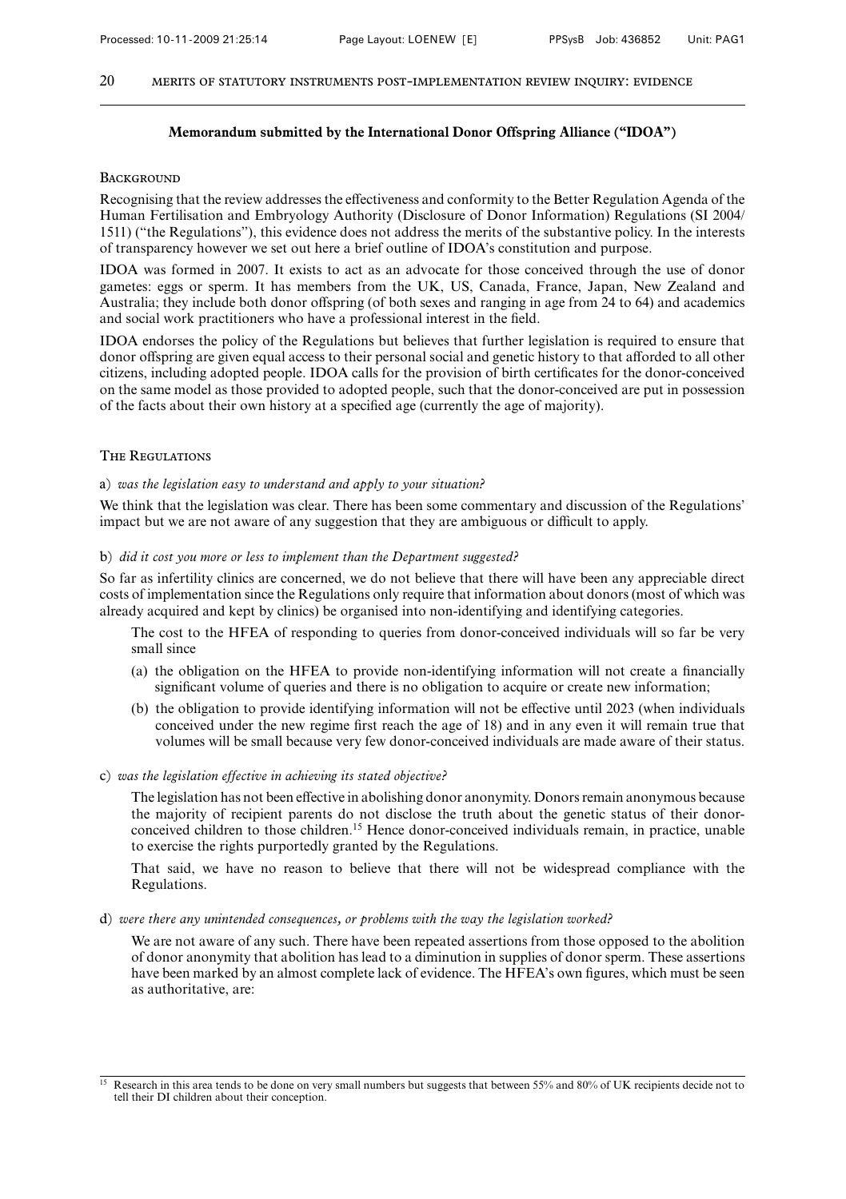## Memorandum submitted by the International Donor Offspring Alliance ("IDOA")

### Background

Recognising that the review addresses the effectiveness and conformity to the Better Regulation Agenda of the Human Fertilisation and Embryology Authority (Disclosure of Donor Information) Regulations (SI 2004/1511) ("the Regulations"), this evidence does not address the merits of the substantive policy. In the interests of transparency however we set out here a brief outline of IDOA's constitution and purpose.

IDOA was formed in 2007. It exists to act as an advocate for those conceived through the use of donor gametes: eggs or sperm. It has members from the UK, US, Canada, France, Japan, New Zealand and Australia; they include both donor offspring (of both sexes and ranging in age from 24 to 64) and academics and social work practitioners who have a professional interest in the field.

IDOA endorses the policy of the Regulations but believes that further legislation is required to ensure that donor offspring are given equal access to their personal social and genetic history to that afforded to all other citizens, including adopted people. IDOA calls for the provision of birth certificates for the donor-conceived on the same model as those provided to adopted people, such that the donor-conceived are put in possession of the facts about their own history at a specified age (currently the age of majority).

### The Regulations

a) *was the legislation easy to understand and apply to your situation?*

We think that the legislation was clear. There has been some commentary and discussion of the Regulations' impact but we are not aware of any suggestion that they are ambiguous or difficult to apply.

b) *did it cost you more or less to implement than the Department suggested?*

So far as infertility clinics are concerned, we do not believe that there will have been any appreciable direct costs of implementation since the Regulations only require that information about donors (most of which was already acquired and kept by clinics) be organised into non-identifying and identifying categories.

The cost to the HFEA of responding to queries from donor-conceived individuals will so far be very small since

(a) the obligation on the HFEA to provide non-identifying information will not create a financially significant volume of queries and there is no obligation to acquire or create new information;

(b) the obligation to provide identifying information will not be effective until 2023 (when individuals conceived under the new regime first reach the age of 18) and in any even it will remain true that volumes will be small because very few donor-conceived individuals are made aware of their status.

c) *was the legislation effective in achieving its stated objective?*

The legislation has not been effective in abolishing donor anonymity. Donors remain anonymous because the majority of recipient parents do not disclose the truth about the genetic status of their donor-conceived children to those children.[15] Hence donor-conceived individuals remain, in practice, unable to exercise the rights purportedly granted by the Regulations.

That said, we have no reason to believe that there will not be widespread compliance with the Regulations.

d) *were there any unintended consequences, or problems with the way the legislation worked?*

We are not aware of any such. There have been repeated assertions from those opposed to the abolition of donor anonymity that abolition has lead to a diminution in supplies of donor sperm. These assertions have been marked by an almost complete lack of evidence. The HFEA's own figures, which must be seen as authoritative, are:

---

[15] Research in this area tends to be done on very small numbers but suggests that between 55% and 80% of UK recipients decide not to tell their DI children about their conception.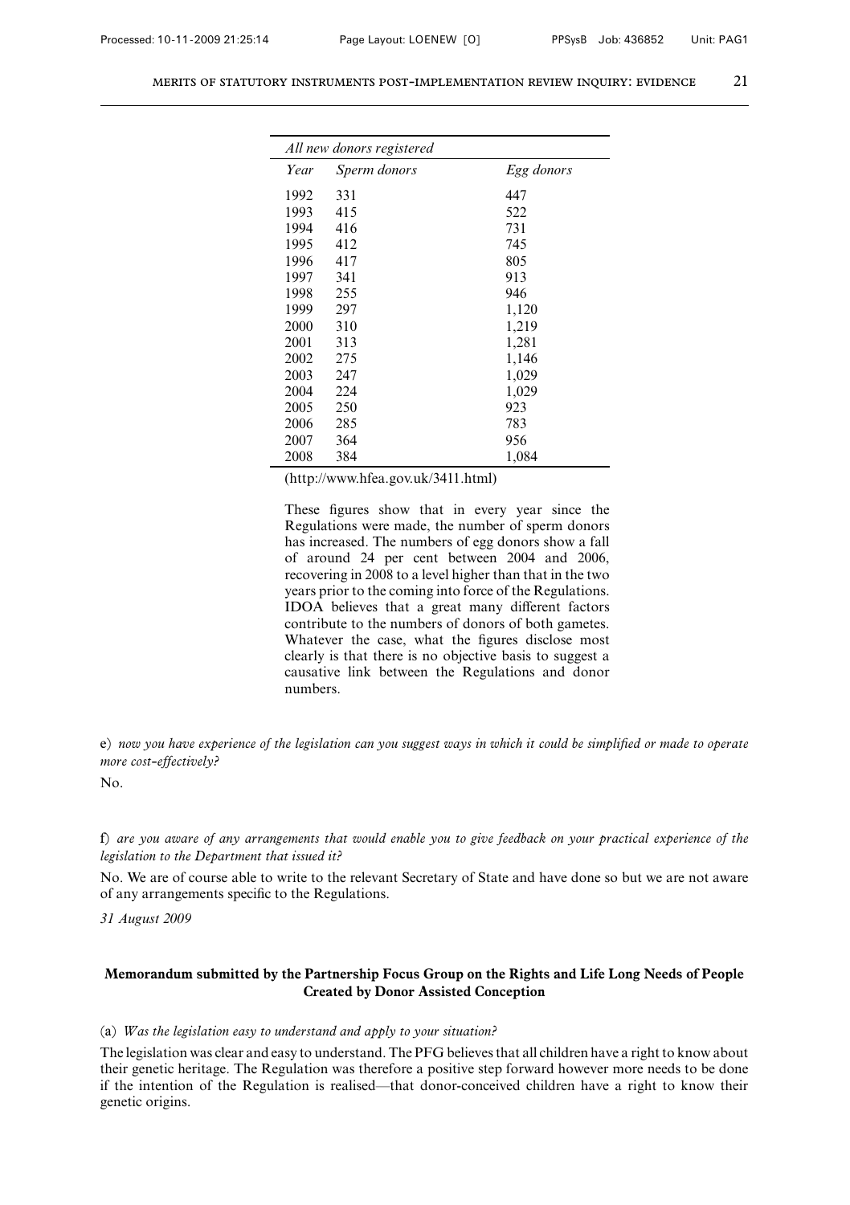| *All new donors registered* | | |
|---|---|---|
| *Year* | *Sperm donors* | *Egg donors* |
| 1992 | 331 | 447 |
| 1993 | 415 | 522 |
| 1994 | 416 | 731 |
| 1995 | 412 | 745 |
| 1996 | 417 | 805 |
| 1997 | 341 | 913 |
| 1998 | 255 | 946 |
| 1999 | 297 | 1,120 |
| 2000 | 310 | 1,219 |
| 2001 | 313 | 1,281 |
| 2002 | 275 | 1,146 |
| 2003 | 247 | 1,029 |
| 2004 | 224 | 1,029 |
| 2005 | 250 | 923 |
| 2006 | 285 | 783 |
| 2007 | 364 | 956 |
| 2008 | 384 | 1,084 |

(http://www.hfea.gov.uk/3411.html)

These figures show that in every year since the Regulations were made, the number of sperm donors has increased. The numbers of egg donors show a fall of around 24 per cent between 2004 and 2006, recovering in 2008 to a level higher than that in the two years prior to the coming into force of the Regulations. IDOA believes that a great many different factors contribute to the numbers of donors of both gametes. Whatever the case, what the figures disclose most clearly is that there is no objective basis to suggest a causative link between the Regulations and donor numbers.

e) *now you have experience of the legislation can you suggest ways in which it could be simplified or made to operate more cost-effectively?*

No.

f) *are you aware of any arrangements that would enable you to give feedback on your practical experience of the legislation to the Department that issued it?*

No. We are of course able to write to the relevant Secretary of State and have done so but we are not aware of any arrangements specific to the Regulations.

*31 August 2009*

## Memorandum submitted by the Partnership Focus Group on the Rights and Life Long Needs of People Created by Donor Assisted Conception

(a) *Was the legislation easy to understand and apply to your situation?*

The legislation was clear and easy to understand. The PFG believes that all children have a right to know about their genetic heritage. The Regulation was therefore a positive step forward however more needs to be done if the intention of the Regulation is realised—that donor-conceived children have a right to know their genetic origins.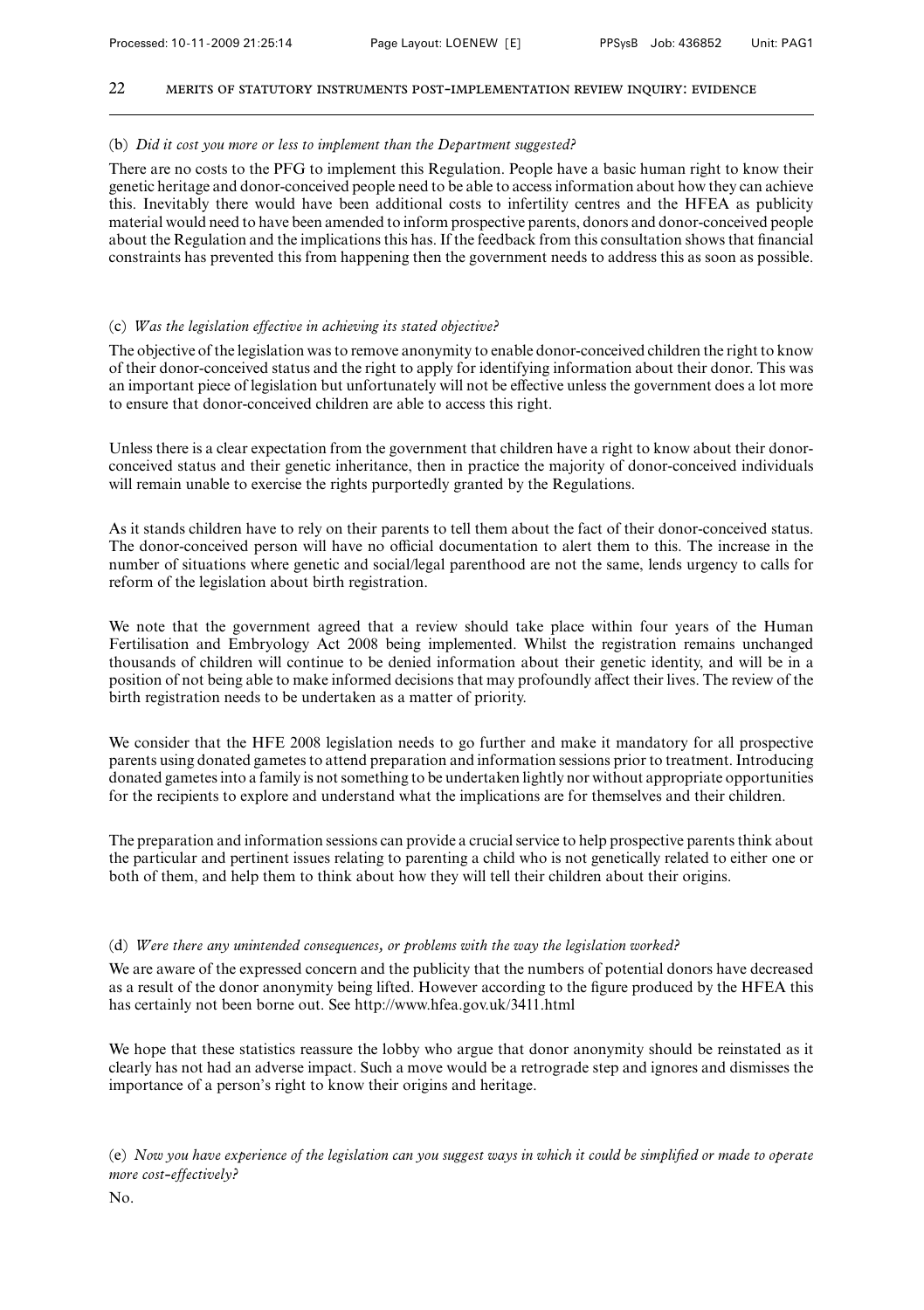(b) *Did it cost you more or less to implement than the Department suggested?*

There are no costs to the PFG to implement this Regulation. People have a basic human right to know their genetic heritage and donor-conceived people need to be able to access information about how they can achieve this. Inevitably there would have been additional costs to infertility centres and the HFEA as publicity material would need to have been amended to inform prospective parents, donors and donor-conceived people about the Regulation and the implications this has. If the feedback from this consultation shows that financial constraints has prevented this from happening then the government needs to address this as soon as possible.

(c) *Was the legislation effective in achieving its stated objective?*

The objective of the legislation was to remove anonymity to enable donor-conceived children the right to know of their donor-conceived status and the right to apply for identifying information about their donor. This was an important piece of legislation but unfortunately will not be effective unless the government does a lot more to ensure that donor-conceived children are able to access this right.

Unless there is a clear expectation from the government that children have a right to know about their donor-conceived status and their genetic inheritance, then in practice the majority of donor-conceived individuals will remain unable to exercise the rights purportedly granted by the Regulations.

As it stands children have to rely on their parents to tell them about the fact of their donor-conceived status. The donor-conceived person will have no official documentation to alert them to this. The increase in the number of situations where genetic and social/legal parenthood are not the same, lends urgency to calls for reform of the legislation about birth registration.

We note that the government agreed that a review should take place within four years of the Human Fertilisation and Embryology Act 2008 being implemented. Whilst the registration remains unchanged thousands of children will continue to be denied information about their genetic identity, and will be in a position of not being able to make informed decisions that may profoundly affect their lives. The review of the birth registration needs to be undertaken as a matter of priority.

We consider that the HFE 2008 legislation needs to go further and make it mandatory for all prospective parents using donated gametes to attend preparation and information sessions prior to treatment. Introducing donated gametes into a family is not something to be undertaken lightly nor without appropriate opportunities for the recipients to explore and understand what the implications are for themselves and their children.

The preparation and information sessions can provide a crucial service to help prospective parents think about the particular and pertinent issues relating to parenting a child who is not genetically related to either one or both of them, and help them to think about how they will tell their children about their origins.

(d) *Were there any unintended consequences, or problems with the way the legislation worked?*

We are aware of the expressed concern and the publicity that the numbers of potential donors have decreased as a result of the donor anonymity being lifted. However according to the figure produced by the HFEA this has certainly not been borne out. See http://www.hfea.gov.uk/3411.html

We hope that these statistics reassure the lobby who argue that donor anonymity should be reinstated as it clearly has not had an adverse impact. Such a move would be a retrograde step and ignores and dismisses the importance of a person's right to know their origins and heritage.

(e) *Now you have experience of the legislation can you suggest ways in which it could be simplified or made to operate more cost-effectively?*

No.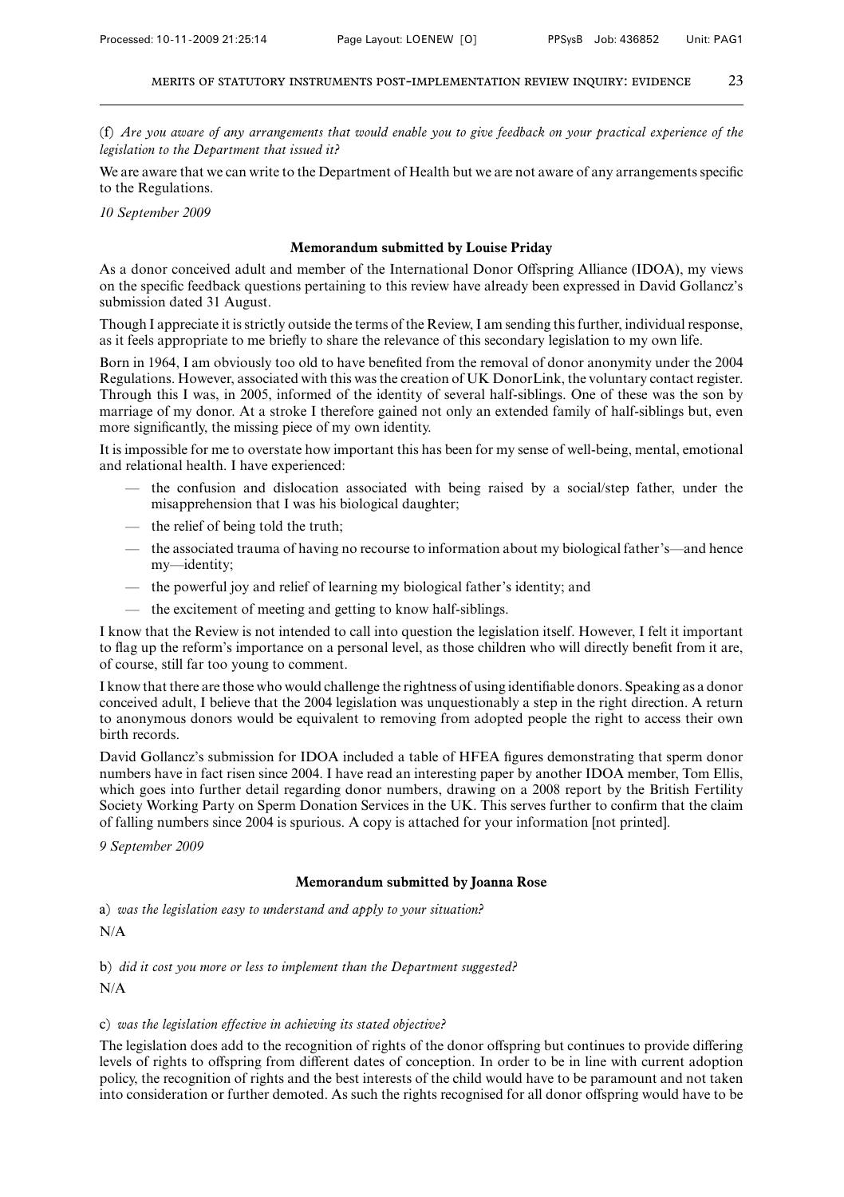(f) *Are you aware of any arrangements that would enable you to give feedback on your practical experience of the legislation to the Department that issued it?*

We are aware that we can write to the Department of Health but we are not aware of any arrangements specific to the Regulations.

*10 September 2009*

### Memorandum submitted by Louise Priday

As a donor conceived adult and member of the International Donor Offspring Alliance (IDOA), my views on the specific feedback questions pertaining to this review have already been expressed in David Gollancz's submission dated 31 August.

Though I appreciate it is strictly outside the terms of the Review, I am sending this further, individual response, as it feels appropriate to me briefly to share the relevance of this secondary legislation to my own life.

Born in 1964, I am obviously too old to have benefited from the removal of donor anonymity under the 2004 Regulations. However, associated with this was the creation of UK DonorLink, the voluntary contact register. Through this I was, in 2005, informed of the identity of several half-siblings. One of these was the son by marriage of my donor. At a stroke I therefore gained not only an extended family of half-siblings but, even more significantly, the missing piece of my own identity.

It is impossible for me to overstate how important this has been for my sense of well-being, mental, emotional and relational health. I have experienced:

- the confusion and dislocation associated with being raised by a social/step father, under the misapprehension that I was his biological daughter;
- the relief of being told the truth;
- the associated trauma of having no recourse to information about my biological father's—and hence my—identity;
- the powerful joy and relief of learning my biological father's identity; and
- the excitement of meeting and getting to know half-siblings.

I know that the Review is not intended to call into question the legislation itself. However, I felt it important to flag up the reform's importance on a personal level, as those children who will directly benefit from it are, of course, still far too young to comment.

I know that there are those who would challenge the rightness of using identifiable donors. Speaking as a donor conceived adult, I believe that the 2004 legislation was unquestionably a step in the right direction. A return to anonymous donors would be equivalent to removing from adopted people the right to access their own birth records.

David Gollancz's submission for IDOA included a table of HFEA figures demonstrating that sperm donor numbers have in fact risen since 2004. I have read an interesting paper by another IDOA member, Tom Ellis, which goes into further detail regarding donor numbers, drawing on a 2008 report by the British Fertility Society Working Party on Sperm Donation Services in the UK. This serves further to confirm that the claim of falling numbers since 2004 is spurious. A copy is attached for your information [not printed].

*9 September 2009*

### Memorandum submitted by Joanna Rose

a) *was the legislation easy to understand and apply to your situation?*

N/A

b) *did it cost you more or less to implement than the Department suggested?*

N/A

c) *was the legislation effective in achieving its stated objective?*

The legislation does add to the recognition of rights of the donor offspring but continues to provide differing levels of rights to offspring from different dates of conception. In order to be in line with current adoption policy, the recognition of rights and the best interests of the child would have to be paramount and not taken into consideration or further demoted. As such the rights recognised for all donor offspring would have to be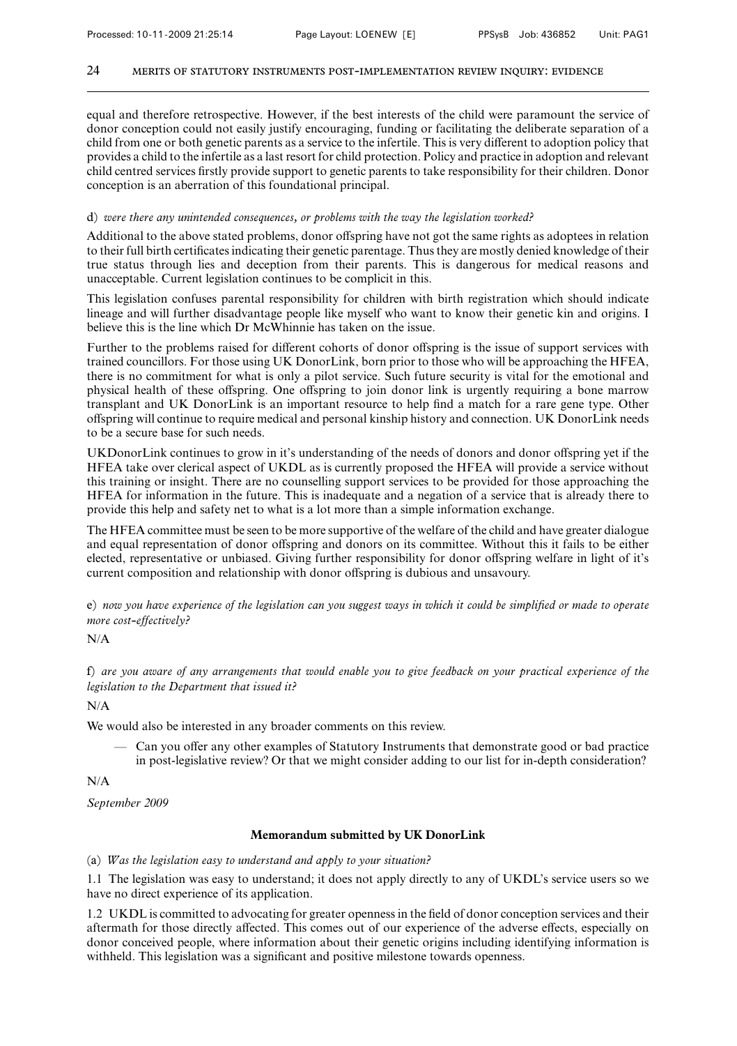equal and therefore retrospective. However, if the best interests of the child were paramount the service of donor conception could not easily justify encouraging, funding or facilitating the deliberate separation of a child from one or both genetic parents as a service to the infertile. This is very different to adoption policy that provides a child to the infertile as a last resort for child protection. Policy and practice in adoption and relevant child centred services firstly provide support to genetic parents to take responsibility for their children. Donor conception is an aberration of this foundational principal.

d) *were there any unintended consequences, or problems with the way the legislation worked?*

Additional to the above stated problems, donor offspring have not got the same rights as adoptees in relation to their full birth certificates indicating their genetic parentage. Thus they are mostly denied knowledge of their true status through lies and deception from their parents. This is dangerous for medical reasons and unacceptable. Current legislation continues to be complicit in this.

This legislation confuses parental responsibility for children with birth registration which should indicate lineage and will further disadvantage people like myself who want to know their genetic kin and origins. I believe this is the line which Dr McWhinnie has taken on the issue.

Further to the problems raised for different cohorts of donor offspring is the issue of support services with trained councillors. For those using UK DonorLink, born prior to those who will be approaching the HFEA, there is no commitment for what is only a pilot service. Such future security is vital for the emotional and physical health of these offspring. One offspring to join donor link is urgently requiring a bone marrow transplant and UK DonorLink is an important resource to help find a match for a rare gene type. Other offspring will continue to require medical and personal kinship history and connection. UK DonorLink needs to be a secure base for such needs.

UKDonorLink continues to grow in it's understanding of the needs of donors and donor offspring yet if the HFEA take over clerical aspect of UKDL as is currently proposed the HFEA will provide a service without this training or insight. There are no counselling support services to be provided for those approaching the HFEA for information in the future. This is inadequate and a negation of a service that is already there to provide this help and safety net to what is a lot more than a simple information exchange.

The HFEA committee must be seen to be more supportive of the welfare of the child and have greater dialogue and equal representation of donor offspring and donors on its committee. Without this it fails to be either elected, representative or unbiased. Giving further responsibility for donor offspring welfare in light of it's current composition and relationship with donor offspring is dubious and unsavoury.

e) *now you have experience of the legislation can you suggest ways in which it could be simplified or made to operate more cost-effectively?*

N/A

f) *are you aware of any arrangements that would enable you to give feedback on your practical experience of the legislation to the Department that issued it?*

N/A

We would also be interested in any broader comments on this review.

— Can you offer any other examples of Statutory Instruments that demonstrate good or bad practice in post-legislative review? Or that we might consider adding to our list for in-depth consideration?

N/A

*September 2009*

## Memorandum submitted by UK DonorLink

(a) *Was the legislation easy to understand and apply to your situation?*

1.1 The legislation was easy to understand; it does not apply directly to any of UKDL's service users so we have no direct experience of its application.

1.2 UKDL is committed to advocating for greater openness in the field of donor conception services and their aftermath for those directly affected. This comes out of our experience of the adverse effects, especially on donor conceived people, where information about their genetic origins including identifying information is withheld. This legislation was a significant and positive milestone towards openness.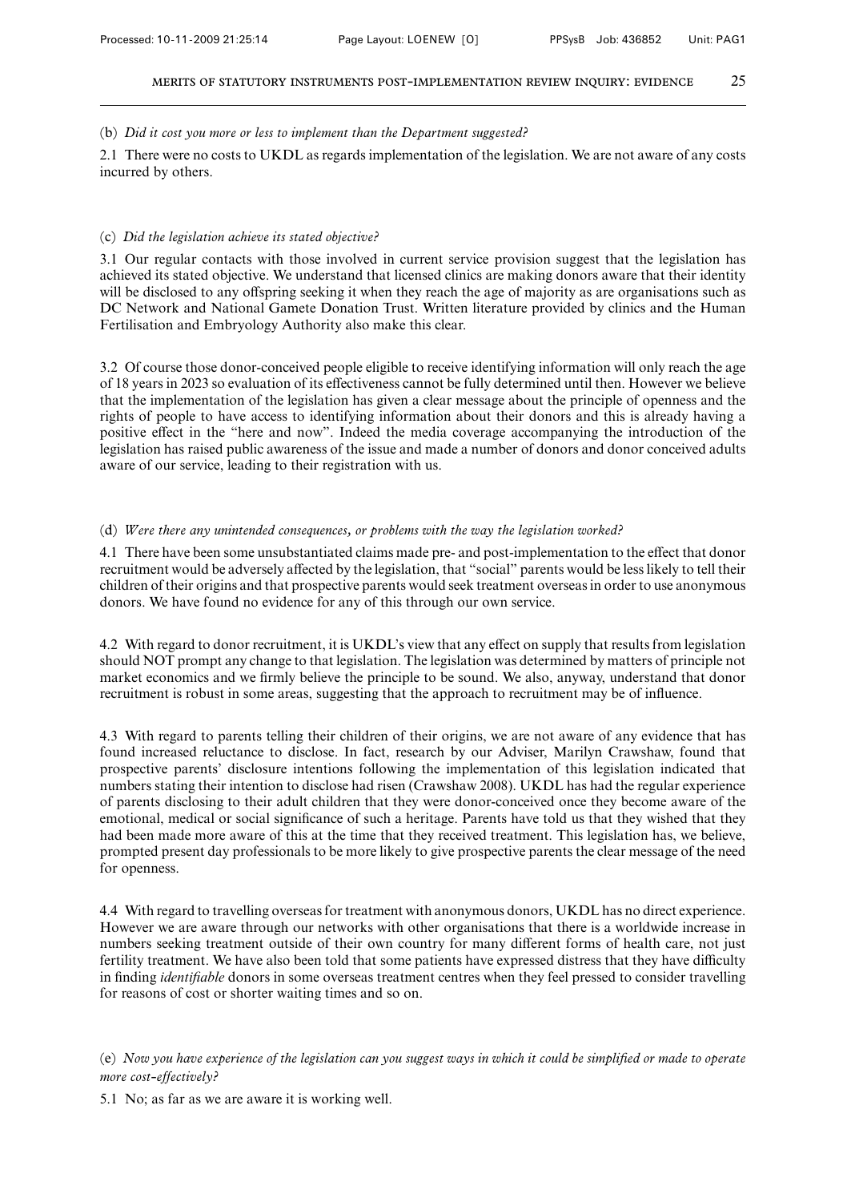(b) *Did it cost you more or less to implement than the Department suggested?*

2.1 There were no costs to UKDL as regards implementation of the legislation. We are not aware of any costs incurred by others.

(c) *Did the legislation achieve its stated objective?*

3.1 Our regular contacts with those involved in current service provision suggest that the legislation has achieved its stated objective. We understand that licensed clinics are making donors aware that their identity will be disclosed to any offspring seeking it when they reach the age of majority as are organisations such as DC Network and National Gamete Donation Trust. Written literature provided by clinics and the Human Fertilisation and Embryology Authority also make this clear.

3.2 Of course those donor-conceived people eligible to receive identifying information will only reach the age of 18 years in 2023 so evaluation of its effectiveness cannot be fully determined until then. However we believe that the implementation of the legislation has given a clear message about the principle of openness and the rights of people to have access to identifying information about their donors and this is already having a positive effect in the "here and now". Indeed the media coverage accompanying the introduction of the legislation has raised public awareness of the issue and made a number of donors and donor conceived adults aware of our service, leading to their registration with us.

(d) *Were there any unintended consequences, or problems with the way the legislation worked?*

4.1 There have been some unsubstantiated claims made pre- and post-implementation to the effect that donor recruitment would be adversely affected by the legislation, that "social" parents would be less likely to tell their children of their origins and that prospective parents would seek treatment overseas in order to use anonymous donors. We have found no evidence for any of this through our own service.

4.2 With regard to donor recruitment, it is UKDL's view that any effect on supply that results from legislation should NOT prompt any change to that legislation. The legislation was determined by matters of principle not market economics and we firmly believe the principle to be sound. We also, anyway, understand that donor recruitment is robust in some areas, suggesting that the approach to recruitment may be of influence.

4.3 With regard to parents telling their children of their origins, we are not aware of any evidence that has found increased reluctance to disclose. In fact, research by our Adviser, Marilyn Crawshaw, found that prospective parents' disclosure intentions following the implementation of this legislation indicated that numbers stating their intention to disclose had risen (Crawshaw 2008). UKDL has had the regular experience of parents disclosing to their adult children that they were donor-conceived once they become aware of the emotional, medical or social significance of such a heritage. Parents have told us that they wished that they had been made more aware of this at the time that they received treatment. This legislation has, we believe, prompted present day professionals to be more likely to give prospective parents the clear message of the need for openness.

4.4 With regard to travelling overseas for treatment with anonymous donors, UKDL has no direct experience. However we are aware through our networks with other organisations that there is a worldwide increase in numbers seeking treatment outside of their own country for many different forms of health care, not just fertility treatment. We have also been told that some patients have expressed distress that they have difficulty in finding *identifiable* donors in some overseas treatment centres when they feel pressed to consider travelling for reasons of cost or shorter waiting times and so on.

(e) *Now you have experience of the legislation can you suggest ways in which it could be simplified or made to operate more cost-effectively?*

5.1 No; as far as we are aware it is working well.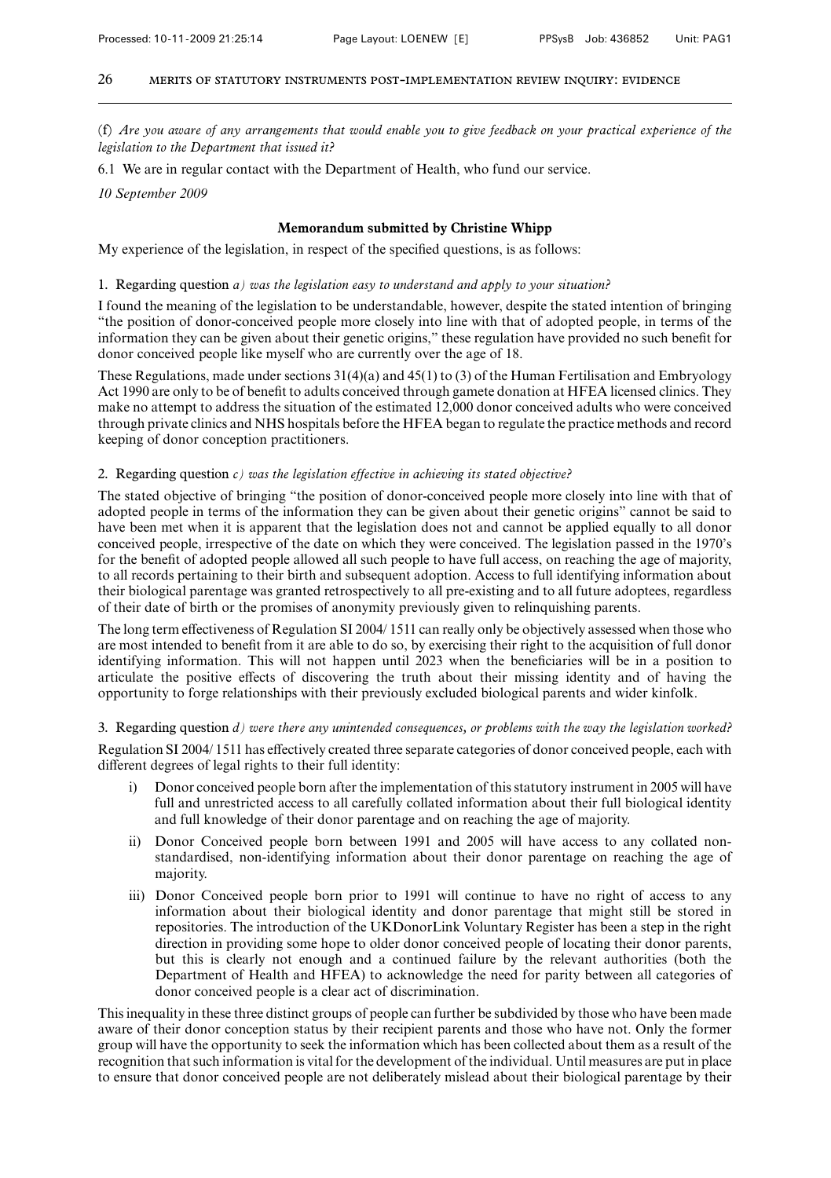(f) *Are you aware of any arrangements that would enable you to give feedback on your practical experience of the legislation to the Department that issued it?*

6.1 We are in regular contact with the Department of Health, who fund our service.

*10 September 2009*

## Memorandum submitted by Christine Whipp

My experience of the legislation, in respect of the specified questions, is as follows:

1. Regarding question *a) was the legislation easy to understand and apply to your situation?*

I found the meaning of the legislation to be understandable, however, despite the stated intention of bringing "the position of donor-conceived people more closely into line with that of adopted people, in terms of the information they can be given about their genetic origins," these regulation have provided no such benefit for donor conceived people like myself who are currently over the age of 18.

These Regulations, made under sections 31(4)(a) and 45(1) to (3) of the Human Fertilisation and Embryology Act 1990 are only to be of benefit to adults conceived through gamete donation at HFEA licensed clinics. They make no attempt to address the situation of the estimated 12,000 donor conceived adults who were conceived through private clinics and NHS hospitals before the HFEA began to regulate the practice methods and record keeping of donor conception practitioners.

2. Regarding question *c) was the legislation effective in achieving its stated objective?*

The stated objective of bringing "the position of donor-conceived people more closely into line with that of adopted people in terms of the information they can be given about their genetic origins" cannot be said to have been met when it is apparent that the legislation does not and cannot be applied equally to all donor conceived people, irrespective of the date on which they were conceived. The legislation passed in the 1970's for the benefit of adopted people allowed all such people to have full access, on reaching the age of majority, to all records pertaining to their birth and subsequent adoption. Access to full identifying information about their biological parentage was granted retrospectively to all pre-existing and to all future adoptees, regardless of their date of birth or the promises of anonymity previously given to relinquishing parents.

The long term effectiveness of Regulation SI 2004/ 1511 can really only be objectively assessed when those who are most intended to benefit from it are able to do so, by exercising their right to the acquisition of full donor identifying information. This will not happen until 2023 when the beneficiaries will be in a position to articulate the positive effects of discovering the truth about their missing identity and of having the opportunity to forge relationships with their previously excluded biological parents and wider kinfolk.

3. Regarding question *d) were there any unintended consequences, or problems with the way the legislation worked?*

Regulation SI 2004/ 1511 has effectively created three separate categories of donor conceived people, each with different degrees of legal rights to their full identity:

i) Donor conceived people born after the implementation of this statutory instrument in 2005 will have full and unrestricted access to all carefully collated information about their full biological identity and full knowledge of their donor parentage and on reaching the age of majority.

ii) Donor Conceived people born between 1991 and 2005 will have access to any collated non-standardised, non-identifying information about their donor parentage on reaching the age of majority.

iii) Donor Conceived people born prior to 1991 will continue to have no right of access to any information about their biological identity and donor parentage that might still be stored in repositories. The introduction of the UKDonorLink Voluntary Register has been a step in the right direction in providing some hope to older donor conceived people of locating their donor parents, but this is clearly not enough and a continued failure by the relevant authorities (both the Department of Health and HFEA) to acknowledge the need for parity between all categories of donor conceived people is a clear act of discrimination.

This inequality in these three distinct groups of people can further be subdivided by those who have been made aware of their donor conception status by their recipient parents and those who have not. Only the former group will have the opportunity to seek the information which has been collected about them as a result of the recognition that such information is vital for the development of the individual. Until measures are put in place to ensure that donor conceived people are not deliberately mislead about their biological parentage by their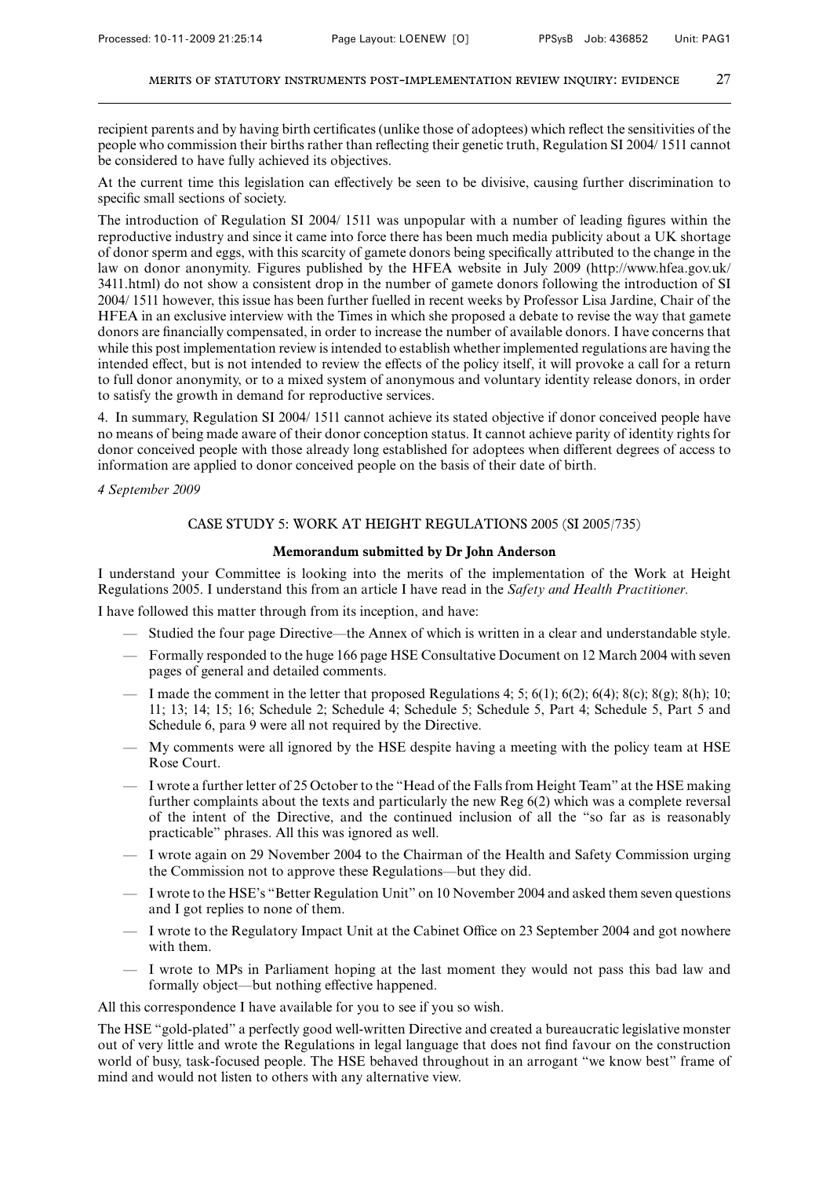recipient parents and by having birth certificates (unlike those of adoptees) which reflect the sensitivities of the people who commission their births rather than reflecting their genetic truth, Regulation SI 2004/ 1511 cannot be considered to have fully achieved its objectives.

At the current time this legislation can effectively be seen to be divisive, causing further discrimination to specific small sections of society.

The introduction of Regulation SI 2004/ 1511 was unpopular with a number of leading figures within the reproductive industry and since it came into force there has been much media publicity about a UK shortage of donor sperm and eggs, with this scarcity of gamete donors being specifically attributed to the change in the law on donor anonymity. Figures published by the HFEA website in July 2009 (http://www.hfea.gov.uk/3411.html) do not show a consistent drop in the number of gamete donors following the introduction of SI 2004/ 1511 however, this issue has been further fuelled in recent weeks by Professor Lisa Jardine, Chair of the HFEA in an exclusive interview with the Times in which she proposed a debate to revise the way that gamete donors are financially compensated, in order to increase the number of available donors. I have concerns that while this post implementation review is intended to establish whether implemented regulations are having the intended effect, but is not intended to review the effects of the policy itself, it will provoke a call for a return to full donor anonymity, or to a mixed system of anonymous and voluntary identity release donors, in order to satisfy the growth in demand for reproductive services.

4. In summary, Regulation SI 2004/ 1511 cannot achieve its stated objective if donor conceived people have no means of being made aware of their donor conception status. It cannot achieve parity of identity rights for donor conceived people with those already long established for adoptees when different degrees of access to information are applied to donor conceived people on the basis of their date of birth.

*4 September 2009*

## CASE STUDY 5: WORK AT HEIGHT REGULATIONS 2005 (SI 2005/735)

### Memorandum submitted by Dr John Anderson

I understand your Committee is looking into the merits of the implementation of the Work at Height Regulations 2005. I understand this from an article I have read in the *Safety and Health Practitioner.*

I have followed this matter through from its inception, and have:

- Studied the four page Directive—the Annex of which is written in a clear and understandable style.
- Formally responded to the huge 166 page HSE Consultative Document on 12 March 2004 with seven pages of general and detailed comments.
- I made the comment in the letter that proposed Regulations 4; 5; 6(1); 6(2); 6(4); 8(c); 8(g); 8(h); 10; 11; 13; 14; 15; 16; Schedule 2; Schedule 4; Schedule 5; Schedule 5, Part 4; Schedule 5, Part 5 and Schedule 6, para 9 were all not required by the Directive.
- My comments were all ignored by the HSE despite having a meeting with the policy team at HSE Rose Court.
- I wrote a further letter of 25 October to the "Head of the Falls from Height Team" at the HSE making further complaints about the texts and particularly the new Reg 6(2) which was a complete reversal of the intent of the Directive, and the continued inclusion of all the "so far as is reasonably practicable" phrases. All this was ignored as well.
- I wrote again on 29 November 2004 to the Chairman of the Health and Safety Commission urging the Commission not to approve these Regulations—but they did.
- I wrote to the HSE's "Better Regulation Unit" on 10 November 2004 and asked them seven questions and I got replies to none of them.
- I wrote to the Regulatory Impact Unit at the Cabinet Office on 23 September 2004 and got nowhere with them.
- I wrote to MPs in Parliament hoping at the last moment they would not pass this bad law and formally object—but nothing effective happened.

All this correspondence I have available for you to see if you so wish.

The HSE "gold-plated" a perfectly good well-written Directive and created a bureaucratic legislative monster out of very little and wrote the Regulations in legal language that does not find favour on the construction world of busy, task-focused people. The HSE behaved throughout in an arrogant "we know best" frame of mind and would not listen to others with any alternative view.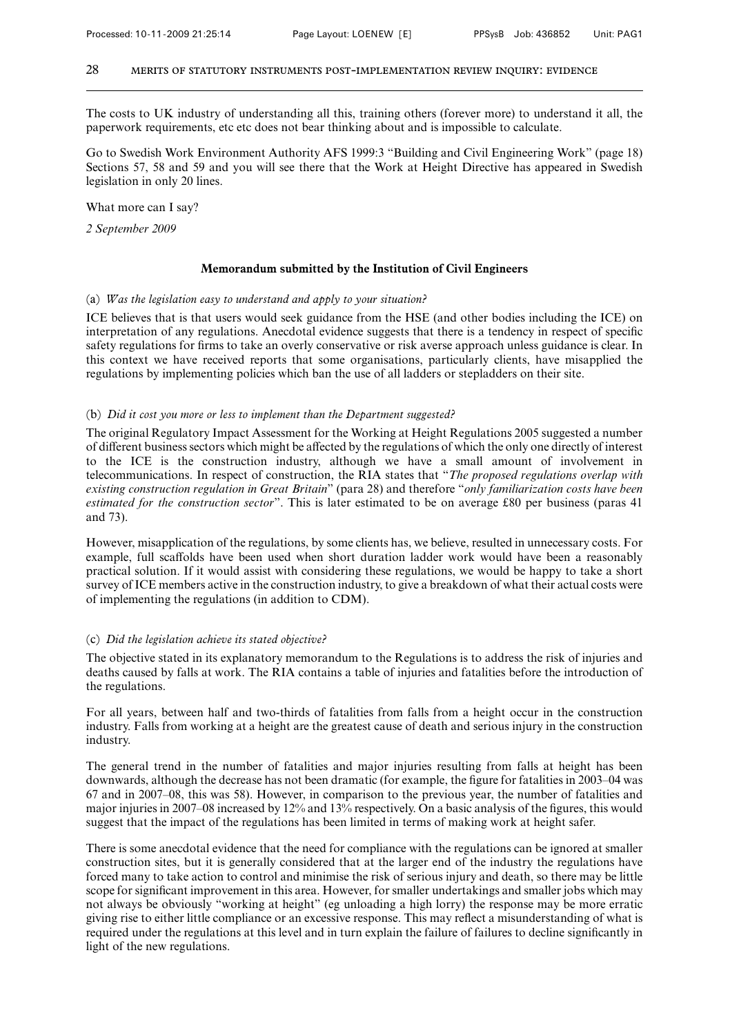The costs to UK industry of understanding all this, training others (forever more) to understand it all, the paperwork requirements, etc etc does not bear thinking about and is impossible to calculate.

Go to Swedish Work Environment Authority AFS 1999:3 "Building and Civil Engineering Work" (page 18) Sections 57, 58 and 59 and you will see there that the Work at Height Directive has appeared in Swedish legislation in only 20 lines.

What more can I say?

*2 September 2009*

## Memorandum submitted by the Institution of Civil Engineers

(a) *Was the legislation easy to understand and apply to your situation?*

ICE believes that is that users would seek guidance from the HSE (and other bodies including the ICE) on interpretation of any regulations. Anecdotal evidence suggests that there is a tendency in respect of specific safety regulations for firms to take an overly conservative or risk averse approach unless guidance is clear. In this context we have received reports that some organisations, particularly clients, have misapplied the regulations by implementing policies which ban the use of all ladders or stepladders on their site.

(b) *Did it cost you more or less to implement than the Department suggested?*

The original Regulatory Impact Assessment for the Working at Height Regulations 2005 suggested a number of different business sectors which might be affected by the regulations of which the only one directly of interest to the ICE is the construction industry, although we have a small amount of involvement in telecommunications. In respect of construction, the RIA states that "*The proposed regulations overlap with existing construction regulation in Great Britain*" (para 28) and therefore "*only familiarization costs have been estimated for the construction sector*". This is later estimated to be on average £80 per business (paras 41 and 73).

However, misapplication of the regulations, by some clients has, we believe, resulted in unnecessary costs. For example, full scaffolds have been used when short duration ladder work would have been a reasonably practical solution. If it would assist with considering these regulations, we would be happy to take a short survey of ICE members active in the construction industry, to give a breakdown of what their actual costs were of implementing the regulations (in addition to CDM).

(c) *Did the legislation achieve its stated objective?*

The objective stated in its explanatory memorandum to the Regulations is to address the risk of injuries and deaths caused by falls at work. The RIA contains a table of injuries and fatalities before the introduction of the regulations.

For all years, between half and two-thirds of fatalities from falls from a height occur in the construction industry. Falls from working at a height are the greatest cause of death and serious injury in the construction industry.

The general trend in the number of fatalities and major injuries resulting from falls at height has been downwards, although the decrease has not been dramatic (for example, the figure for fatalities in 2003–04 was 67 and in 2007–08, this was 58). However, in comparison to the previous year, the number of fatalities and major injuries in 2007–08 increased by 12% and 13% respectively. On a basic analysis of the figures, this would suggest that the impact of the regulations has been limited in terms of making work at height safer.

There is some anecdotal evidence that the need for compliance with the regulations can be ignored at smaller construction sites, but it is generally considered that at the larger end of the industry the regulations have forced many to take action to control and minimise the risk of serious injury and death, so there may be little scope for significant improvement in this area. However, for smaller undertakings and smaller jobs which may not always be obviously "working at height" (eg unloading a high lorry) the response may be more erratic giving rise to either little compliance or an excessive response. This may reflect a misunderstanding of what is required under the regulations at this level and in turn explain the failure of failures to decline significantly in light of the new regulations.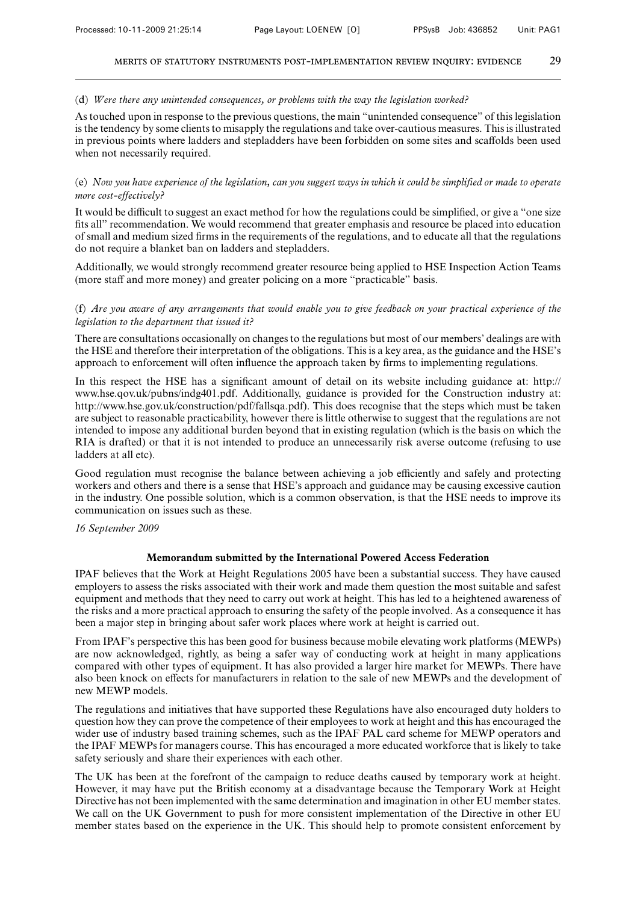(d) *Were there any unintended consequences, or problems with the way the legislation worked?*

As touched upon in response to the previous questions, the main "unintended consequence" of this legislation is the tendency by some clients to misapply the regulations and take over-cautious measures. This is illustrated in previous points where ladders and stepladders have been forbidden on some sites and scaffolds been used when not necessarily required.

(e) *Now you have experience of the legislation, can you suggest ways in which it could be simplified or made to operate more cost-effectively?*

It would be difficult to suggest an exact method for how the regulations could be simplified, or give a "one size fits all" recommendation. We would recommend that greater emphasis and resource be placed into education of small and medium sized firms in the requirements of the regulations, and to educate all that the regulations do not require a blanket ban on ladders and stepladders.

Additionally, we would strongly recommend greater resource being applied to HSE Inspection Action Teams (more staff and more money) and greater policing on a more "practicable" basis.

(f) *Are you aware of any arrangements that would enable you to give feedback on your practical experience of the legislation to the department that issued it?*

There are consultations occasionally on changes to the regulations but most of our members' dealings are with the HSE and therefore their interpretation of the obligations. This is a key area, as the guidance and the HSE's approach to enforcement will often influence the approach taken by firms to implementing regulations.

In this respect the HSE has a significant amount of detail on its website including guidance at: http://www.hse.qov.uk/pubns/indg401.pdf. Additionally, guidance is provided for the Construction industry at: http://www.hse.gov.uk/construction/pdf/fallsqa.pdf). This does recognise that the steps which must be taken are subject to reasonable practicability, however there is little otherwise to suggest that the regulations are not intended to impose any additional burden beyond that in existing regulation (which is the basis on which the RIA is drafted) or that it is not intended to produce an unnecessarily risk averse outcome (refusing to use ladders at all etc).

Good regulation must recognise the balance between achieving a job efficiently and safely and protecting workers and others and there is a sense that HSE's approach and guidance may be causing excessive caution in the industry. One possible solution, which is a common observation, is that the HSE needs to improve its communication on issues such as these.

*16 September 2009*

## Memorandum submitted by the International Powered Access Federation

IPAF believes that the Work at Height Regulations 2005 have been a substantial success. They have caused employers to assess the risks associated with their work and made them question the most suitable and safest equipment and methods that they need to carry out work at height. This has led to a heightened awareness of the risks and a more practical approach to ensuring the safety of the people involved. As a consequence it has been a major step in bringing about safer work places where work at height is carried out.

From IPAF's perspective this has been good for business because mobile elevating work platforms (MEWPs) are now acknowledged, rightly, as being a safer way of conducting work at height in many applications compared with other types of equipment. It has also provided a larger hire market for MEWPs. There have also been knock on effects for manufacturers in relation to the sale of new MEWPs and the development of new MEWP models.

The regulations and initiatives that have supported these Regulations have also encouraged duty holders to question how they can prove the competence of their employees to work at height and this has encouraged the wider use of industry based training schemes, such as the IPAF PAL card scheme for MEWP operators and the IPAF MEWPs for managers course. This has encouraged a more educated workforce that is likely to take safety seriously and share their experiences with each other.

The UK has been at the forefront of the campaign to reduce deaths caused by temporary work at height. However, it may have put the British economy at a disadvantage because the Temporary Work at Height Directive has not been implemented with the same determination and imagination in other EU member states. We call on the UK Government to push for more consistent implementation of the Directive in other EU member states based on the experience in the UK. This should help to promote consistent enforcement by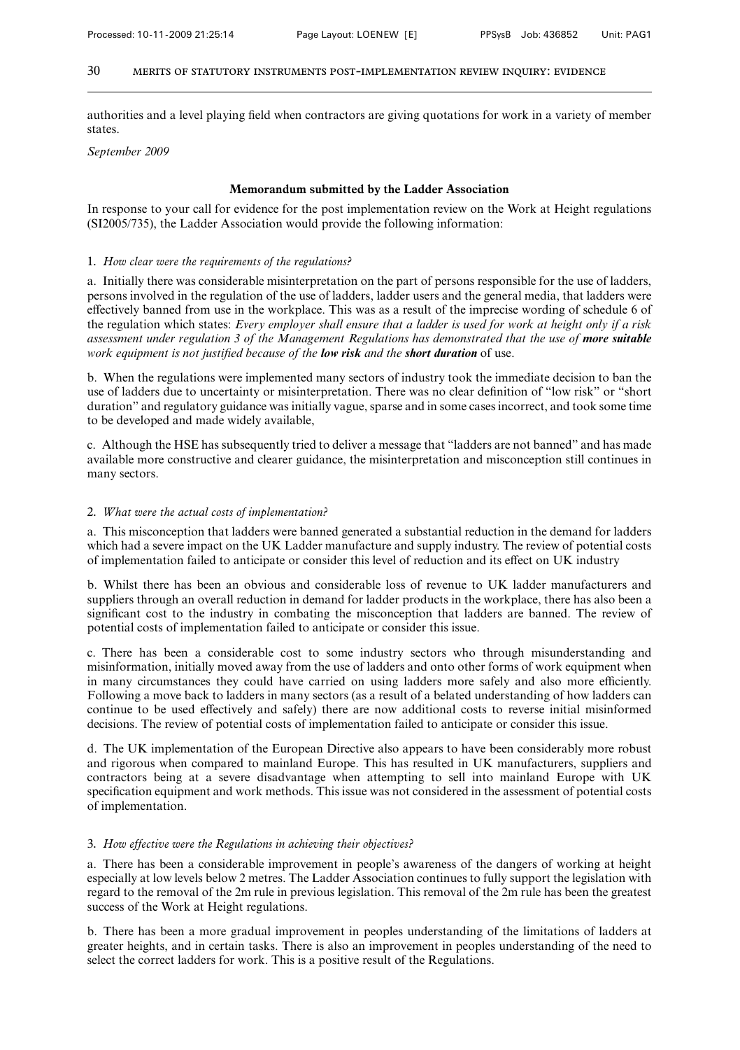authorities and a level playing field when contractors are giving quotations for work in a variety of member states.

*September 2009*

## Memorandum submitted by the Ladder Association

In response to your call for evidence for the post implementation review on the Work at Height regulations (SI2005/735), the Ladder Association would provide the following information:

### 1. *How clear were the requirements of the regulations?*

a. Initially there was considerable misinterpretation on the part of persons responsible for the use of ladders, persons involved in the regulation of the use of ladders, ladder users and the general media, that ladders were effectively banned from use in the workplace. This was as a result of the imprecise wording of schedule 6 of the regulation which states: *Every employer shall ensure that a ladder is used for work at height only if a risk assessment under regulation 3 of the Management Regulations has demonstrated that the use of* ***more suitable*** *work equipment is not justified because of the* ***low risk*** *and the* ***short duration*** of use.

b. When the regulations were implemented many sectors of industry took the immediate decision to ban the use of ladders due to uncertainty or misinterpretation. There was no clear definition of "low risk" or "short duration" and regulatory guidance was initially vague, sparse and in some cases incorrect, and took some time to be developed and made widely available,

c. Although the HSE has subsequently tried to deliver a message that "ladders are not banned" and has made available more constructive and clearer guidance, the misinterpretation and misconception still continues in many sectors.

### 2. *What were the actual costs of implementation?*

a. This misconception that ladders were banned generated a substantial reduction in the demand for ladders which had a severe impact on the UK Ladder manufacture and supply industry. The review of potential costs of implementation failed to anticipate or consider this level of reduction and its effect on UK industry

b. Whilst there has been an obvious and considerable loss of revenue to UK ladder manufacturers and suppliers through an overall reduction in demand for ladder products in the workplace, there has also been a significant cost to the industry in combating the misconception that ladders are banned. The review of potential costs of implementation failed to anticipate or consider this issue.

c. There has been a considerable cost to some industry sectors who through misunderstanding and misinformation, initially moved away from the use of ladders and onto other forms of work equipment when in many circumstances they could have carried on using ladders more safely and also more efficiently. Following a move back to ladders in many sectors (as a result of a belated understanding of how ladders can continue to be used effectively and safely) there are now additional costs to reverse initial misinformed decisions. The review of potential costs of implementation failed to anticipate or consider this issue.

d. The UK implementation of the European Directive also appears to have been considerably more robust and rigorous when compared to mainland Europe. This has resulted in UK manufacturers, suppliers and contractors being at a severe disadvantage when attempting to sell into mainland Europe with UK specification equipment and work methods. This issue was not considered in the assessment of potential costs of implementation.

### 3. *How effective were the Regulations in achieving their objectives?*

a. There has been a considerable improvement in people's awareness of the dangers of working at height especially at low levels below 2 metres. The Ladder Association continues to fully support the legislation with regard to the removal of the 2m rule in previous legislation. This removal of the 2m rule has been the greatest success of the Work at Height regulations.

b. There has been a more gradual improvement in peoples understanding of the limitations of ladders at greater heights, and in certain tasks. There is also an improvement in peoples understanding of the need to select the correct ladders for work. This is a positive result of the Regulations.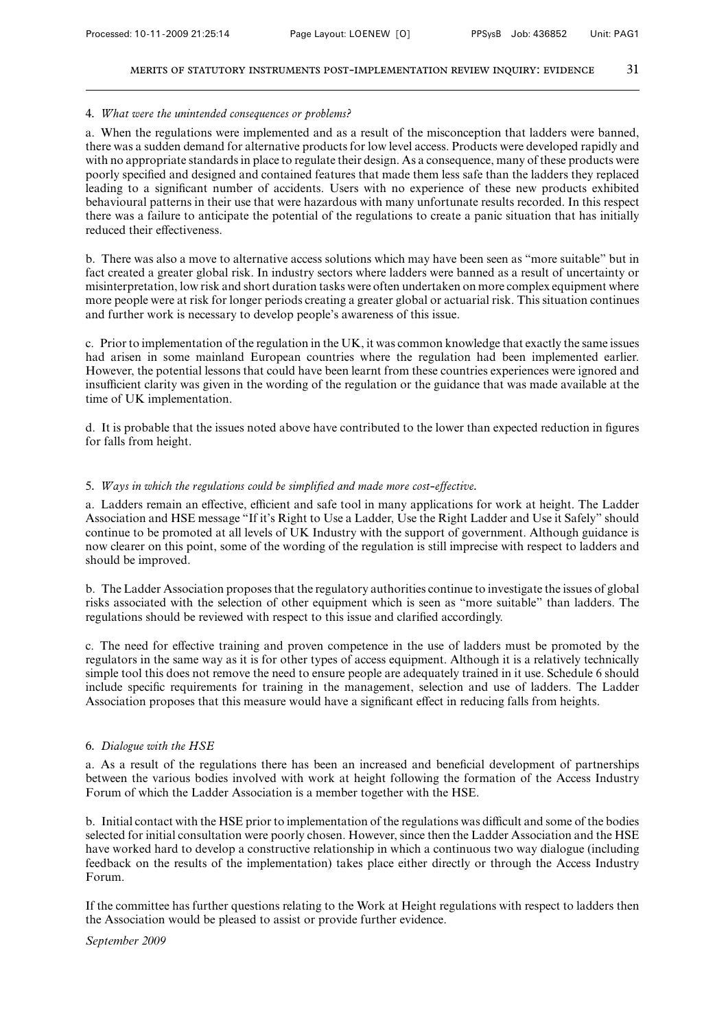4. *What were the unintended consequences or problems?*

a. When the regulations were implemented and as a result of the misconception that ladders were banned, there was a sudden demand for alternative products for low level access. Products were developed rapidly and with no appropriate standards in place to regulate their design. As a consequence, many of these products were poorly specified and designed and contained features that made them less safe than the ladders they replaced leading to a significant number of accidents. Users with no experience of these new products exhibited behavioural patterns in their use that were hazardous with many unfortunate results recorded. In this respect there was a failure to anticipate the potential of the regulations to create a panic situation that has initially reduced their effectiveness.

b. There was also a move to alternative access solutions which may have been seen as "more suitable" but in fact created a greater global risk. In industry sectors where ladders were banned as a result of uncertainty or misinterpretation, low risk and short duration tasks were often undertaken on more complex equipment where more people were at risk for longer periods creating a greater global or actuarial risk. This situation continues and further work is necessary to develop people's awareness of this issue.

c. Prior to implementation of the regulation in the UK, it was common knowledge that exactly the same issues had arisen in some mainland European countries where the regulation had been implemented earlier. However, the potential lessons that could have been learnt from these countries experiences were ignored and insufficient clarity was given in the wording of the regulation or the guidance that was made available at the time of UK implementation.

d. It is probable that the issues noted above have contributed to the lower than expected reduction in figures for falls from height.

5. *Ways in which the regulations could be simplified and made more cost-effective.*

a. Ladders remain an effective, efficient and safe tool in many applications for work at height. The Ladder Association and HSE message "If it's Right to Use a Ladder, Use the Right Ladder and Use it Safely" should continue to be promoted at all levels of UK Industry with the support of government. Although guidance is now clearer on this point, some of the wording of the regulation is still imprecise with respect to ladders and should be improved.

b. The Ladder Association proposes that the regulatory authorities continue to investigate the issues of global risks associated with the selection of other equipment which is seen as "more suitable" than ladders. The regulations should be reviewed with respect to this issue and clarified accordingly.

c. The need for effective training and proven competence in the use of ladders must be promoted by the regulators in the same way as it is for other types of access equipment. Although it is a relatively technically simple tool this does not remove the need to ensure people are adequately trained in its use. Schedule 6 should include specific requirements for training in the management, selection and use of ladders. The Ladder Association proposes that this measure would have a significant effect in reducing falls from heights.

6. *Dialogue with the HSE*

a. As a result of the regulations there has been an increased and beneficial development of partnerships between the various bodies involved with work at height following the formation of the Access Industry Forum of which the Ladder Association is a member together with the HSE.

b. Initial contact with the HSE prior to implementation of the regulations was difficult and some of the bodies selected for initial consultation were poorly chosen. However, since then the Ladder Association and the HSE have worked hard to develop a constructive relationship in which a continuous two way dialogue (including feedback on the results of the implementation) takes place either directly or through the Access Industry Forum.

If the committee has further questions relating to the Work at Height regulations with respect to ladders then the Association would be pleased to assist or provide further evidence.

*September 2009*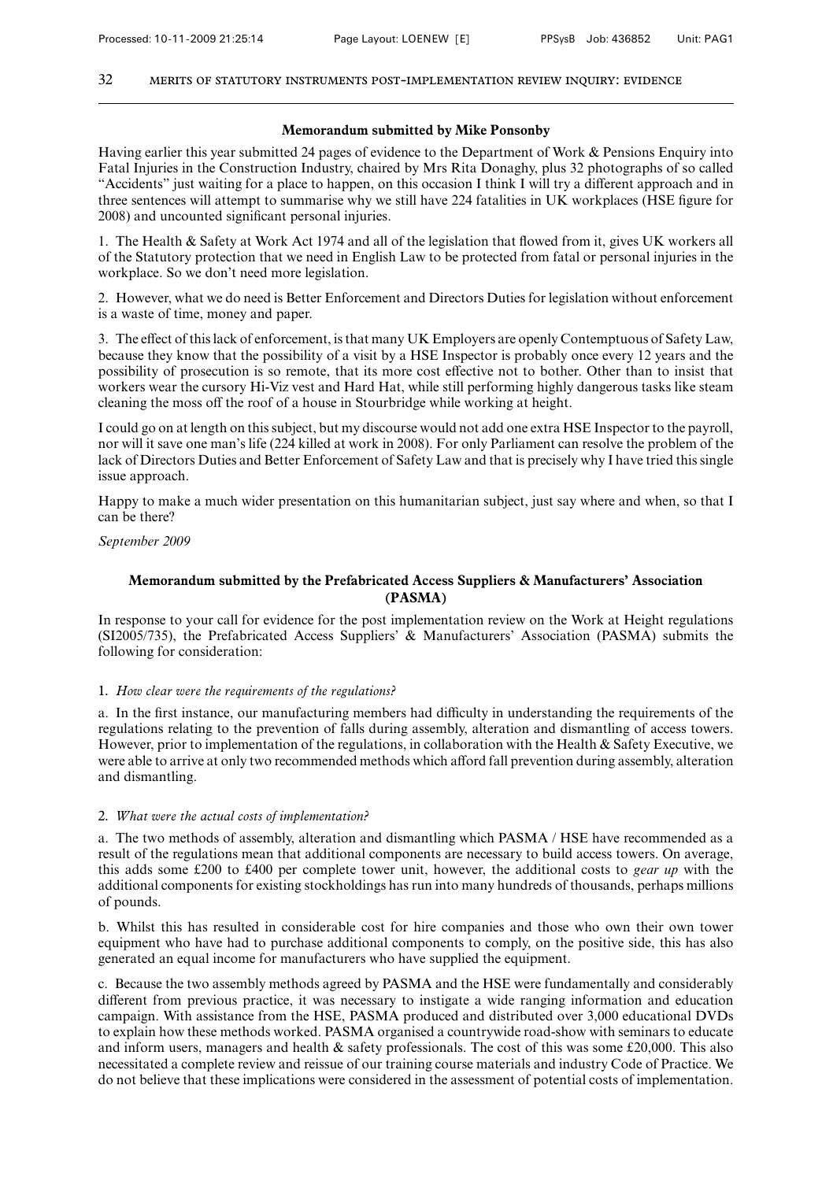### Memorandum submitted by Mike Ponsonby

Having earlier this year submitted 24 pages of evidence to the Department of Work & Pensions Enquiry into Fatal Injuries in the Construction Industry, chaired by Mrs Rita Donaghy, plus 32 photographs of so called "Accidents" just waiting for a place to happen, on this occasion I think I will try a different approach and in three sentences will attempt to summarise why we still have 224 fatalities in UK workplaces (HSE figure for 2008) and uncounted significant personal injuries.

1. The Health & Safety at Work Act 1974 and all of the legislation that flowed from it, gives UK workers all of the Statutory protection that we need in English Law to be protected from fatal or personal injuries in the workplace. So we don't need more legislation.

2. However, what we do need is Better Enforcement and Directors Duties for legislation without enforcement is a waste of time, money and paper.

3. The effect of this lack of enforcement, is that many UK Employers are openly Contemptuous of Safety Law, because they know that the possibility of a visit by a HSE Inspector is probably once every 12 years and the possibility of prosecution is so remote, that its more cost effective not to bother. Other than to insist that workers wear the cursory Hi-Viz vest and Hard Hat, while still performing highly dangerous tasks like steam cleaning the moss off the roof of a house in Stourbridge while working at height.

I could go on at length on this subject, but my discourse would not add one extra HSE Inspector to the payroll, nor will it save one man's life (224 killed at work in 2008). For only Parliament can resolve the problem of the lack of Directors Duties and Better Enforcement of Safety Law and that is precisely why I have tried this single issue approach.

Happy to make a much wider presentation on this humanitarian subject, just say where and when, so that I can be there?

*September 2009*

### Memorandum submitted by the Prefabricated Access Suppliers & Manufacturers' Association (PASMA)

In response to your call for evidence for the post implementation review on the Work at Height regulations (SI2005/735), the Prefabricated Access Suppliers' & Manufacturers' Association (PASMA) submits the following for consideration:

1. *How clear were the requirements of the regulations?*

a. In the first instance, our manufacturing members had difficulty in understanding the requirements of the regulations relating to the prevention of falls during assembly, alteration and dismantling of access towers. However, prior to implementation of the regulations, in collaboration with the Health & Safety Executive, we were able to arrive at only two recommended methods which afford fall prevention during assembly, alteration and dismantling.

2. *What were the actual costs of implementation?*

a. The two methods of assembly, alteration and dismantling which PASMA / HSE have recommended as a result of the regulations mean that additional components are necessary to build access towers. On average, this adds some £200 to £400 per complete tower unit, however, the additional costs to *gear up* with the additional components for existing stockholdings has run into many hundreds of thousands, perhaps millions of pounds.

b. Whilst this has resulted in considerable cost for hire companies and those who own their own tower equipment who have had to purchase additional components to comply, on the positive side, this has also generated an equal income for manufacturers who have supplied the equipment.

c. Because the two assembly methods agreed by PASMA and the HSE were fundamentally and considerably different from previous practice, it was necessary to instigate a wide ranging information and education campaign. With assistance from the HSE, PASMA produced and distributed over 3,000 educational DVDs to explain how these methods worked. PASMA organised a countrywide road-show with seminars to educate and inform users, managers and health & safety professionals. The cost of this was some £20,000. This also necessitated a complete review and reissue of our training course materials and industry Code of Practice. We do not believe that these implications were considered in the assessment of potential costs of implementation.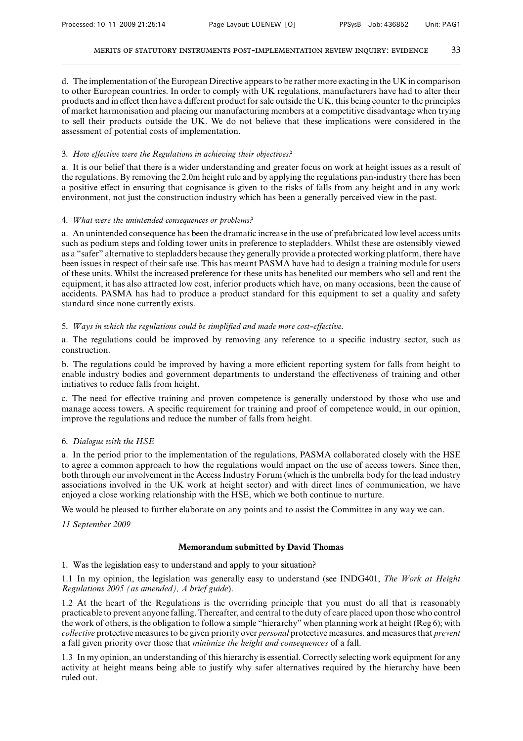d. The implementation of the European Directive appears to be rather more exacting in the UK in comparison to other European countries. In order to comply with UK regulations, manufacturers have had to alter their products and in effect then have a different product for sale outside the UK, this being counter to the principles of market harmonisation and placing our manufacturing members at a competitive disadvantage when trying to sell their products outside the UK. We do not believe that these implications were considered in the assessment of potential costs of implementation.

3. *How effective were the Regulations in achieving their objectives?*

a. It is our belief that there is a wider understanding and greater focus on work at height issues as a result of the regulations. By removing the 2.0m height rule and by applying the regulations pan-industry there has been a positive effect in ensuring that cognisance is given to the risks of falls from any height and in any work environment, not just the construction industry which has been a generally perceived view in the past.

4. *What were the unintended consequences or problems?*

a. An unintended consequence has been the dramatic increase in the use of prefabricated low level access units such as podium steps and folding tower units in preference to stepladders. Whilst these are ostensibly viewed as a "safer" alternative to stepladders because they generally provide a protected working platform, there have been issues in respect of their safe use. This has meant PASMA have had to design a training module for users of these units. Whilst the increased preference for these units has benefited our members who sell and rent the equipment, it has also attracted low cost, inferior products which have, on many occasions, been the cause of accidents. PASMA has had to produce a product standard for this equipment to set a quality and safety standard since none currently exists.

5. *Ways in which the regulations could be simplified and made more cost-effective.*

a. The regulations could be improved by removing any reference to a specific industry sector, such as construction.

b. The regulations could be improved by having a more efficient reporting system for falls from height to enable industry bodies and government departments to understand the effectiveness of training and other initiatives to reduce falls from height.

c. The need for effective training and proven competence is generally understood by those who use and manage access towers. A specific requirement for training and proof of competence would, in our opinion, improve the regulations and reduce the number of falls from height.

6. *Dialogue with the HSE*

a. In the period prior to the implementation of the regulations, PASMA collaborated closely with the HSE to agree a common approach to how the regulations would impact on the use of access towers. Since then, both through our involvement in the Access Industry Forum (which is the umbrella body for the lead industry associations involved in the UK work at height sector) and with direct lines of communication, we have enjoyed a close working relationship with the HSE, which we both continue to nurture.

We would be pleased to further elaborate on any points and to assist the Committee in any way we can.

*11 September 2009*

## Memorandum submitted by David Thomas

1. Was the legislation easy to understand and apply to your situation?

1.1 In my opinion, the legislation was generally easy to understand (see INDG401, *The Work at Height Regulations 2005 (as amended), A brief guide*).

1.2 At the heart of the Regulations is the overriding principle that you must do all that is reasonably practicable to prevent anyone falling. Thereafter, and central to the duty of care placed upon those who control the work of others, is the obligation to follow a simple "hierarchy" when planning work at height (Reg 6); with *collective* protective measures to be given priority over *personal* protective measures, and measures that *prevent* a fall given priority over those that *minimize the height and consequences* of a fall.

1.3 In my opinion, an understanding of this hierarchy is essential. Correctly selecting work equipment for any activity at height means being able to justify why safer alternatives required by the hierarchy have been ruled out.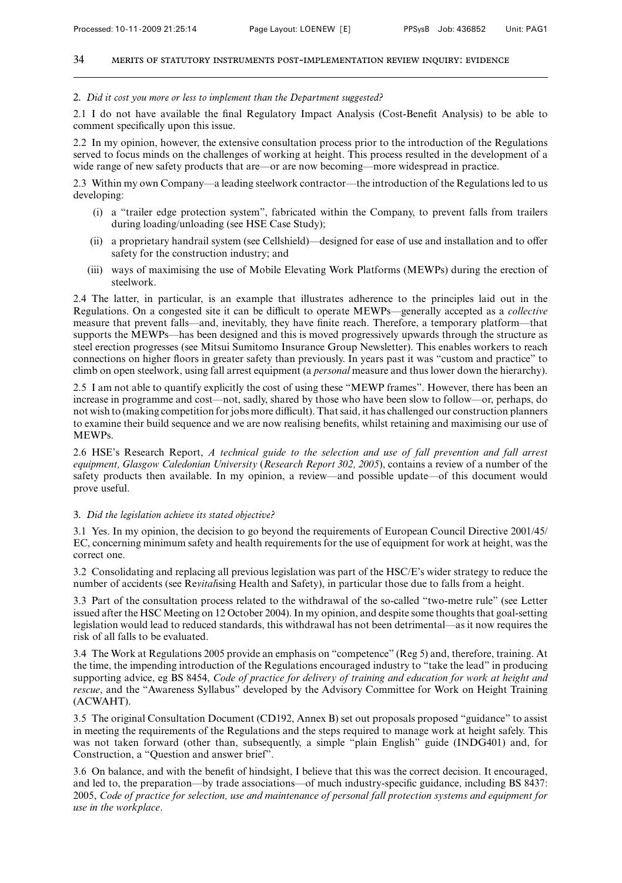*2. Did it cost you more or less to implement than the Department suggested?*

2.1 I do not have available the final Regulatory Impact Analysis (Cost-Benefit Analysis) to be able to comment specifically upon this issue.

2.2 In my opinion, however, the extensive consultation process prior to the introduction of the Regulations served to focus minds on the challenges of working at height. This process resulted in the development of a wide range of new safety products that are—or are now becoming—more widespread in practice.

2.3 Within my own Company—a leading steelwork contractor—the introduction of the Regulations led to us developing:

(i) a "trailer edge protection system", fabricated within the Company, to prevent falls from trailers during loading/unloading (see HSE Case Study);

(ii) a proprietary handrail system (see Cellshield)—designed for ease of use and installation and to offer safety for the construction industry; and

(iii) ways of maximising the use of Mobile Elevating Work Platforms (MEWPs) during the erection of steelwork.

2.4 The latter, in particular, is an example that illustrates adherence to the principles laid out in the Regulations. On a congested site it can be difficult to operate MEWPs—generally accepted as a *collective* measure that prevent falls—and, inevitably, they have finite reach. Therefore, a temporary platform—that supports the MEWPs—has been designed and this is moved progressively upwards through the structure as steel erection progresses (see Mitsui Sumitomo Insurance Group Newsletter). This enables workers to reach connections on higher floors in greater safety than previously. In years past it was "custom and practice" to climb on open steelwork, using fall arrest equipment (a *personal* measure and thus lower down the hierarchy).

2.5 I am not able to quantify explicitly the cost of using these "MEWP frames". However, there has been an increase in programme and cost—not, sadly, shared by those who have been slow to follow—or, perhaps, do not wish to (making competition for jobs more difficult). That said, it has challenged our construction planners to examine their build sequence and we are now realising benefits, whilst retaining and maximising our use of MEWPs.

2.6 HSE's Research Report, *A technical guide to the selection and use of fall prevention and fall arrest equipment, Glasgow Caledonian University* (*Research Report 302, 2005*), contains a review of a number of the safety products then available. In my opinion, a review—and possible update—of this document would prove useful.

*3. Did the legislation achieve its stated objective?*

3.1 Yes. In my opinion, the decision to go beyond the requirements of European Council Directive 2001/45/EC, concerning minimum safety and health requirements for the use of equipment for work at height, was the correct one.

3.2 Consolidating and replacing all previous legislation was part of the HSC/E's wider strategy to reduce the number of accidents (see Re*vital*ising Health and Safety), in particular those due to falls from a height.

3.3 Part of the consultation process related to the withdrawal of the so-called "two-metre rule" (see Letter issued after the HSC Meeting on 12 October 2004). In my opinion, and despite some thoughts that goal-setting legislation would lead to reduced standards, this withdrawal has not been detrimental—as it now requires the risk of all falls to be evaluated.

3.4 The Work at Regulations 2005 provide an emphasis on "competence" (Reg 5) and, therefore, training. At the time, the impending introduction of the Regulations encouraged industry to "take the lead" in producing supporting advice, eg BS 8454, *Code of practice for delivery of training and education for work at height and rescue*, and the "Awareness Syllabus" developed by the Advisory Committee for Work on Height Training (ACWAHT).

3.5 The original Consultation Document (CD192, Annex B) set out proposals proposed "guidance" to assist in meeting the requirements of the Regulations and the steps required to manage work at height safely. This was not taken forward (other than, subsequently, a simple "plain English" guide (INDG401) and, for Construction, a "Question and answer brief".

3.6 On balance, and with the benefit of hindsight, I believe that this was the correct decision. It encouraged, and led to, the preparation—by trade associations—of much industry-specific guidance, including BS 8437: 2005, *Code of practice for selection, use and maintenance of personal fall protection systems and equipment for use in the workplace*.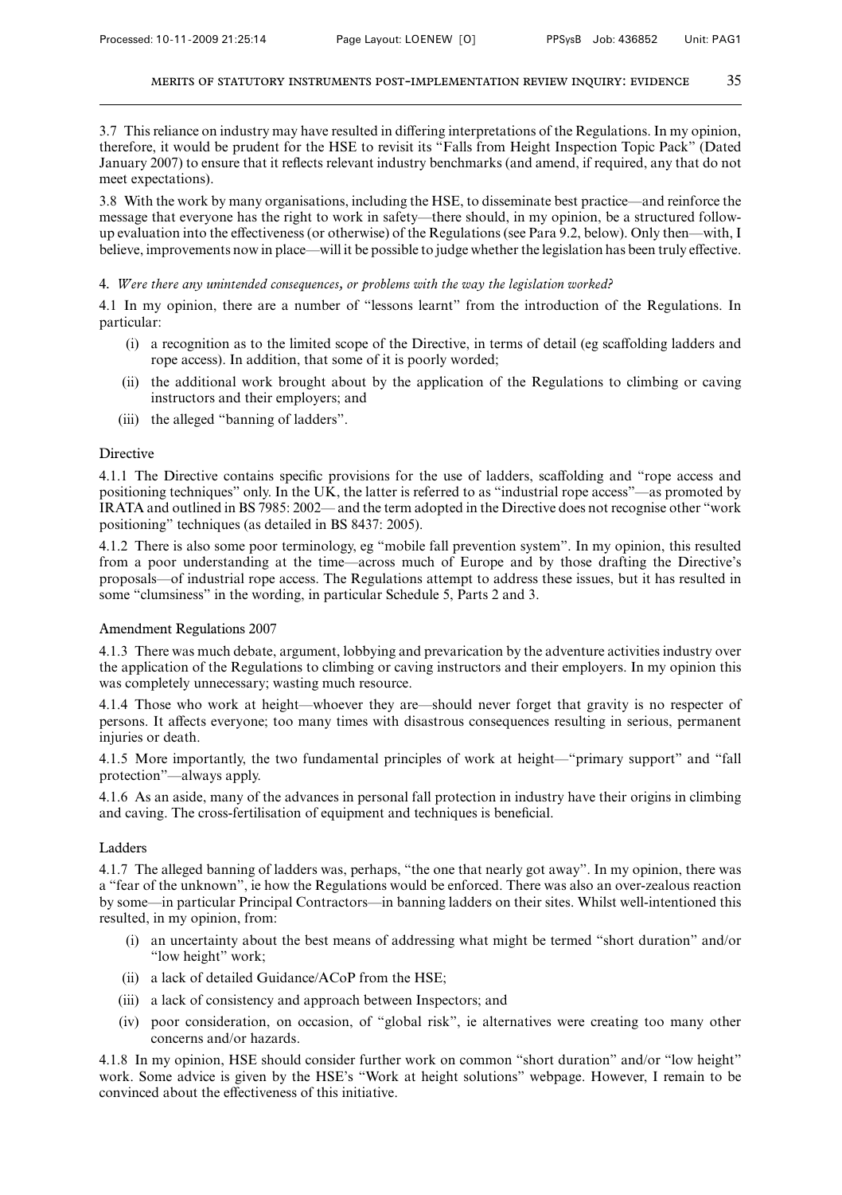3.7 This reliance on industry may have resulted in differing interpretations of the Regulations. In my opinion, therefore, it would be prudent for the HSE to revisit its "Falls from Height Inspection Topic Pack" (Dated January 2007) to ensure that it reflects relevant industry benchmarks (and amend, if required, any that do not meet expectations).

3.8 With the work by many organisations, including the HSE, to disseminate best practice—and reinforce the message that everyone has the right to work in safety—there should, in my opinion, be a structured follow-up evaluation into the effectiveness (or otherwise) of the Regulations (see Para 9.2, below). Only then—with, I believe, improvements now in place—will it be possible to judge whether the legislation has been truly effective.

4. *Were there any unintended consequences, or problems with the way the legislation worked?*

4.1 In my opinion, there are a number of "lessons learnt" from the introduction of the Regulations. In particular:

- (i) a recognition as to the limited scope of the Directive, in terms of detail (eg scaffolding ladders and rope access). In addition, that some of it is poorly worded;
- (ii) the additional work brought about by the application of the Regulations to climbing or caving instructors and their employers; and
- (iii) the alleged "banning of ladders".

## Directive

4.1.1 The Directive contains specific provisions for the use of ladders, scaffolding and "rope access and positioning techniques" only. In the UK, the latter is referred to as "industrial rope access"—as promoted by IRATA and outlined in BS 7985: 2002— and the term adopted in the Directive does not recognise other "work positioning" techniques (as detailed in BS 8437: 2005).

4.1.2 There is also some poor terminology, eg "mobile fall prevention system". In my opinion, this resulted from a poor understanding at the time—across much of Europe and by those drafting the Directive's proposals—of industrial rope access. The Regulations attempt to address these issues, but it has resulted in some "clumsiness" in the wording, in particular Schedule 5, Parts 2 and 3.

## Amendment Regulations 2007

4.1.3 There was much debate, argument, lobbying and prevarication by the adventure activities industry over the application of the Regulations to climbing or caving instructors and their employers. In my opinion this was completely unnecessary; wasting much resource.

4.1.4 Those who work at height—whoever they are—should never forget that gravity is no respecter of persons. It affects everyone; too many times with disastrous consequences resulting in serious, permanent injuries or death.

4.1.5 More importantly, the two fundamental principles of work at height—"primary support" and "fall protection"—always apply.

4.1.6 As an aside, many of the advances in personal fall protection in industry have their origins in climbing and caving. The cross-fertilisation of equipment and techniques is beneficial.

## Ladders

4.1.7 The alleged banning of ladders was, perhaps, "the one that nearly got away". In my opinion, there was a "fear of the unknown", ie how the Regulations would be enforced. There was also an over-zealous reaction by some—in particular Principal Contractors—in banning ladders on their sites. Whilst well-intentioned this resulted, in my opinion, from:

- (i) an uncertainty about the best means of addressing what might be termed "short duration" and/or "low height" work;
- (ii) a lack of detailed Guidance/ACoP from the HSE;
- (iii) a lack of consistency and approach between Inspectors; and
- (iv) poor consideration, on occasion, of "global risk", ie alternatives were creating too many other concerns and/or hazards.

4.1.8 In my opinion, HSE should consider further work on common "short duration" and/or "low height" work. Some advice is given by the HSE's "Work at height solutions" webpage. However, I remain to be convinced about the effectiveness of this initiative.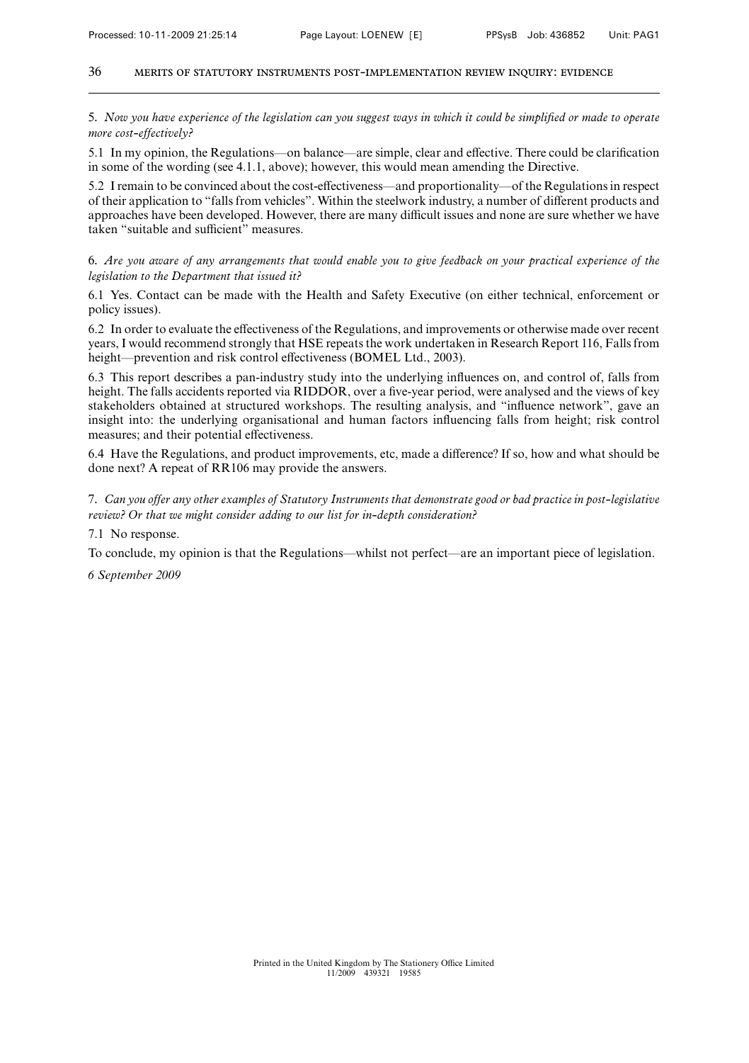5. *Now you have experience of the legislation can you suggest ways in which it could be simplified or made to operate more cost-effectively?*

5.1 In my opinion, the Regulations—on balance—are simple, clear and effective. There could be clarification in some of the wording (see 4.1.1, above); however, this would mean amending the Directive.

5.2 I remain to be convinced about the cost-effectiveness—and proportionality—of the Regulations in respect of their application to "falls from vehicles". Within the steelwork industry, a number of different products and approaches have been developed. However, there are many difficult issues and none are sure whether we have taken "suitable and sufficient" measures.

6. *Are you aware of any arrangements that would enable you to give feedback on your practical experience of the legislation to the Department that issued it?*

6.1 Yes. Contact can be made with the Health and Safety Executive (on either technical, enforcement or policy issues).

6.2 In order to evaluate the effectiveness of the Regulations, and improvements or otherwise made over recent years, I would recommend strongly that HSE repeats the work undertaken in Research Report 116, Falls from height—prevention and risk control effectiveness (BOMEL Ltd., 2003).

6.3 This report describes a pan-industry study into the underlying influences on, and control of, falls from height. The falls accidents reported via RIDDOR, over a five-year period, were analysed and the views of key stakeholders obtained at structured workshops. The resulting analysis, and "influence network", gave an insight into: the underlying organisational and human factors influencing falls from height; risk control measures; and their potential effectiveness.

6.4 Have the Regulations, and product improvements, etc, made a difference? If so, how and what should be done next? A repeat of RR106 may provide the answers.

7. *Can you offer any other examples of Statutory Instruments that demonstrate good or bad practice in post-legislative review? Or that we might consider adding to our list for in-depth consideration?*

7.1 No response.

To conclude, my opinion is that the Regulations—whilst not perfect—are an important piece of legislation.

*6 September 2009*

Printed in the United Kingdom by The Stationery Office Limited
11/2009 439321 19585